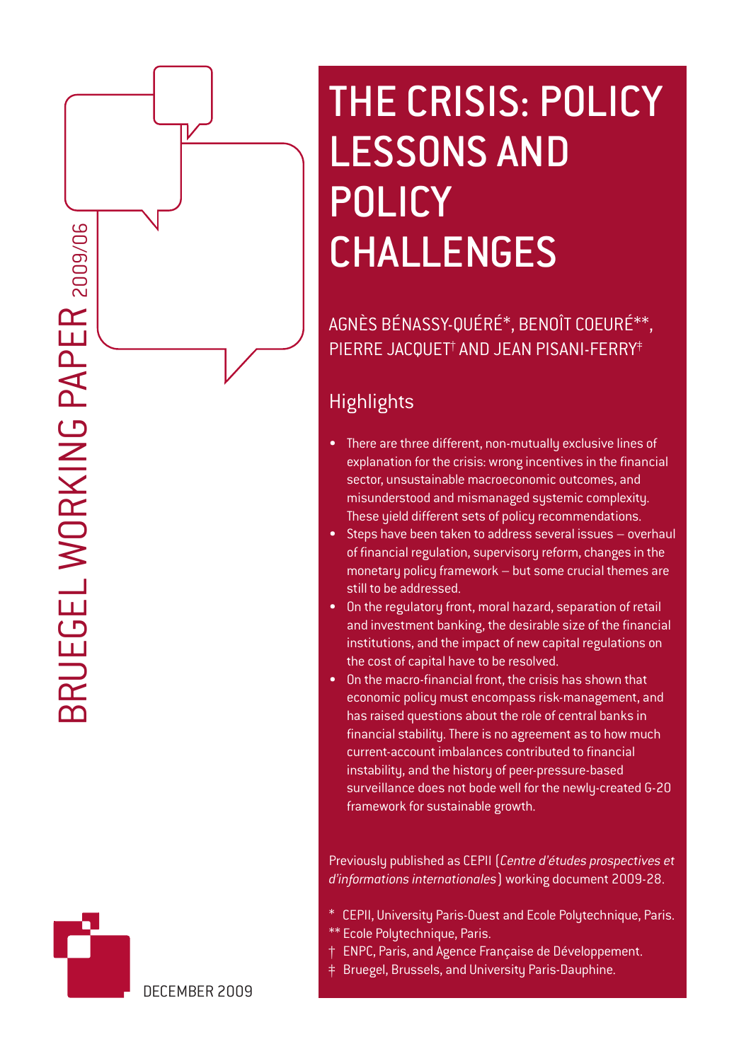BRUEGEL WORKING PAPER 2009/06

# THE CRISIS: POLICY LESSONS AND POLICY CHALLENGES

AGNÈS BÉNASSY-QUÉRÉ*, BENOÎT COEURÉ**, PIERRE JACQUET† AND JEAN PISANI-FERRY‡

## Highlights

- There are three different, non-mutually exclusive lines of explanation for the crisis: wrong incentives in the financial sector, unsustainable macroeconomic outcomes, and misunderstood and mismanaged systemic complexity. These yield different sets of policy recommendations.
- Steps have been taken to address several issues – overhaul of financial regulation, supervisory reform, changes in the monetary policy framework – but some crucial themes are still to be addressed.
- On the regulatory front, moral hazard, separation of retail and investment banking, the desirable size of the financial institutions, and the impact of new capital regulations on the cost of capital have to be resolved.
- On the macro-financial front, the crisis has shown that economic policy must encompass risk-management, and has raised questions about the role of central banks in financial stability. There is no agreement as to how much current-account imbalances contributed to financial instability, and the history of peer-pressure-based surveillance does not bode well for the newly-created G-20 framework for sustainable growth.

Previously published as CEPII (*Centre d'études prospectives et d'informations internationales*) working document 2009-28.

\* CEPII, University Paris-Ouest and Ecole Polytechnique, Paris.
\*\* Ecole Polytechnique, Paris.
† ENPC, Paris, and Agence Française de Développement.
‡ Bruegel, Brussels, and University Paris-Dauphine.

DECEMBER 2009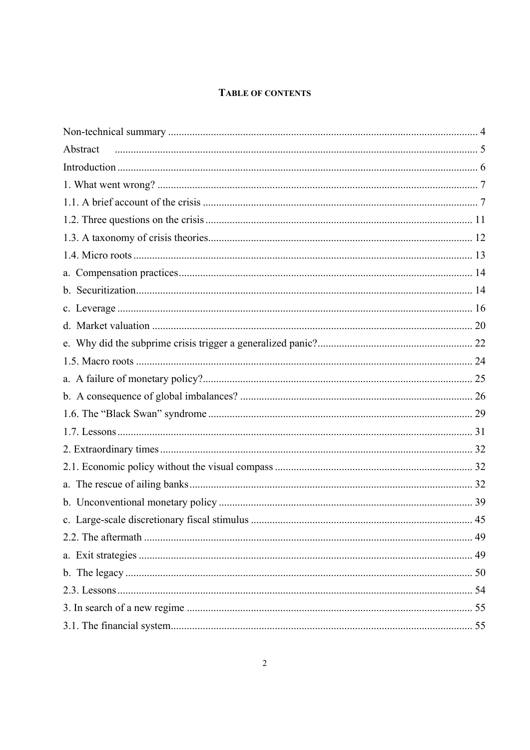# TABLE OF CONTENTS

Non-technical summary ........................................................................................................ 4

Abstract ........................................................................................................ 5

Introduction ........................................................................................................ 6

1. What went wrong? ........................................................................................................ 7

1.1. A brief account of the crisis ........................................................................................................ 7

1.2. Three questions on the crisis ........................................................................................................ 11

1.3. A taxonomy of crisis theories ........................................................................................................ 12

1.4. Micro roots ........................................................................................................ 13

a. Compensation practices ........................................................................................................ 14

b. Securitization ........................................................................................................ 14

c. Leverage ........................................................................................................ 16

d. Market valuation ........................................................................................................ 20

e. Why did the subprime crisis trigger a generalized panic? ........................................................................................................ 22

1.5. Macro roots ........................................................................................................ 24

a. A failure of monetary policy? ........................................................................................................ 25

b. A consequence of global imbalances? ........................................................................................................ 26

1.6. The "Black Swan" syndrome ........................................................................................................ 29

1.7. Lessons ........................................................................................................ 31

2. Extraordinary times ........................................................................................................ 32

2.1. Economic policy without the visual compass ........................................................................................................ 32

a. The rescue of ailing banks ........................................................................................................ 32

b. Unconventional monetary policy ........................................................................................................ 39

c. Large-scale discretionary fiscal stimulus ........................................................................................................ 45

2.2. The aftermath ........................................................................................................ 49

a. Exit strategies ........................................................................................................ 49

b. The legacy ........................................................................................................ 50

2.3. Lessons ........................................................................................................ 54

3. In search of a new regime ........................................................................................................ 55

3.1. The financial system ........................................................................................................ 55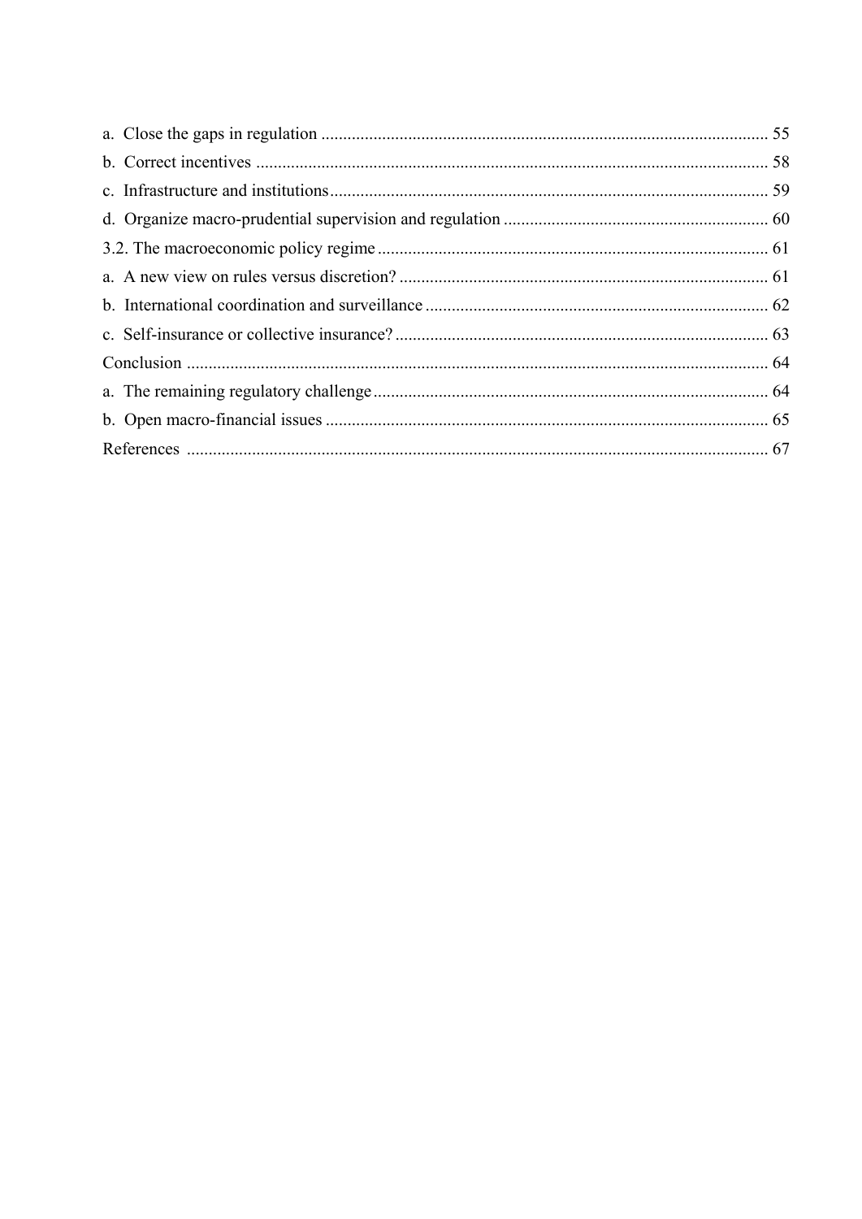a. Close the gaps in regulation ..................................................................................................... 55

b. Correct incentives ..................................................................................................................... 58

c. Infrastructure and institutions.................................................................................................... 59

d. Organize macro-prudential supervision and regulation ............................................................ 60

3.2. The macroeconomic policy regime ......................................................................................... 61

a. A new view on rules versus discretion? .................................................................................... 61

b. International coordination and surveillance .............................................................................. 62

c. Self-insurance or collective insurance? ..................................................................................... 63

Conclusion .................................................................................................................................... 64

a. The remaining regulatory challenge .......................................................................................... 64

b. Open macro-financial issues ..................................................................................................... 65

References ..................................................................................................................................... 67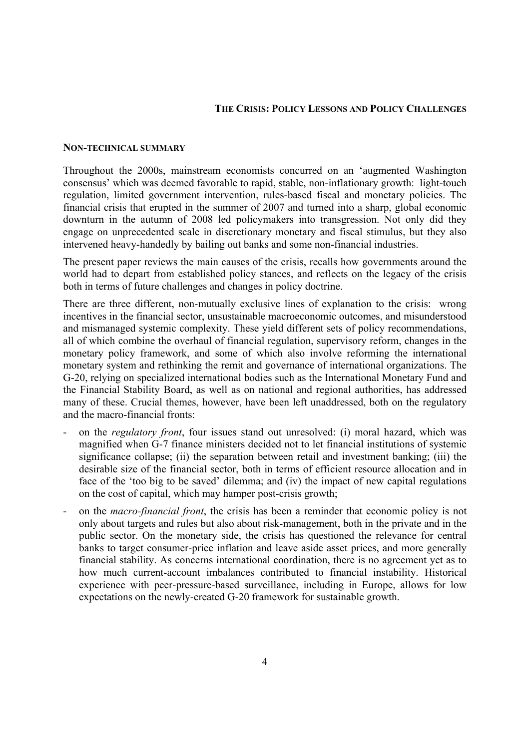## THE CRISIS: POLICY LESSONS AND POLICY CHALLENGES

### NON-TECHNICAL SUMMARY

Throughout the 2000s, mainstream economists concurred on an 'augmented Washington consensus' which was deemed favorable to rapid, stable, non-inflationary growth: light-touch regulation, limited government intervention, rules-based fiscal and monetary policies. The financial crisis that erupted in the summer of 2007 and turned into a sharp, global economic downturn in the autumn of 2008 led policymakers into transgression. Not only did they engage on unprecedented scale in discretionary monetary and fiscal stimulus, but they also intervened heavy-handedly by bailing out banks and some non-financial industries.

The present paper reviews the main causes of the crisis, recalls how governments around the world had to depart from established policy stances, and reflects on the legacy of the crisis both in terms of future challenges and changes in policy doctrine.

There are three different, non-mutually exclusive lines of explanation to the crisis: wrong incentives in the financial sector, unsustainable macroeconomic outcomes, and misunderstood and mismanaged systemic complexity. These yield different sets of policy recommendations, all of which combine the overhaul of financial regulation, supervisory reform, changes in the monetary policy framework, and some of which also involve reforming the international monetary system and rethinking the remit and governance of international organizations. The G-20, relying on specialized international bodies such as the International Monetary Fund and the Financial Stability Board, as well as on national and regional authorities, has addressed many of these. Crucial themes, however, have been left unaddressed, both on the regulatory and the macro-financial fronts:

- on the *regulatory front*, four issues stand out unresolved: (i) moral hazard, which was magnified when G-7 finance ministers decided not to let financial institutions of systemic significance collapse; (ii) the separation between retail and investment banking; (iii) the desirable size of the financial sector, both in terms of efficient resource allocation and in face of the 'too big to be saved' dilemma; and (iv) the impact of new capital regulations on the cost of capital, which may hamper post-crisis growth;
- on the *macro-financial front*, the crisis has been a reminder that economic policy is not only about targets and rules but also about risk-management, both in the private and in the public sector. On the monetary side, the crisis has questioned the relevance for central banks to target consumer-price inflation and leave aside asset prices, and more generally financial stability. As concerns international coordination, there is no agreement yet as to how much current-account imbalances contributed to financial instability. Historical experience with peer-pressure-based surveillance, including in Europe, allows for low expectations on the newly-created G-20 framework for sustainable growth.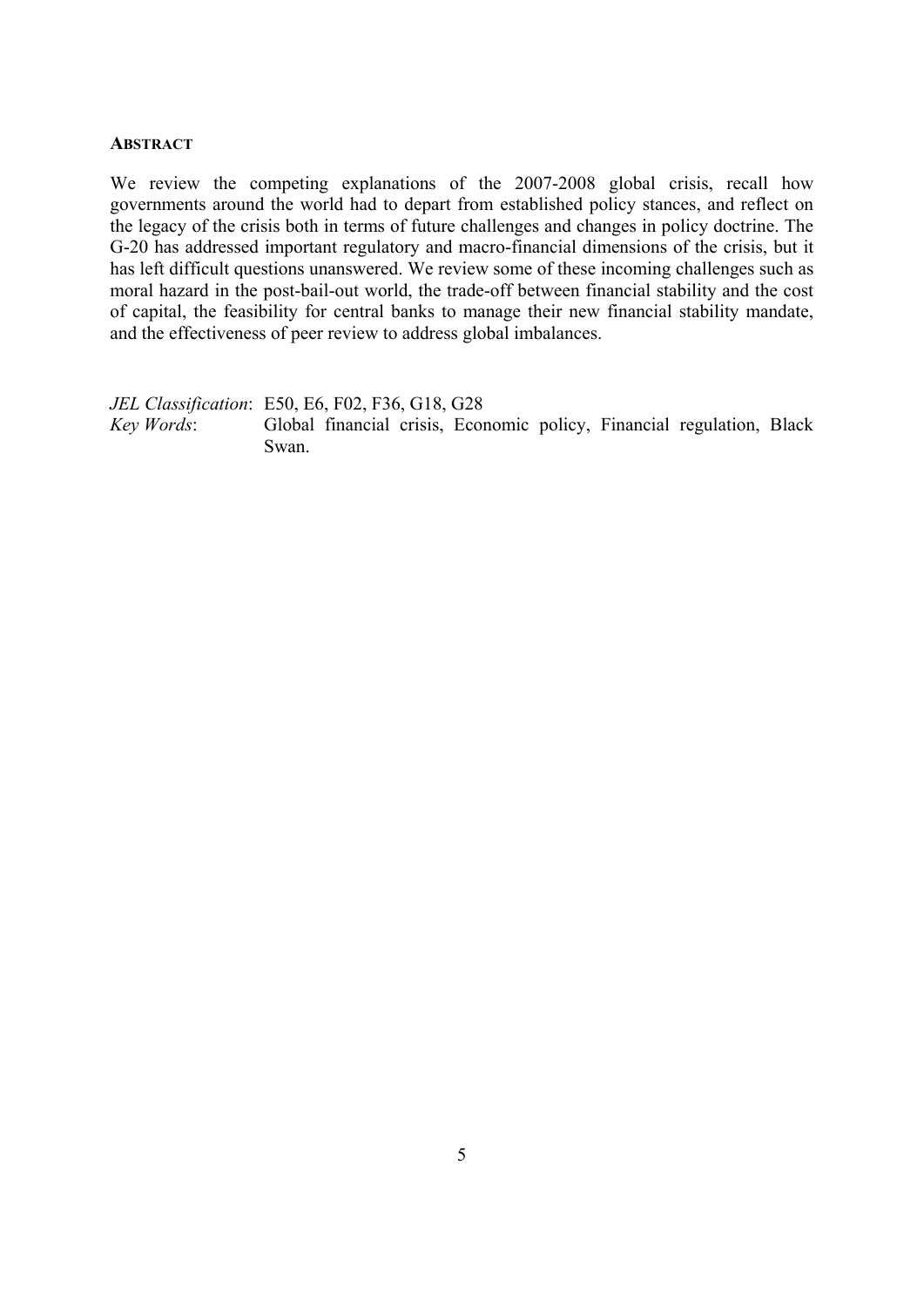**ABSTRACT**

We review the competing explanations of the 2007-2008 global crisis, recall how governments around the world had to depart from established policy stances, and reflect on the legacy of the crisis both in terms of future challenges and changes in policy doctrine. The G-20 has addressed important regulatory and macro-financial dimensions of the crisis, but it has left difficult questions unanswered. We review some of these incoming challenges such as moral hazard in the post-bail-out world, the trade-off between financial stability and the cost of capital, the feasibility for central banks to manage their new financial stability mandate, and the effectiveness of peer review to address global imbalances.

*JEL Classification*: E50, E6, F02, F36, G18, G28
*Key Words*: Global financial crisis, Economic policy, Financial regulation, Black Swan.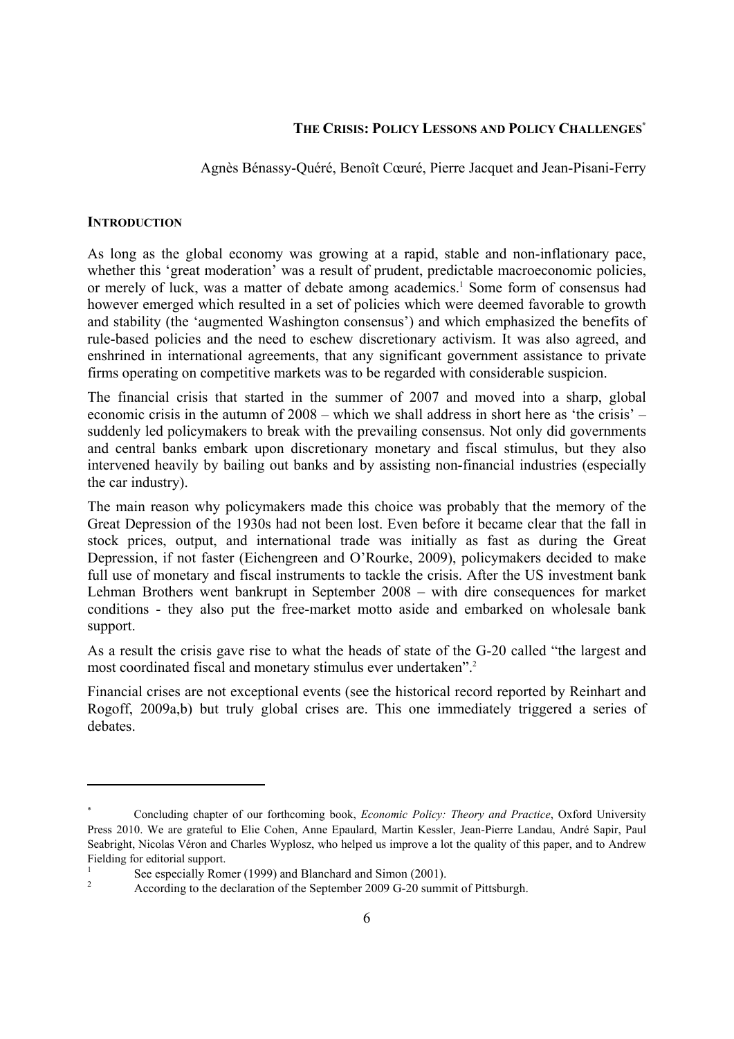# THE CRISIS: POLICY LESSONS AND POLICY CHALLENGES*

Agnès Bénassy-Quéré, Benoît Cœuré, Pierre Jacquet and Jean-Pisani-Ferry

## INTRODUCTION

As long as the global economy was growing at a rapid, stable and non-inflationary pace, whether this 'great moderation' was a result of prudent, predictable macroeconomic policies, or merely of luck, was a matter of debate among academics.[1] Some form of consensus had however emerged which resulted in a set of policies which were deemed favorable to growth and stability (the 'augmented Washington consensus') and which emphasized the benefits of rule-based policies and the need to eschew discretionary activism. It was also agreed, and enshrined in international agreements, that any significant government assistance to private firms operating on competitive markets was to be regarded with considerable suspicion.

The financial crisis that started in the summer of 2007 and moved into a sharp, global economic crisis in the autumn of 2008 – which we shall address in short here as 'the crisis' – suddenly led policymakers to break with the prevailing consensus. Not only did governments and central banks embark upon discretionary monetary and fiscal stimulus, but they also intervened heavily by bailing out banks and by assisting non-financial industries (especially the car industry).

The main reason why policymakers made this choice was probably that the memory of the Great Depression of the 1930s had not been lost. Even before it became clear that the fall in stock prices, output, and international trade was initially as fast as during the Great Depression, if not faster (Eichengreen and O'Rourke, 2009), policymakers decided to make full use of monetary and fiscal instruments to tackle the crisis. After the US investment bank Lehman Brothers went bankrupt in September 2008 – with dire consequences for market conditions - they also put the free-market motto aside and embarked on wholesale bank support.

As a result the crisis gave rise to what the heads of state of the G-20 called "the largest and most coordinated fiscal and monetary stimulus ever undertaken".[2]

Financial crises are not exceptional events (see the historical record reported by Reinhart and Rogoff, 2009a,b) but truly global crises are. This one immediately triggered a series of debates.

---

\* Concluding chapter of our forthcoming book, *Economic Policy: Theory and Practice*, Oxford University Press 2010. We are grateful to Elie Cohen, Anne Epaulard, Martin Kessler, Jean-Pierre Landau, André Sapir, Paul Seabright, Nicolas Véron and Charles Wyplosz, who helped us improve a lot the quality of this paper, and to Andrew Fielding for editorial support.

[1] See especially Romer (1999) and Blanchard and Simon (2001).

[2] According to the declaration of the September 2009 G-20 summit of Pittsburgh.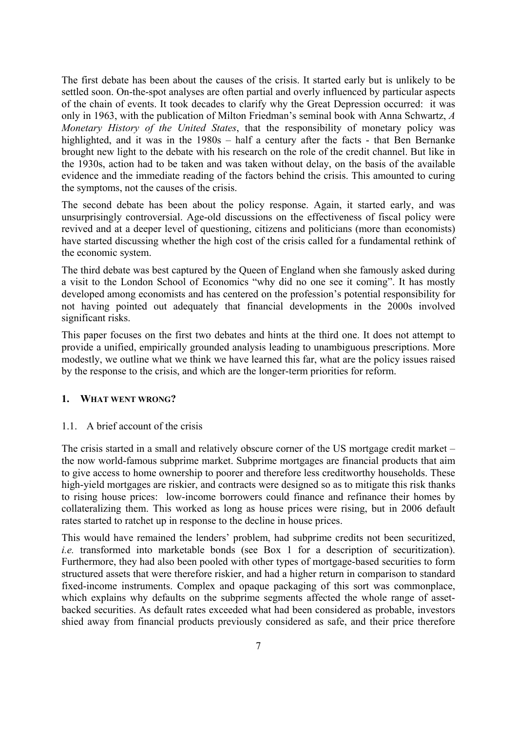The first debate has been about the causes of the crisis. It started early but is unlikely to be settled soon. On-the-spot analyses are often partial and overly influenced by particular aspects of the chain of events. It took decades to clarify why the Great Depression occurred: it was only in 1963, with the publication of Milton Friedman's seminal book with Anna Schwartz, *A Monetary History of the United States*, that the responsibility of monetary policy was highlighted, and it was in the 1980s – half a century after the facts - that Ben Bernanke brought new light to the debate with his research on the role of the credit channel. But like in the 1930s, action had to be taken and was taken without delay, on the basis of the available evidence and the immediate reading of the factors behind the crisis. This amounted to curing the symptoms, not the causes of the crisis.

The second debate has been about the policy response. Again, it started early, and was unsurprisingly controversial. Age-old discussions on the effectiveness of fiscal policy were revived and at a deeper level of questioning, citizens and politicians (more than economists) have started discussing whether the high cost of the crisis called for a fundamental rethink of the economic system.

The third debate was best captured by the Queen of England when she famously asked during a visit to the London School of Economics "why did no one see it coming". It has mostly developed among economists and has centered on the profession's potential responsibility for not having pointed out adequately that financial developments in the 2000s involved significant risks.

This paper focuses on the first two debates and hints at the third one. It does not attempt to provide a unified, empirically grounded analysis leading to unambiguous prescriptions. More modestly, we outline what we think we have learned this far, what are the policy issues raised by the response to the crisis, and which are the longer-term priorities for reform.

## 1. What went wrong?

### 1.1. A brief account of the crisis

The crisis started in a small and relatively obscure corner of the US mortgage credit market – the now world-famous subprime market. Subprime mortgages are financial products that aim to give access to home ownership to poorer and therefore less creditworthy households. These high-yield mortgages are riskier, and contracts were designed so as to mitigate this risk thanks to rising house prices: low-income borrowers could finance and refinance their homes by collateralizing them. This worked as long as house prices were rising, but in 2006 default rates started to ratchet up in response to the decline in house prices.

This would have remained the lenders' problem, had subprime credits not been securitized, *i.e.* transformed into marketable bonds (see Box 1 for a description of securitization). Furthermore, they had also been pooled with other types of mortgage-based securities to form structured assets that were therefore riskier, and had a higher return in comparison to standard fixed-income instruments. Complex and opaque packaging of this sort was commonplace, which explains why defaults on the subprime segments affected the whole range of asset-backed securities. As default rates exceeded what had been considered as probable, investors shied away from financial products previously considered as safe, and their price therefore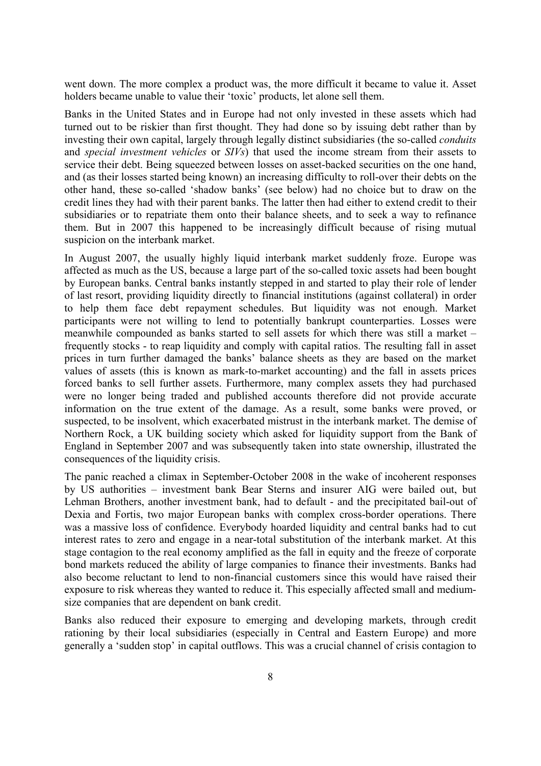went down. The more complex a product was, the more difficult it became to value it. Asset holders became unable to value their 'toxic' products, let alone sell them.

Banks in the United States and in Europe had not only invested in these assets which had turned out to be riskier than first thought. They had done so by issuing debt rather than by investing their own capital, largely through legally distinct subsidiaries (the so-called *conduits* and *special investment vehicles* or *SIVs*) that used the income stream from their assets to service their debt. Being squeezed between losses on asset-backed securities on the one hand, and (as their losses started being known) an increasing difficulty to roll-over their debts on the other hand, these so-called 'shadow banks' (see below) had no choice but to draw on the credit lines they had with their parent banks. The latter then had either to extend credit to their subsidiaries or to repatriate them onto their balance sheets, and to seek a way to refinance them. But in 2007 this happened to be increasingly difficult because of rising mutual suspicion on the interbank market.

In August 2007, the usually highly liquid interbank market suddenly froze. Europe was affected as much as the US, because a large part of the so-called toxic assets had been bought by European banks. Central banks instantly stepped in and started to play their role of lender of last resort, providing liquidity directly to financial institutions (against collateral) in order to help them face debt repayment schedules. But liquidity was not enough. Market participants were not willing to lend to potentially bankrupt counterparties. Losses were meanwhile compounded as banks started to sell assets for which there was still a market – frequently stocks - to reap liquidity and comply with capital ratios. The resulting fall in asset prices in turn further damaged the banks' balance sheets as they are based on the market values of assets (this is known as mark-to-market accounting) and the fall in assets prices forced banks to sell further assets. Furthermore, many complex assets they had purchased were no longer being traded and published accounts therefore did not provide accurate information on the true extent of the damage. As a result, some banks were proved, or suspected, to be insolvent, which exacerbated mistrust in the interbank market. The demise of Northern Rock, a UK building society which asked for liquidity support from the Bank of England in September 2007 and was subsequently taken into state ownership, illustrated the consequences of the liquidity crisis.

The panic reached a climax in September-October 2008 in the wake of incoherent responses by US authorities – investment bank Bear Sterns and insurer AIG were bailed out, but Lehman Brothers, another investment bank, had to default - and the precipitated bail-out of Dexia and Fortis, two major European banks with complex cross-border operations. There was a massive loss of confidence. Everybody hoarded liquidity and central banks had to cut interest rates to zero and engage in a near-total substitution of the interbank market. At this stage contagion to the real economy amplified as the fall in equity and the freeze of corporate bond markets reduced the ability of large companies to finance their investments. Banks had also become reluctant to lend to non-financial customers since this would have raised their exposure to risk whereas they wanted to reduce it. This especially affected small and medium-size companies that are dependent on bank credit.

Banks also reduced their exposure to emerging and developing markets, through credit rationing by their local subsidiaries (especially in Central and Eastern Europe) and more generally a 'sudden stop' in capital outflows. This was a crucial channel of crisis contagion to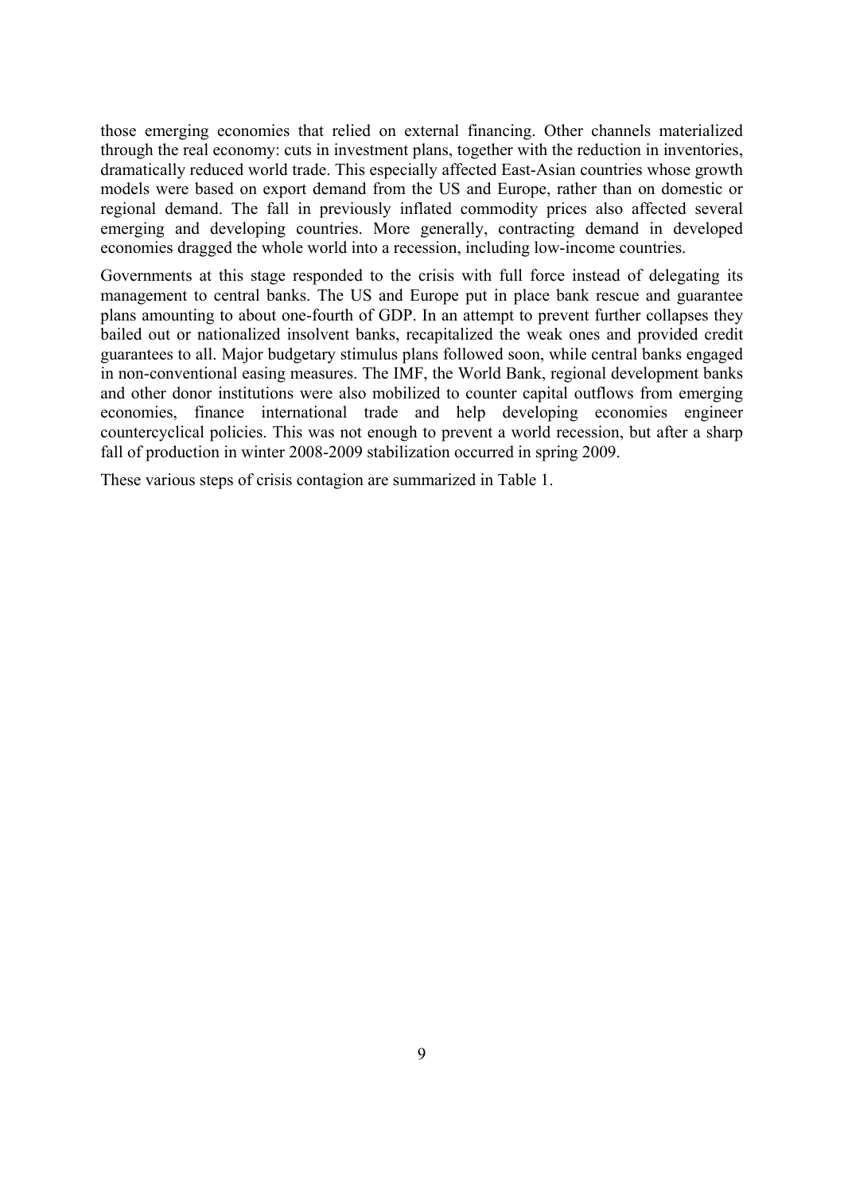those emerging economies that relied on external financing. Other channels materialized through the real economy: cuts in investment plans, together with the reduction in inventories, dramatically reduced world trade. This especially affected East-Asian countries whose growth models were based on export demand from the US and Europe, rather than on domestic or regional demand. The fall in previously inflated commodity prices also affected several emerging and developing countries. More generally, contracting demand in developed economies dragged the whole world into a recession, including low-income countries.

Governments at this stage responded to the crisis with full force instead of delegating its management to central banks. The US and Europe put in place bank rescue and guarantee plans amounting to about one-fourth of GDP. In an attempt to prevent further collapses they bailed out or nationalized insolvent banks, recapitalized the weak ones and provided credit guarantees to all. Major budgetary stimulus plans followed soon, while central banks engaged in non-conventional easing measures. The IMF, the World Bank, regional development banks and other donor institutions were also mobilized to counter capital outflows from emerging economies, finance international trade and help developing economies engineer countercyclical policies. This was not enough to prevent a world recession, but after a sharp fall of production in winter 2008-2009 stabilization occurred in spring 2009.

These various steps of crisis contagion are summarized in Table 1.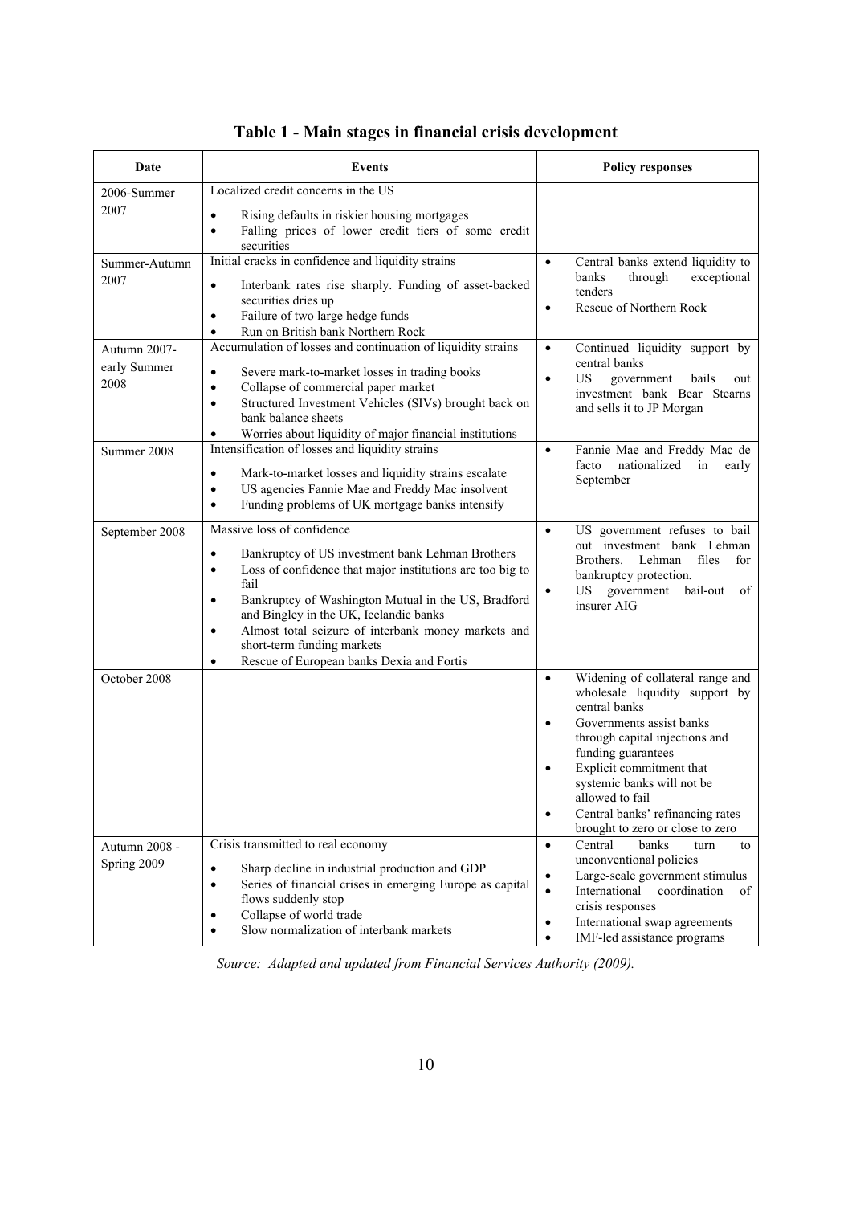# Table 1 - Main stages in financial crisis development

| Date | Events | Policy responses |
|---|---|---|
| 2006-Summer 2007 | Localized credit concerns in the US<br>• Rising defaults in riskier housing mortgages<br>• Falling prices of lower credit tiers of some credit securities | |
| Summer-Autumn 2007 | Initial cracks in confidence and liquidity strains<br>• Interbank rates rise sharply. Funding of asset-backed securities dries up<br>• Failure of two large hedge funds<br>• Run on British bank Northern Rock | • Central banks extend liquidity to banks through exceptional tenders<br>• Rescue of Northern Rock |
| Autumn 2007-early Summer 2008 | Accumulation of losses and continuation of liquidity strains<br>• Severe mark-to-market losses in trading books<br>• Collapse of commercial paper market<br>• Structured Investment Vehicles (SIVs) brought back on bank balance sheets<br>• Worries about liquidity of major financial institutions | • Continued liquidity support by central banks<br>• US government bails out investment bank Bear Stearns and sells it to JP Morgan |
| Summer 2008 | Intensification of losses and liquidity strains<br>• Mark-to-market losses and liquidity strains escalate<br>• US agencies Fannie Mae and Freddy Mac insolvent<br>• Funding problems of UK mortgage banks intensify | • Fannie Mae and Freddy Mac de facto nationalized in early September |
| September 2008 | Massive loss of confidence<br>• Bankruptcy of US investment bank Lehman Brothers<br>• Loss of confidence that major institutions are too big to fail<br>• Bankruptcy of Washington Mutual in the US, Bradford and Bingley in the UK, Icelandic banks<br>• Almost total seizure of interbank money markets and short-term funding markets<br>• Rescue of European banks Dexia and Fortis | • US government refuses to bail out investment bank Lehman Brothers. Lehman files for bankruptcy protection.<br>• US government bail-out of insurer AIG |
| October 2008 | | • Widening of collateral range and wholesale liquidity support by central banks<br>• Governments assist banks through capital injections and funding guarantees<br>• Explicit commitment that systemic banks will not be allowed to fail<br>• Central banks' refinancing rates brought to zero or close to zero |
| Autumn 2008 - Spring 2009 | Crisis transmitted to real economy<br>• Sharp decline in industrial production and GDP<br>• Series of financial crises in emerging Europe as capital flows suddenly stop<br>• Collapse of world trade<br>• Slow normalization of interbank markets | • Central banks turn to unconventional policies<br>• Large-scale government stimulus<br>• International coordination of crisis responses<br>• International swap agreements<br>• IMF-led assistance programs |

*Source: Adapted and updated from Financial Services Authority (2009).*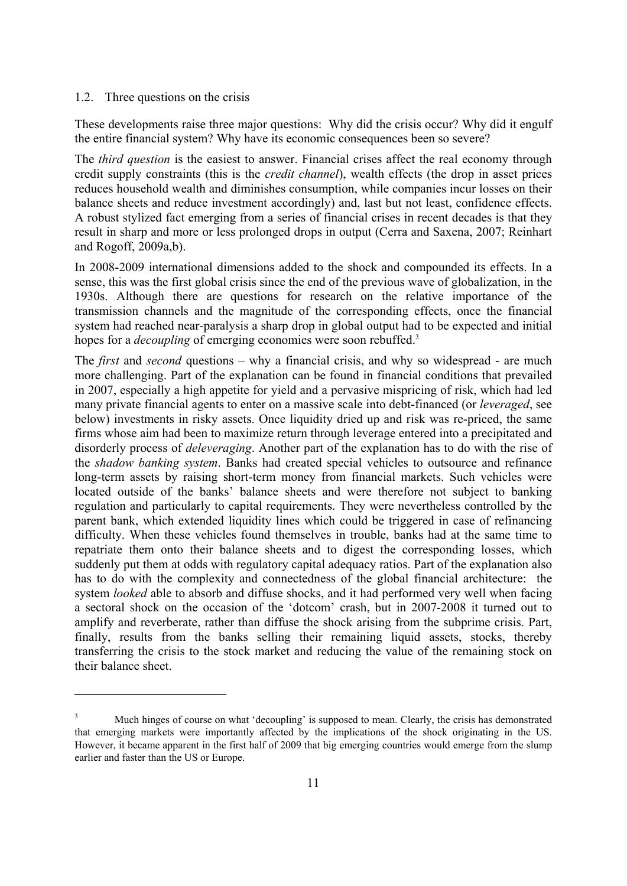### 1.2. Three questions on the crisis

These developments raise three major questions: Why did the crisis occur? Why did it engulf the entire financial system? Why have its economic consequences been so severe?

The *third question* is the easiest to answer. Financial crises affect the real economy through credit supply constraints (this is the *credit channel*), wealth effects (the drop in asset prices reduces household wealth and diminishes consumption, while companies incur losses on their balance sheets and reduce investment accordingly) and, last but not least, confidence effects. A robust stylized fact emerging from a series of financial crises in recent decades is that they result in sharp and more or less prolonged drops in output (Cerra and Saxena, 2007; Reinhart and Rogoff, 2009a,b).

In 2008-2009 international dimensions added to the shock and compounded its effects. In a sense, this was the first global crisis since the end of the previous wave of globalization, in the 1930s. Although there are questions for research on the relative importance of the transmission channels and the magnitude of the corresponding effects, once the financial system had reached near-paralysis a sharp drop in global output had to be expected and initial hopes for a *decoupling* of emerging economies were soon rebuffed.[3]

The *first* and *second* questions – why a financial crisis, and why so widespread - are much more challenging. Part of the explanation can be found in financial conditions that prevailed in 2007, especially a high appetite for yield and a pervasive mispricing of risk, which had led many private financial agents to enter on a massive scale into debt-financed (or *leveraged*, see below) investments in risky assets. Once liquidity dried up and risk was re-priced, the same firms whose aim had been to maximize return through leverage entered into a precipitated and disorderly process of *deleveraging*. Another part of the explanation has to do with the rise of the *shadow banking system*. Banks had created special vehicles to outsource and refinance long-term assets by raising short-term money from financial markets. Such vehicles were located outside of the banks' balance sheets and were therefore not subject to banking regulation and particularly to capital requirements. They were nevertheless controlled by the parent bank, which extended liquidity lines which could be triggered in case of refinancing difficulty. When these vehicles found themselves in trouble, banks had at the same time to repatriate them onto their balance sheets and to digest the corresponding losses, which suddenly put them at odds with regulatory capital adequacy ratios. Part of the explanation also has to do with the complexity and connectedness of the global financial architecture: the system *looked* able to absorb and diffuse shocks, and it had performed very well when facing a sectoral shock on the occasion of the 'dotcom' crash, but in 2007-2008 it turned out to amplify and reverberate, rather than diffuse the shock arising from the subprime crisis. Part, finally, results from the banks selling their remaining liquid assets, stocks, thereby transferring the crisis to the stock market and reducing the value of the remaining stock on their balance sheet.

---

[3] Much hinges of course on what 'decoupling' is supposed to mean. Clearly, the crisis has demonstrated that emerging markets were importantly affected by the implications of the shock originating in the US. However, it became apparent in the first half of 2009 that big emerging countries would emerge from the slump earlier and faster than the US or Europe.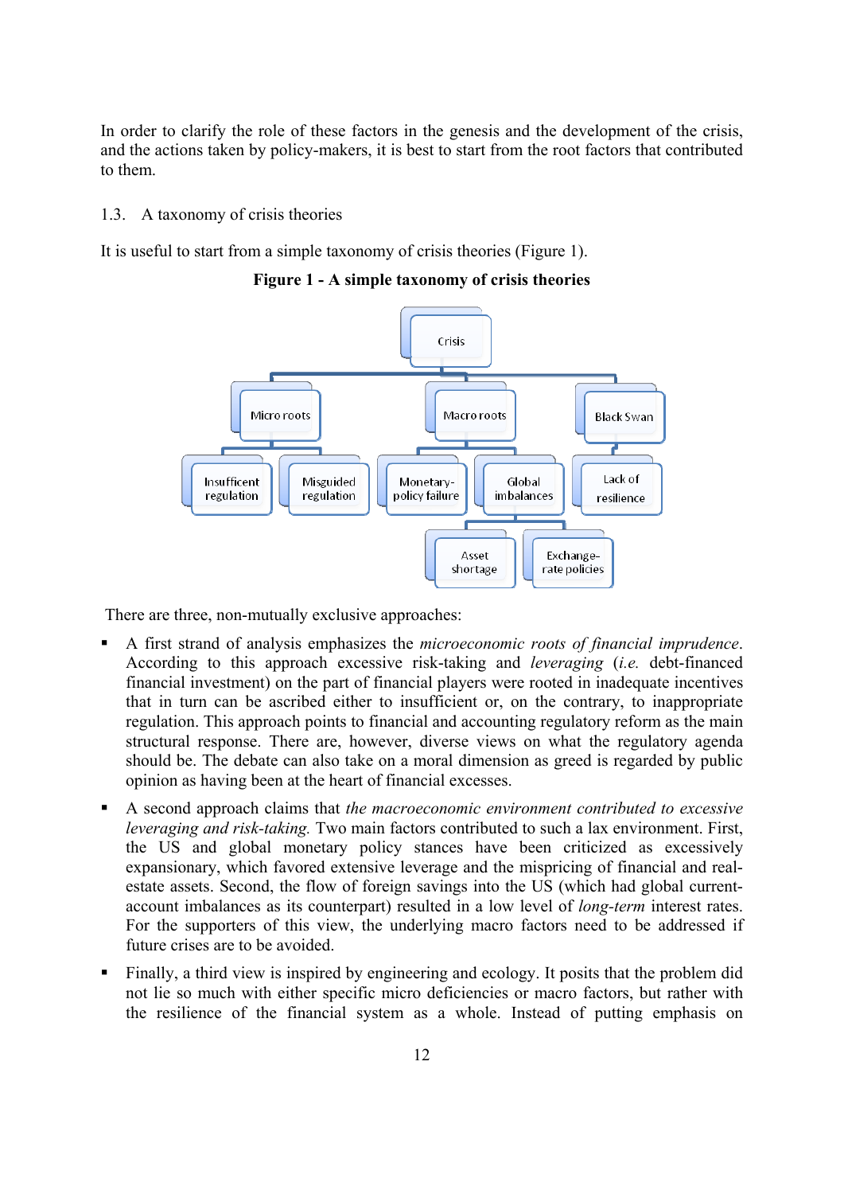In order to clarify the role of these factors in the genesis and the development of the crisis, and the actions taken by policy-makers, it is best to start from the root factors that contributed to them.

### 1.3. A taxonomy of crisis theories

It is useful to start from a simple taxonomy of crisis theories (Figure 1).

**Figure 1 - A simple taxonomy of crisis theories**

- Crisis
  - Micro roots
    - Insuffcient regulation
    - Misguided regulation
  - Macro roots
    - Monetary-policy failure
    - Global imbalances
      - Asset shortage
      - Exchange-rate policies
  - Black Swan
    - Lack of resilience

There are three, non-mutually exclusive approaches:

- A first strand of analysis emphasizes the *microeconomic roots of financial imprudence*. According to this approach excessive risk-taking and *leveraging* (*i.e.* debt-financed financial investment) on the part of financial players were rooted in inadequate incentives that in turn can be ascribed either to insufficient or, on the contrary, to inappropriate regulation. This approach points to financial and accounting regulatory reform as the main structural response. There are, however, diverse views on what the regulatory agenda should be. The debate can also take on a moral dimension as greed is regarded by public opinion as having been at the heart of financial excesses.
- A second approach claims that *the macroeconomic environment contributed to excessive leveraging and risk-taking.* Two main factors contributed to such a lax environment. First, the US and global monetary policy stances have been criticized as excessively expansionary, which favored extensive leverage and the mispricing of financial and real-estate assets. Second, the flow of foreign savings into the US (which had global current-account imbalances as its counterpart) resulted in a low level of *long-term* interest rates. For the supporters of this view, the underlying macro factors need to be addressed if future crises are to be avoided.
- Finally, a third view is inspired by engineering and ecology. It posits that the problem did not lie so much with either specific micro deficiencies or macro factors, but rather with the resilience of the financial system as a whole. Instead of putting emphasis on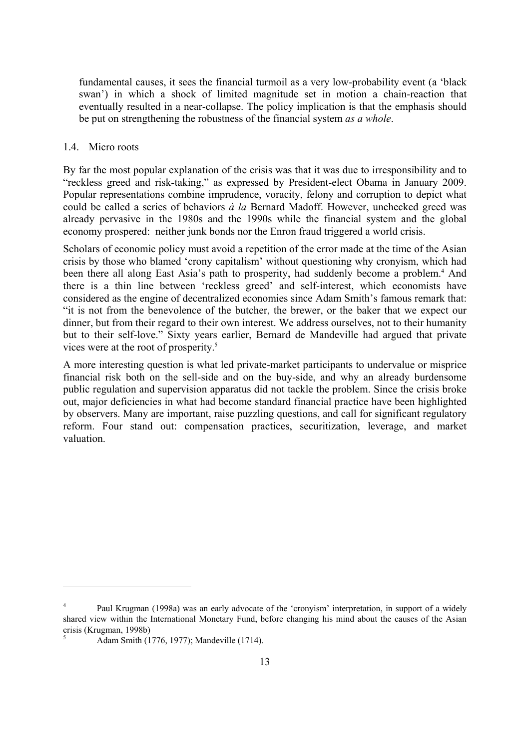fundamental causes, it sees the financial turmoil as a very low-probability event (a 'black swan') in which a shock of limited magnitude set in motion a chain-reaction that eventually resulted in a near-collapse. The policy implication is that the emphasis should be put on strengthening the robustness of the financial system *as a whole*.

### 1.4. Micro roots

By far the most popular explanation of the crisis was that it was due to irresponsibility and to "reckless greed and risk-taking," as expressed by President-elect Obama in January 2009. Popular representations combine imprudence, voracity, felony and corruption to depict what could be called a series of behaviors *à la* Bernard Madoff. However, unchecked greed was already pervasive in the 1980s and the 1990s while the financial system and the global economy prospered: neither junk bonds nor the Enron fraud triggered a world crisis.

Scholars of economic policy must avoid a repetition of the error made at the time of the Asian crisis by those who blamed 'crony capitalism' without questioning why cronyism, which had been there all along East Asia's path to prosperity, had suddenly become a problem.[4] And there is a thin line between 'reckless greed' and self-interest, which economists have considered as the engine of decentralized economies since Adam Smith's famous remark that: "it is not from the benevolence of the butcher, the brewer, or the baker that we expect our dinner, but from their regard to their own interest. We address ourselves, not to their humanity but to their self-love." Sixty years earlier, Bernard de Mandeville had argued that private vices were at the root of prosperity.[5]

A more interesting question is what led private-market participants to undervalue or misprice financial risk both on the sell-side and on the buy-side, and why an already burdensome public regulation and supervision apparatus did not tackle the problem. Since the crisis broke out, major deficiencies in what had become standard financial practice have been highlighted by observers. Many are important, raise puzzling questions, and call for significant regulatory reform. Four stand out: compensation practices, securitization, leverage, and market valuation.

---

[4] Paul Krugman (1998a) was an early advocate of the 'cronyism' interpretation, in support of a widely shared view within the International Monetary Fund, before changing his mind about the causes of the Asian crisis (Krugman, 1998b)

[5] Adam Smith (1776, 1977); Mandeville (1714).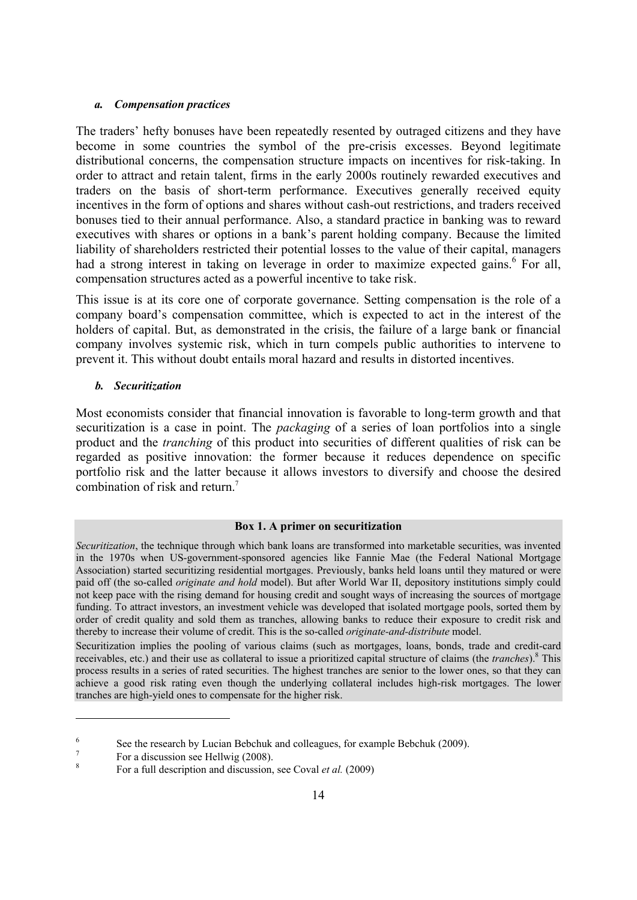#### *a. Compensation practices*

The traders' hefty bonuses have been repeatedly resented by outraged citizens and they have become in some countries the symbol of the pre-crisis excesses. Beyond legitimate distributional concerns, the compensation structure impacts on incentives for risk-taking. In order to attract and retain talent, firms in the early 2000s routinely rewarded executives and traders on the basis of short-term performance. Executives generally received equity incentives in the form of options and shares without cash-out restrictions, and traders received bonuses tied to their annual performance. Also, a standard practice in banking was to reward executives with shares or options in a bank's parent holding company. Because the limited liability of shareholders restricted their potential losses to the value of their capital, managers had a strong interest in taking on leverage in order to maximize expected gains.[6] For all, compensation structures acted as a powerful incentive to take risk.

This issue is at its core one of corporate governance. Setting compensation is the role of a company board's compensation committee, which is expected to act in the interest of the holders of capital. But, as demonstrated in the crisis, the failure of a large bank or financial company involves systemic risk, which in turn compels public authorities to intervene to prevent it. This without doubt entails moral hazard and results in distorted incentives.

#### *b. Securitization*

Most economists consider that financial innovation is favorable to long-term growth and that securitization is a case in point. The *packaging* of a series of loan portfolios into a single product and the *tranching* of this product into securities of different qualities of risk can be regarded as positive innovation: the former because it reduces dependence on specific portfolio risk and the latter because it allows investors to diversify and choose the desired combination of risk and return.[7]

**Box 1. A primer on securitization**

*Securitization*, the technique through which bank loans are transformed into marketable securities, was invented in the 1970s when US-government-sponsored agencies like Fannie Mae (the Federal National Mortgage Association) started securitizing residential mortgages. Previously, banks held loans until they matured or were paid off (the so-called *originate and hold* model). But after World War II, depository institutions simply could not keep pace with the rising demand for housing credit and sought ways of increasing the sources of mortgage funding. To attract investors, an investment vehicle was developed that isolated mortgage pools, sorted them by order of credit quality and sold them as tranches, allowing banks to reduce their exposure to credit risk and thereby to increase their volume of credit. This is the so-called *originate-and-distribute* model.

Securitization implies the pooling of various claims (such as mortgages, loans, bonds, trade and credit-card receivables, etc.) and their use as collateral to issue a prioritized capital structure of claims (the *tranches*).[8] This process results in a series of rated securities. The highest tranches are senior to the lower ones, so that they can achieve a good risk rating even though the underlying collateral includes high-risk mortgages. The lower tranches are high-yield ones to compensate for the higher risk.

---

[6] See the research by Lucian Bebchuk and colleagues, for example Bebchuk (2009).

[7] For a discussion see Hellwig (2008).

[8] For a full description and discussion, see Coval *et al.* (2009)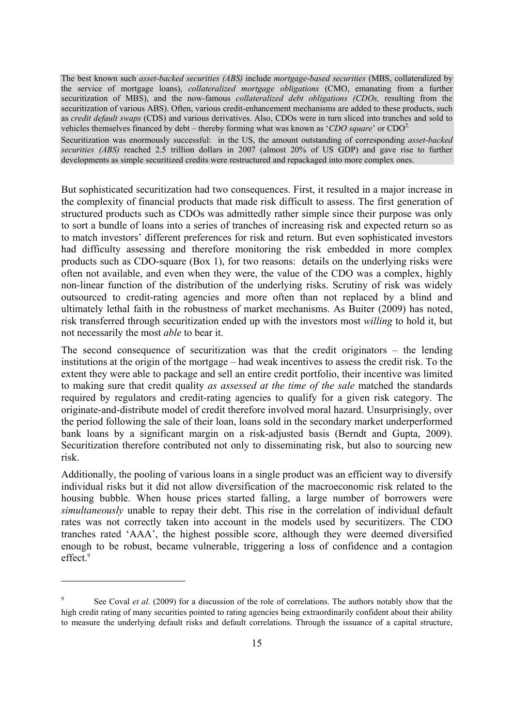The best known such *asset-backed securities (ABS)* include *mortgage-based securities* (MBS, collateralized by the service of mortgage loans), *collateralized mortgage obligations* (CMO, emanating from a further securitization of MBS), and the now-famous *collateralized debt obligations (CDOs,* resulting from the securitization of various ABS). Often, various credit-enhancement mechanisms are added to these products, such as *credit default swaps* (CDS) and various derivatives. Also, CDOs were in turn sliced into tranches and sold to vehicles themselves financed by debt – thereby forming what was known as '*CDO square*' or CDO$^2$.

Securitization was enormously successful: in the US, the amount outstanding of corresponding *asset-backed securities (ABS)* reached 2.5 trillion dollars in 2007 (almost 20% of US GDP) and gave rise to further developments as simple securitized credits were restructured and repackaged into more complex ones.

But sophisticated securitization had two consequences. First, it resulted in a major increase in the complexity of financial products that made risk difficult to assess. The first generation of structured products such as CDOs was admittedly rather simple since their purpose was only to sort a bundle of loans into a series of tranches of increasing risk and expected return so as to match investors' different preferences for risk and return. But even sophisticated investors had difficulty assessing and therefore monitoring the risk embedded in more complex products such as CDO-square (Box 1), for two reasons: details on the underlying risks were often not available, and even when they were, the value of the CDO was a complex, highly non-linear function of the distribution of the underlying risks. Scrutiny of risk was widely outsourced to credit-rating agencies and more often than not replaced by a blind and ultimately lethal faith in the robustness of market mechanisms. As Buiter (2009) has noted, risk transferred through securitization ended up with the investors most *willing* to hold it, but not necessarily the most *able* to bear it.

The second consequence of securitization was that the credit originators – the lending institutions at the origin of the mortgage – had weak incentives to assess the credit risk. To the extent they were able to package and sell an entire credit portfolio, their incentive was limited to making sure that credit quality *as assessed at the time of the sale* matched the standards required by regulators and credit-rating agencies to qualify for a given risk category. The originate-and-distribute model of credit therefore involved moral hazard. Unsurprisingly, over the period following the sale of their loan, loans sold in the secondary market underperformed bank loans by a significant margin on a risk-adjusted basis (Berndt and Gupta, 2009). Securitization therefore contributed not only to disseminating risk, but also to sourcing new risk.

Additionally, the pooling of various loans in a single product was an efficient way to diversify individual risks but it did not allow diversification of the macroeconomic risk related to the housing bubble. When house prices started falling, a large number of borrowers were *simultaneously* unable to repay their debt. This rise in the correlation of individual default rates was not correctly taken into account in the models used by securitizers. The CDO tranches rated 'AAA', the highest possible score, although they were deemed diversified enough to be robust, became vulnerable, triggering a loss of confidence and a contagion effect.[9]

---

[9] See Coval *et al.* (2009) for a discussion of the role of correlations. The authors notably show that the high credit rating of many securities pointed to rating agencies being extraordinarily confident about their ability to measure the underlying default risks and default correlations. Through the issuance of a capital structure,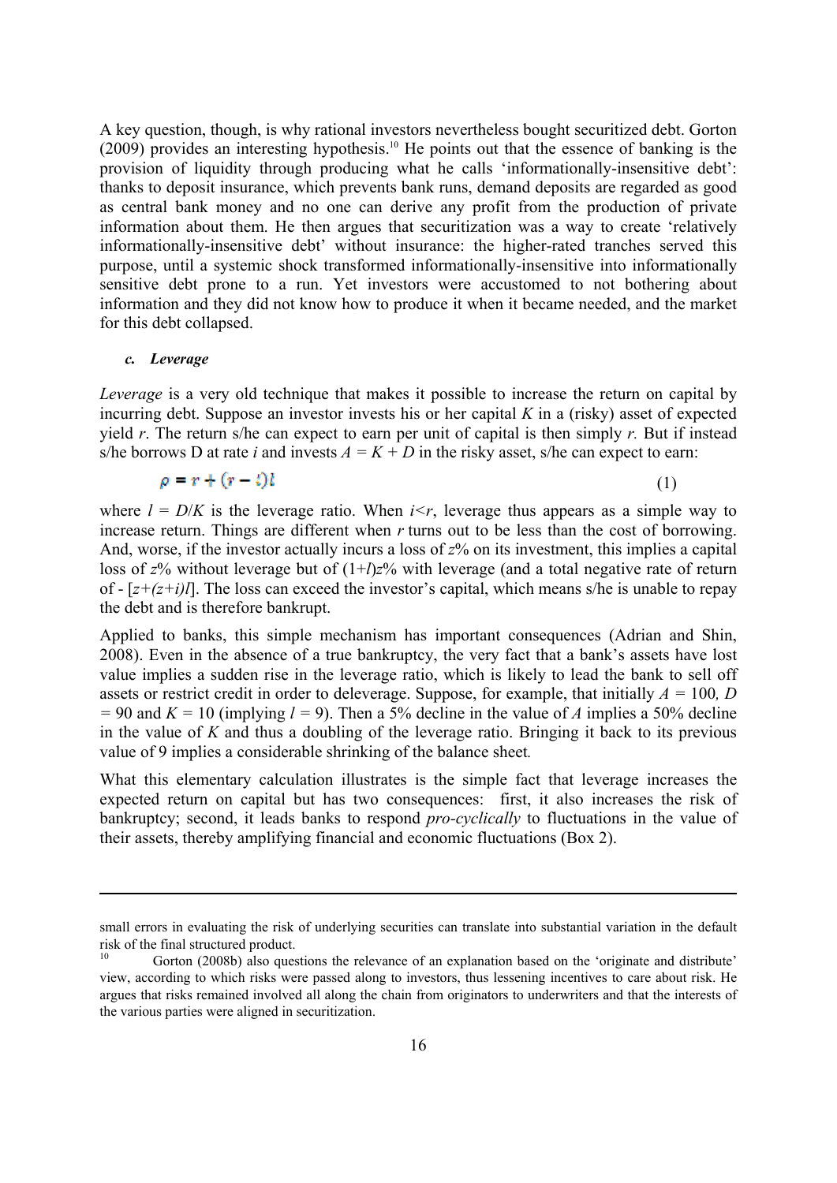A key question, though, is why rational investors nevertheless bought securitized debt. Gorton (2009) provides an interesting hypothesis.[10] He points out that the essence of banking is the provision of liquidity through producing what he calls 'informationally-insensitive debt': thanks to deposit insurance, which prevents bank runs, demand deposits are regarded as good as central bank money and no one can derive any profit from the production of private information about them. He then argues that securitization was a way to create 'relatively informationally-insensitive debt' without insurance: the higher-rated tranches served this purpose, until a systemic shock transformed informationally-insensitive into informationally sensitive debt prone to a run. Yet investors were accustomed to not bothering about information and they did not know how to produce it when it became needed, and the market for this debt collapsed.

#### *c. Leverage*

*Leverage* is a very old technique that makes it possible to increase the return on capital by incurring debt. Suppose an investor invests his or her capital $K$ in a (risky) asset of expected yield $r$. The return s/he can expect to earn per unit of capital is then simply $r$. But if instead s/he borrows D at rate $i$ and invests $A = K + D$ in the risky asset, s/he can expect to earn:

$$\rho = r + (r - i)l \tag{1}$$

where $l = D/K$ is the leverage ratio. When $i<r$, leverage thus appears as a simple way to increase return. Things are different when $r$ turns out to be less than the cost of borrowing. And, worse, if the investor actually incurs a loss of $z$% on its investment, this implies a capital loss of $z$% without leverage but of $(1+l)z$% with leverage (and a total negative rate of return of $-[z+(z+i)l]$. The loss can exceed the investor's capital, which means s/he is unable to repay the debt and is therefore bankrupt.

Applied to banks, this simple mechanism has important consequences (Adrian and Shin, 2008). Even in the absence of a true bankruptcy, the very fact that a bank's assets have lost value implies a sudden rise in the leverage ratio, which is likely to lead the bank to sell off assets or restrict credit in order to deleverage. Suppose, for example, that initially $A = 100$, $D = 90$ and $K = 10$ (implying $l = 9$). Then a 5% decline in the value of $A$ implies a 50% decline in the value of $K$ and thus a doubling of the leverage ratio. Bringing it back to its previous value of 9 implies a considerable shrinking of the balance sheet.

What this elementary calculation illustrates is the simple fact that leverage increases the expected return on capital but has two consequences: first, it also increases the risk of bankruptcy; second, it leads banks to respond *pro-cyclically* to fluctuations in the value of their assets, thereby amplifying financial and economic fluctuations (Box 2).

---

small errors in evaluating the risk of underlying securities can translate into substantial variation in the default risk of the final structured product.

[10] Gorton (2008b) also questions the relevance of an explanation based on the 'originate and distribute' view, according to which risks were passed along to investors, thus lessening incentives to care about risk. He argues that risks remained involved all along the chain from originators to underwriters and that the interests of the various parties were aligned in securitization.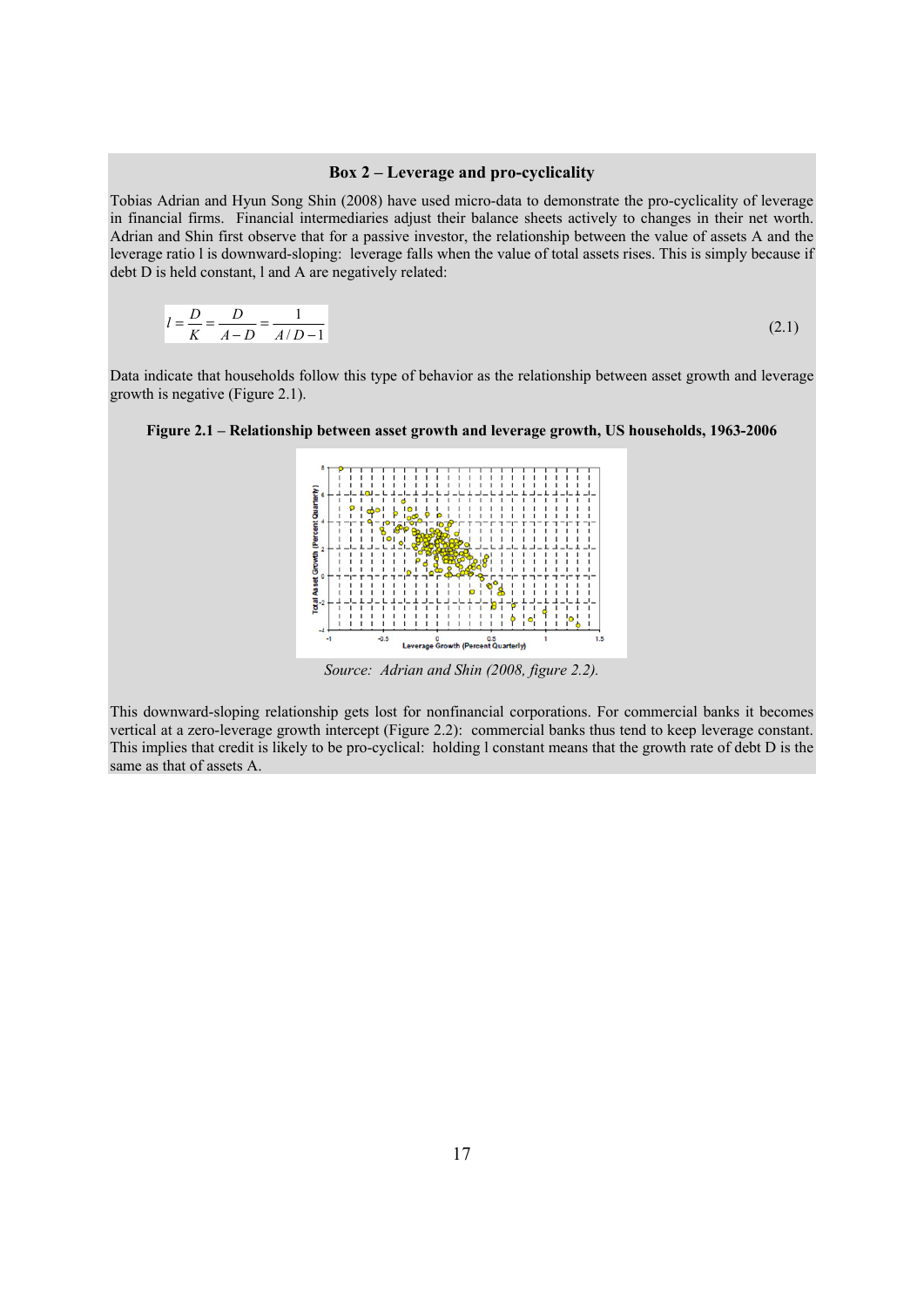### Box 2 – Leverage and pro-cyclicality

Tobias Adrian and Hyun Song Shin (2008) have used micro-data to demonstrate the pro-cyclicality of leverage in financial firms. Financial intermediaries adjust their balance sheets actively to changes in their net worth. Adrian and Shin first observe that for a passive investor, the relationship between the value of assets A and the leverage ratio l is downward-sloping: leverage falls when the value of total assets rises. This is simply because if debt D is held constant, l and A are negatively related:

$$l = \frac{D}{K} = \frac{D}{A - D} = \frac{1}{A/D - 1} \tag{2.1}$$

Data indicate that households follow this type of behavior as the relationship between asset growth and leverage growth is negative (Figure 2.1).

**Figure 2.1 – Relationship between asset growth and leverage growth, US households, 1963-2006**

*Source: Adrian and Shin (2008, figure 2.2).*

This downward-sloping relationship gets lost for nonfinancial corporations. For commercial banks it becomes vertical at a zero-leverage growth intercept (Figure 2.2): commercial banks thus tend to keep leverage constant. This implies that credit is likely to be pro-cyclical: holding l constant means that the growth rate of debt D is the same as that of assets A.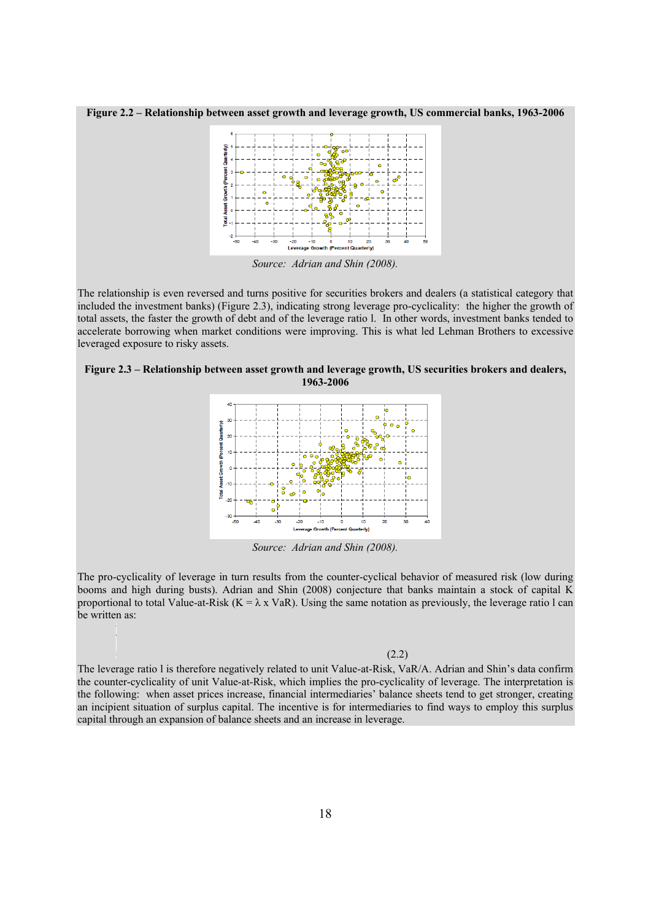**Figure 2.2 – Relationship between asset growth and leverage growth, US commercial banks, 1963-2006**

*Source: Adrian and Shin (2008).*

The relationship is even reversed and turns positive for securities brokers and dealers (a statistical category that included the investment banks) (Figure 2.3), indicating strong leverage pro-cyclicality: the higher the growth of total assets, the faster the growth of debt and of the leverage ratio l. In other words, investment banks tended to accelerate borrowing when market conditions were improving. This is what led Lehman Brothers to excessive leveraged exposure to risky assets.

**Figure 2.3 – Relationship between asset growth and leverage growth, US securities brokers and dealers, 1963-2006**

*Source: Adrian and Shin (2008).*

The pro-cyclicality of leverage in turn results from the counter-cyclical behavior of measured risk (low during booms and high during busts). Adrian and Shin (2008) conjecture that banks maintain a stock of capital K proportional to total Value-at-Risk ($K = \lambda \times VaR$). Using the same notation as previously, the leverage ratio l can be written as:

(2.2)

The leverage ratio l is therefore negatively related to unit Value-at-Risk, VaR/A. Adrian and Shin's data confirm the counter-cyclicality of unit Value-at-Risk, which implies the pro-cyclicality of leverage. The interpretation is the following: when asset prices increase, financial intermediaries' balance sheets tend to get stronger, creating an incipient situation of surplus capital. The incentive is for intermediaries to find ways to employ this surplus capital through an expansion of balance sheets and an increase in leverage.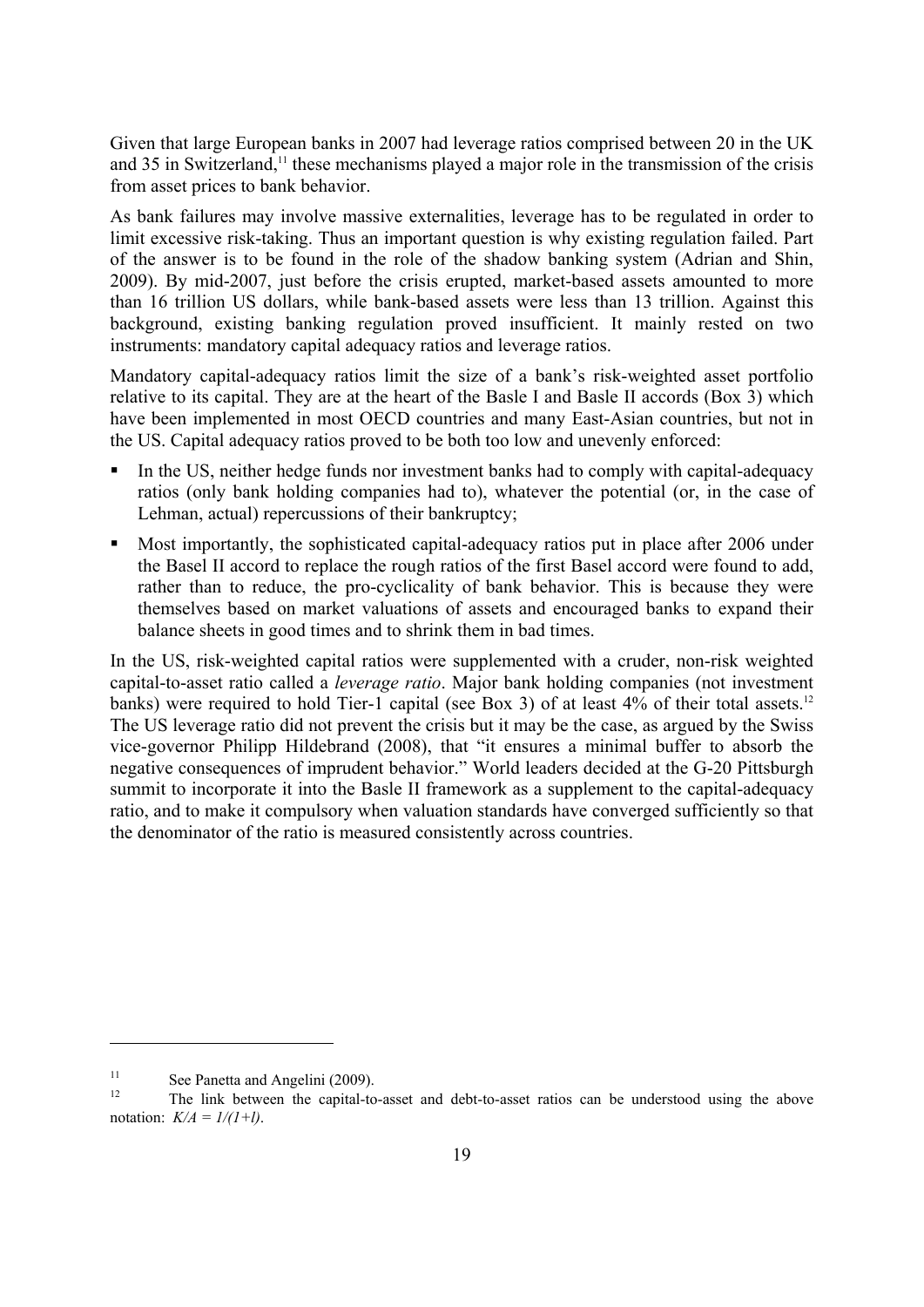Given that large European banks in 2007 had leverage ratios comprised between 20 in the UK and 35 in Switzerland,[11] these mechanisms played a major role in the transmission of the crisis from asset prices to bank behavior.

As bank failures may involve massive externalities, leverage has to be regulated in order to limit excessive risk-taking. Thus an important question is why existing regulation failed. Part of the answer is to be found in the role of the shadow banking system (Adrian and Shin, 2009). By mid-2007, just before the crisis erupted, market-based assets amounted to more than 16 trillion US dollars, while bank-based assets were less than 13 trillion. Against this background, existing banking regulation proved insufficient. It mainly rested on two instruments: mandatory capital adequacy ratios and leverage ratios.

Mandatory capital-adequacy ratios limit the size of a bank's risk-weighted asset portfolio relative to its capital. They are at the heart of the Basle I and Basle II accords (Box 3) which have been implemented in most OECD countries and many East-Asian countries, but not in the US. Capital adequacy ratios proved to be both too low and unevenly enforced:

- In the US, neither hedge funds nor investment banks had to comply with capital-adequacy ratios (only bank holding companies had to), whatever the potential (or, in the case of Lehman, actual) repercussions of their bankruptcy;
- Most importantly, the sophisticated capital-adequacy ratios put in place after 2006 under the Basel II accord to replace the rough ratios of the first Basel accord were found to add, rather than to reduce, the pro-cyclicality of bank behavior. This is because they were themselves based on market valuations of assets and encouraged banks to expand their balance sheets in good times and to shrink them in bad times.

In the US, risk-weighted capital ratios were supplemented with a cruder, non-risk weighted capital-to-asset ratio called a *leverage ratio*. Major bank holding companies (not investment banks) were required to hold Tier-1 capital (see Box 3) of at least 4% of their total assets.[12] The US leverage ratio did not prevent the crisis but it may be the case, as argued by the Swiss vice-governor Philipp Hildebrand (2008), that "it ensures a minimal buffer to absorb the negative consequences of imprudent behavior." World leaders decided at the G-20 Pittsburgh summit to incorporate it into the Basle II framework as a supplement to the capital-adequacy ratio, and to make it compulsory when valuation standards have converged sufficiently so that the denominator of the ratio is measured consistently across countries.

---

[11] See Panetta and Angelini (2009).

[12] The link between the capital-to-asset and debt-to-asset ratios can be understood using the above notation: $K/A = 1/(1+l)$.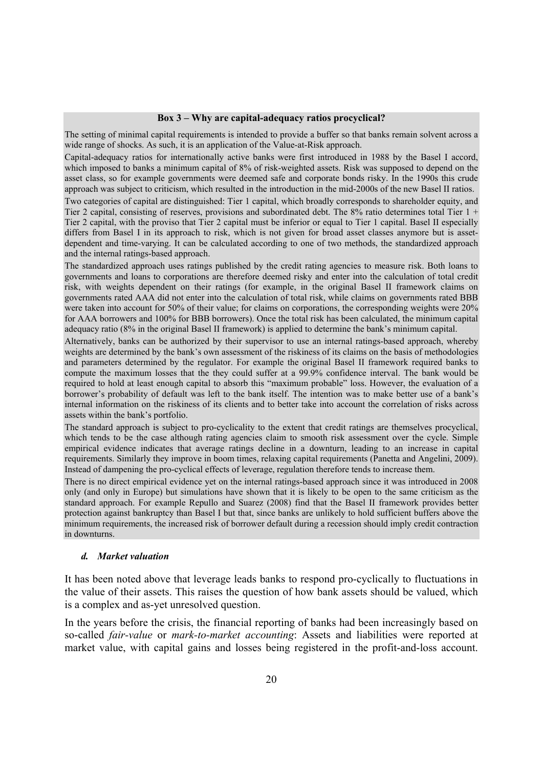**Box 3 – Why are capital-adequacy ratios procyclical?**

The setting of minimal capital requirements is intended to provide a buffer so that banks remain solvent across a wide range of shocks. As such, it is an application of the Value-at-Risk approach.

Capital-adequacy ratios for internationally active banks were first introduced in 1988 by the Basel I accord, which imposed to banks a minimum capital of 8% of risk-weighted assets. Risk was supposed to depend on the asset class, so for example governments were deemed safe and corporate bonds risky. In the 1990s this crude approach was subject to criticism, which resulted in the introduction in the mid-2000s of the new Basel II ratios.

Two categories of capital are distinguished: Tier 1 capital, which broadly corresponds to shareholder equity, and Tier 2 capital, consisting of reserves, provisions and subordinated debt. The 8% ratio determines total Tier 1 + Tier 2 capital, with the proviso that Tier 2 capital must be inferior or equal to Tier 1 capital. Basel II especially differs from Basel I in its approach to risk, which is not given for broad asset classes anymore but is asset-dependent and time-varying. It can be calculated according to one of two methods, the standardized approach and the internal ratings-based approach.

The standardized approach uses ratings published by the credit rating agencies to measure risk. Both loans to governments and loans to corporations are therefore deemed risky and enter into the calculation of total credit risk, with weights dependent on their ratings (for example, in the original Basel II framework claims on governments rated AAA did not enter into the calculation of total risk, while claims on governments rated BBB were taken into account for 50% of their value; for claims on corporations, the corresponding weights were 20% for AAA borrowers and 100% for BBB borrowers). Once the total risk has been calculated, the minimum capital adequacy ratio (8% in the original Basel II framework) is applied to determine the bank's minimum capital.

Alternatively, banks can be authorized by their supervisor to use an internal ratings-based approach, whereby weights are determined by the bank's own assessment of the riskiness of its claims on the basis of methodologies and parameters determined by the regulator. For example the original Basel II framework required banks to compute the maximum losses that the they could suffer at a 99.9% confidence interval. The bank would be required to hold at least enough capital to absorb this "maximum probable" loss. However, the evaluation of a borrower's probability of default was left to the bank itself. The intention was to make better use of a bank's internal information on the riskiness of its clients and to better take into account the correlation of risks across assets within the bank's portfolio.

The standard approach is subject to pro-cyclicality to the extent that credit ratings are themselves procyclical, which tends to be the case although rating agencies claim to smooth risk assessment over the cycle. Simple empirical evidence indicates that average ratings decline in a downturn, leading to an increase in capital requirements. Similarly they improve in boom times, relaxing capital requirements (Panetta and Angelini, 2009). Instead of dampening the pro-cyclical effects of leverage, regulation therefore tends to increase them.

There is no direct empirical evidence yet on the internal ratings-based approach since it was introduced in 2008 only (and only in Europe) but simulations have shown that it is likely to be open to the same criticism as the standard approach. For example Repullo and Suarez (2008) find that the Basel II framework provides better protection against bankruptcy than Basel I but that, since banks are unlikely to hold sufficient buffers above the minimum requirements, the increased risk of borrower default during a recession should imply credit contraction in downturns.

#### *d. Market valuation*

It has been noted above that leverage leads banks to respond pro-cyclically to fluctuations in the value of their assets. This raises the question of how bank assets should be valued, which is a complex and as-yet unresolved question.

In the years before the crisis, the financial reporting of banks had been increasingly based on so-called *fair-value* or *mark-to-market accounting*: Assets and liabilities were reported at market value, with capital gains and losses being registered in the profit-and-loss account.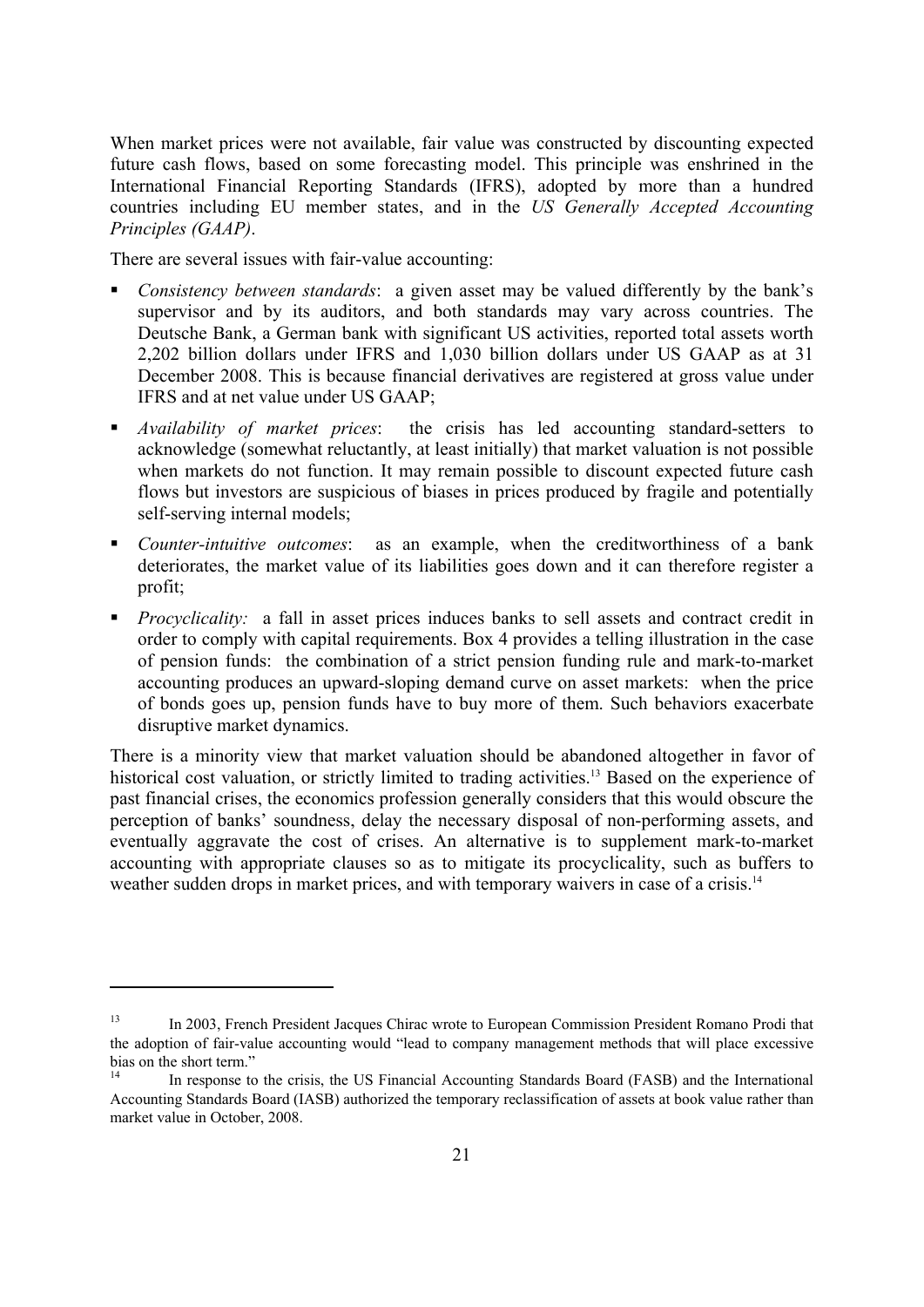When market prices were not available, fair value was constructed by discounting expected future cash flows, based on some forecasting model. This principle was enshrined in the International Financial Reporting Standards (IFRS), adopted by more than a hundred countries including EU member states, and in the *US Generally Accepted Accounting Principles (GAAP)*.

There are several issues with fair-value accounting:

- *Consistency between standards*: a given asset may be valued differently by the bank's supervisor and by its auditors, and both standards may vary across countries. The Deutsche Bank, a German bank with significant US activities, reported total assets worth 2,202 billion dollars under IFRS and 1,030 billion dollars under US GAAP as at 31 December 2008. This is because financial derivatives are registered at gross value under IFRS and at net value under US GAAP;
- *Availability of market prices*: the crisis has led accounting standard-setters to acknowledge (somewhat reluctantly, at least initially) that market valuation is not possible when markets do not function. It may remain possible to discount expected future cash flows but investors are suspicious of biases in prices produced by fragile and potentially self-serving internal models;
- *Counter-intuitive outcomes*: as an example, when the creditworthiness of a bank deteriorates, the market value of its liabilities goes down and it can therefore register a profit;
- *Procyclicality:* a fall in asset prices induces banks to sell assets and contract credit in order to comply with capital requirements. Box 4 provides a telling illustration in the case of pension funds: the combination of a strict pension funding rule and mark-to-market accounting produces an upward-sloping demand curve on asset markets: when the price of bonds goes up, pension funds have to buy more of them. Such behaviors exacerbate disruptive market dynamics.

There is a minority view that market valuation should be abandoned altogether in favor of historical cost valuation, or strictly limited to trading activities.[13] Based on the experience of past financial crises, the economics profession generally considers that this would obscure the perception of banks' soundness, delay the necessary disposal of non-performing assets, and eventually aggravate the cost of crises. An alternative is to supplement mark-to-market accounting with appropriate clauses so as to mitigate its procyclicality, such as buffers to weather sudden drops in market prices, and with temporary waivers in case of a crisis.[14]

---

[13] In 2003, French President Jacques Chirac wrote to European Commission President Romano Prodi that the adoption of fair-value accounting would "lead to company management methods that will place excessive bias on the short term."

[14] In response to the crisis, the US Financial Accounting Standards Board (FASB) and the International Accounting Standards Board (IASB) authorized the temporary reclassification of assets at book value rather than market value in October, 2008.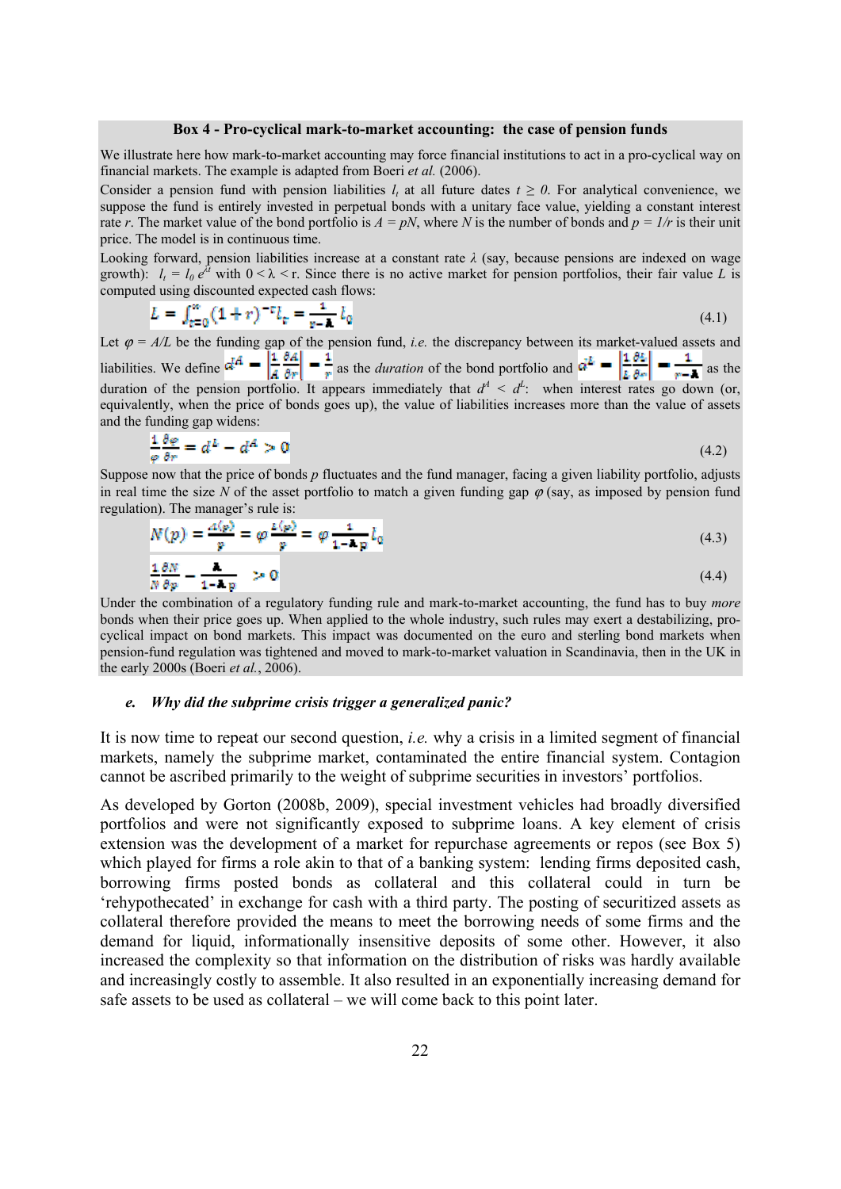### Box 4 - Pro-cyclical mark-to-market accounting: the case of pension funds

We illustrate here how mark-to-market accounting may force financial institutions to act in a pro-cyclical way on financial markets. The example is adapted from Boeri *et al.* (2006).

Consider a pension fund with pension liabilities $l_t$ at all future dates $t \geq 0$. For analytical convenience, we suppose the fund is entirely invested in perpetual bonds with a unitary face value, yielding a constant interest rate $r$. The market value of the bond portfolio is $A = pN$, where $N$ is the number of bonds and $p = 1/r$ is their unit price. The model is in continuous time.

Looking forward, pension liabilities increase at a constant rate $\lambda$ (say, because pensions are indexed on wage growth): $l_t = l_0 e^{\lambda t}$ with $0 < \lambda < r$. Since there is no active market for pension portfolios, their fair value $L$ is computed using discounted expected cash flows:

$$L = \int_{t=0}^{\infty} (1+r)^{-t} l_t = \frac{1}{r-\lambda} l_0 \tag{4.1}$$

Let $\varphi = A/L$ be the funding gap of the pension fund, *i.e.* the discrepancy between its market-valued assets and liabilities. We define $d^A = \left|\frac{1}{A}\frac{\partial A}{\partial r}\right| = \frac{1}{r}$ as the *duration* of the bond portfolio and $d^L = \left|\frac{1}{L}\frac{\partial L}{\partial r}\right| = \frac{1}{r-\lambda}$ as the duration of the pension portfolio. It appears immediately that $d^A < d^L$: when interest rates go down (or, equivalently, when the price of bonds goes up), the value of liabilities increases more than the value of assets and the funding gap widens:

$$\frac{1}{\varphi}\frac{\partial \varphi}{\partial r} = d^L - d^A > 0 \tag{4.2}$$

Suppose now that the price of bonds $p$ fluctuates and the fund manager, facing a given liability portfolio, adjusts in real time the size $N$ of the asset portfolio to match a given funding gap $\varphi$ (say, as imposed by pension fund regulation). The manager's rule is:

$$N(p) = \frac{A(p)}{p} = \varphi\frac{L(p)}{p} = \varphi\frac{1}{1-\lambda p} l_0 \tag{4.3}$$

$$\frac{1}{N}\frac{\partial N}{\partial p} = \frac{\lambda}{1-\lambda p} > 0 \tag{4.4}$$

Under the combination of a regulatory funding rule and mark-to-market accounting, the fund has to buy *more* bonds when their price goes up. When applied to the whole industry, such rules may exert a destabilizing, pro-cyclical impact on bond markets. This impact was documented on the euro and sterling bond markets when pension-fund regulation was tightened and moved to mark-to-market valuation in Scandinavia, then in the UK in the early 2000s (Boeri *et al.*, 2006).

#### *e. Why did the subprime crisis trigger a generalized panic?*

It is now time to repeat our second question, *i.e.* why a crisis in a limited segment of financial markets, namely the subprime market, contaminated the entire financial system. Contagion cannot be ascribed primarily to the weight of subprime securities in investors' portfolios.

As developed by Gorton (2008b, 2009), special investment vehicles had broadly diversified portfolios and were not significantly exposed to subprime loans. A key element of crisis extension was the development of a market for repurchase agreements or repos (see Box 5) which played for firms a role akin to that of a banking system: lending firms deposited cash, borrowing firms posted bonds as collateral and this collateral could in turn be 'rehypothecated' in exchange for cash with a third party. The posting of securitized assets as collateral therefore provided the means to meet the borrowing needs of some firms and the demand for liquid, informationally insensitive deposits of some other. However, it also increased the complexity so that information on the distribution of risks was hardly available and increasingly costly to assemble. It also resulted in an exponentially increasing demand for safe assets to be used as collateral – we will come back to this point later.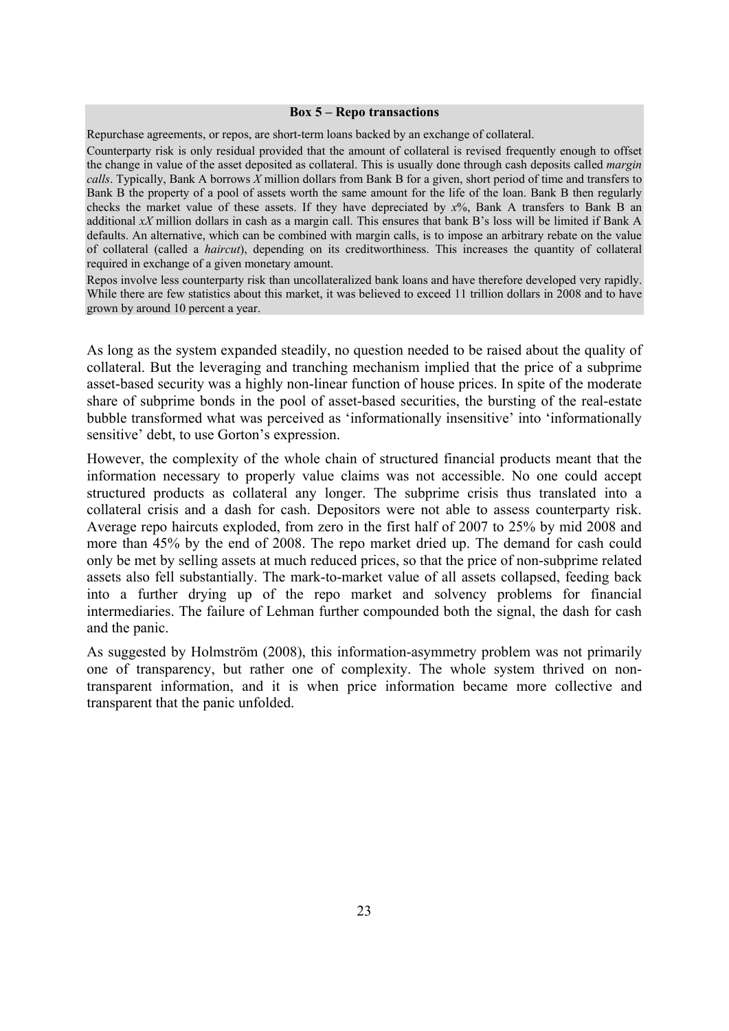**Box 5 – Repo transactions**

Repurchase agreements, or repos, are short-term loans backed by an exchange of collateral.

Counterparty risk is only residual provided that the amount of collateral is revised frequently enough to offset the change in value of the asset deposited as collateral. This is usually done through cash deposits called *margin calls*. Typically, Bank A borrows $X$ million dollars from Bank B for a given, short period of time and transfers to Bank B the property of a pool of assets worth the same amount for the life of the loan. Bank B then regularly checks the market value of these assets. If they have depreciated by $x$%, Bank A transfers to Bank B an additional $xX$ million dollars in cash as a margin call. This ensures that bank B's loss will be limited if Bank A defaults. An alternative, which can be combined with margin calls, is to impose an arbitrary rebate on the value of collateral (called a *haircut*), depending on its creditworthiness. This increases the quantity of collateral required in exchange of a given monetary amount.

Repos involve less counterparty risk than uncollateralized bank loans and have therefore developed very rapidly. While there are few statistics about this market, it was believed to exceed 11 trillion dollars in 2008 and to have grown by around 10 percent a year.

As long as the system expanded steadily, no question needed to be raised about the quality of collateral. But the leveraging and tranching mechanism implied that the price of a subprime asset-based security was a highly non-linear function of house prices. In spite of the moderate share of subprime bonds in the pool of asset-based securities, the bursting of the real-estate bubble transformed what was perceived as 'informationally insensitive' into 'informationally sensitive' debt, to use Gorton's expression.

However, the complexity of the whole chain of structured financial products meant that the information necessary to properly value claims was not accessible. No one could accept structured products as collateral any longer. The subprime crisis thus translated into a collateral crisis and a dash for cash. Depositors were not able to assess counterparty risk. Average repo haircuts exploded, from zero in the first half of 2007 to 25% by mid 2008 and more than 45% by the end of 2008. The repo market dried up. The demand for cash could only be met by selling assets at much reduced prices, so that the price of non-subprime related assets also fell substantially. The mark-to-market value of all assets collapsed, feeding back into a further drying up of the repo market and solvency problems for financial intermediaries. The failure of Lehman further compounded both the signal, the dash for cash and the panic.

As suggested by Holmström (2008), this information-asymmetry problem was not primarily one of transparency, but rather one of complexity. The whole system thrived on non-transparent information, and it is when price information became more collective and transparent that the panic unfolded.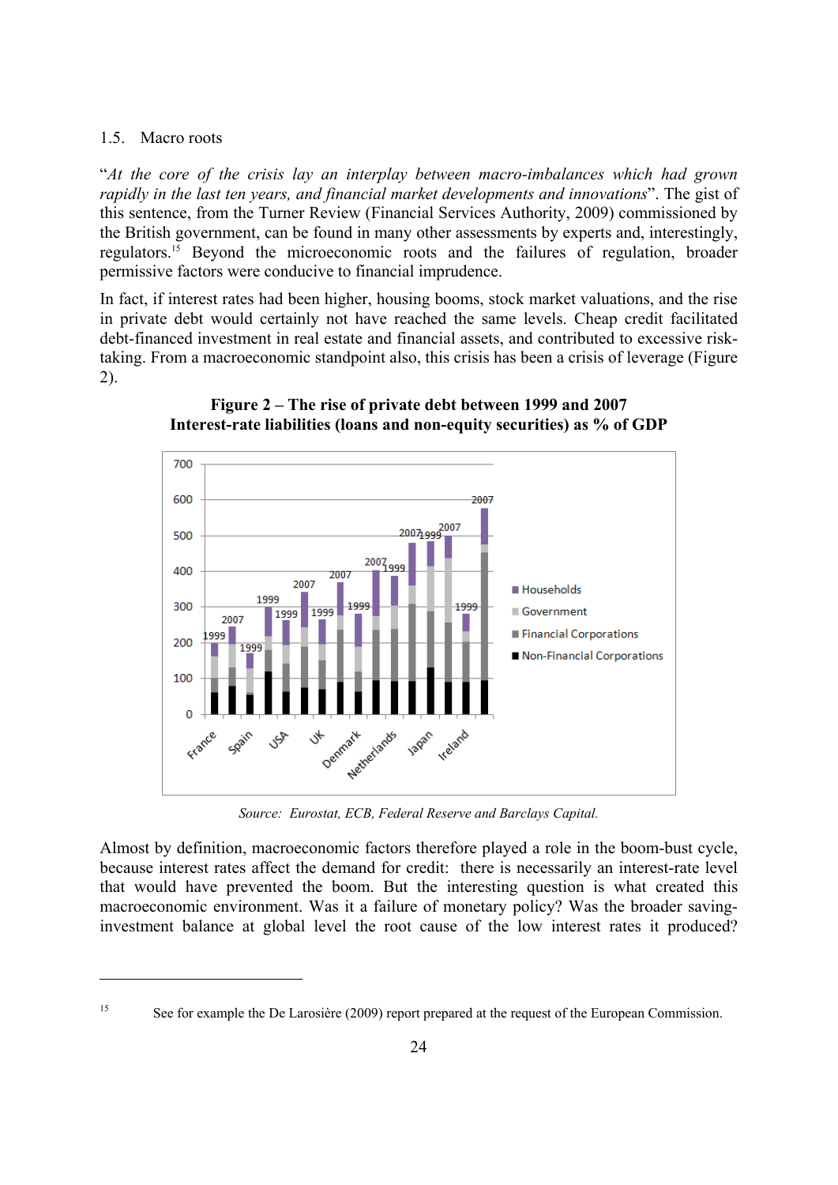### 1.5. Macro roots

"*At the core of the crisis lay an interplay between macro-imbalances which had grown rapidly in the last ten years, and financial market developments and innovations*". The gist of this sentence, from the Turner Review (Financial Services Authority, 2009) commissioned by the British government, can be found in many other assessments by experts and, interestingly, regulators.[15] Beyond the microeconomic roots and the failures of regulation, broader permissive factors were conducive to financial imprudence.

In fact, if interest rates had been higher, housing booms, stock market valuations, and the rise in private debt would certainly not have reached the same levels. Cheap credit facilitated debt-financed investment in real estate and financial assets, and contributed to excessive risk-taking. From a macroeconomic standpoint also, this crisis has been a crisis of leverage (Figure 2).

**Figure 2 – The rise of private debt between 1999 and 2007**
**Interest-rate liabilities (loans and non-equity securities) as % of GDP**

*Source: Eurostat, ECB, Federal Reserve and Barclays Capital.*

Almost by definition, macroeconomic factors therefore played a role in the boom-bust cycle, because interest rates affect the demand for credit: there is necessarily an interest-rate level that would have prevented the boom. But the interesting question is what created this macroeconomic environment. Was it a failure of monetary policy? Was the broader saving-investment balance at global level the root cause of the low interest rates it produced?

---

[15] See for example the De Larosière (2009) report prepared at the request of the European Commission.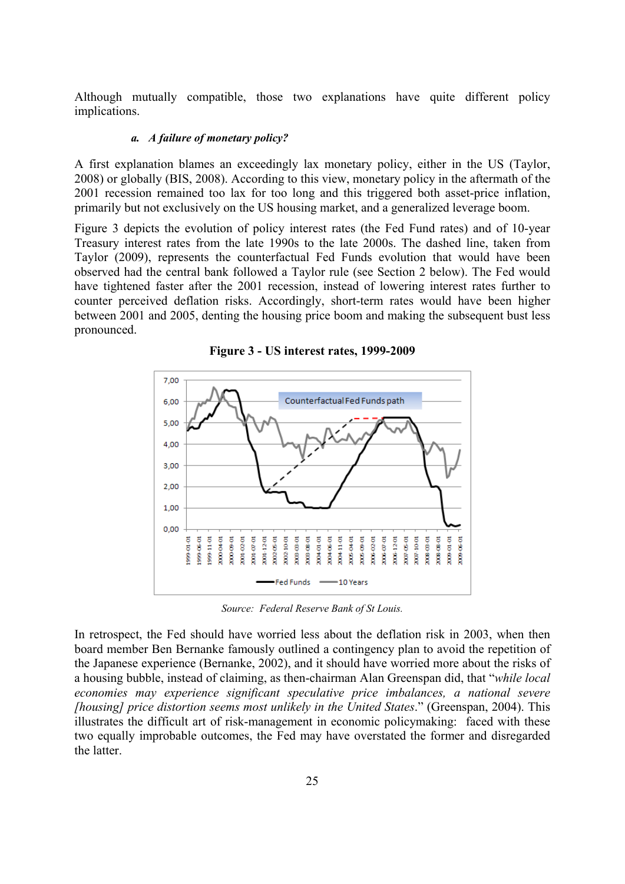Although mutually compatible, those two explanations have quite different policy implications.

### *a. A failure of monetary policy?*

A first explanation blames an exceedingly lax monetary policy, either in the US (Taylor, 2008) or globally (BIS, 2008). According to this view, monetary policy in the aftermath of the 2001 recession remained too lax for too long and this triggered both asset-price inflation, primarily but not exclusively on the US housing market, and a generalized leverage boom.

Figure 3 depicts the evolution of policy interest rates (the Fed Fund rates) and of 10-year Treasury interest rates from the late 1990s to the late 2000s. The dashed line, taken from Taylor (2009), represents the counterfactual Fed Funds evolution that would have been observed had the central bank followed a Taylor rule (see Section 2 below). The Fed would have tightened faster after the 2001 recession, instead of lowering interest rates further to counter perceived deflation risks. Accordingly, short-term rates would have been higher between 2001 and 2005, denting the housing price boom and making the subsequent bust less pronounced.

**Figure 3 - US interest rates, 1999-2009**

*Source: Federal Reserve Bank of St Louis.*

In retrospect, the Fed should have worried less about the deflation risk in 2003, when then board member Ben Bernanke famously outlined a contingency plan to avoid the repetition of the Japanese experience (Bernanke, 2002), and it should have worried more about the risks of a housing bubble, instead of claiming, as then-chairman Alan Greenspan did, that "*while local economies may experience significant speculative price imbalances, a national severe [housing] price distortion seems most unlikely in the United States*." (Greenspan, 2004). This illustrates the difficult art of risk-management in economic policymaking: faced with these two equally improbable outcomes, the Fed may have overstated the former and disregarded the latter.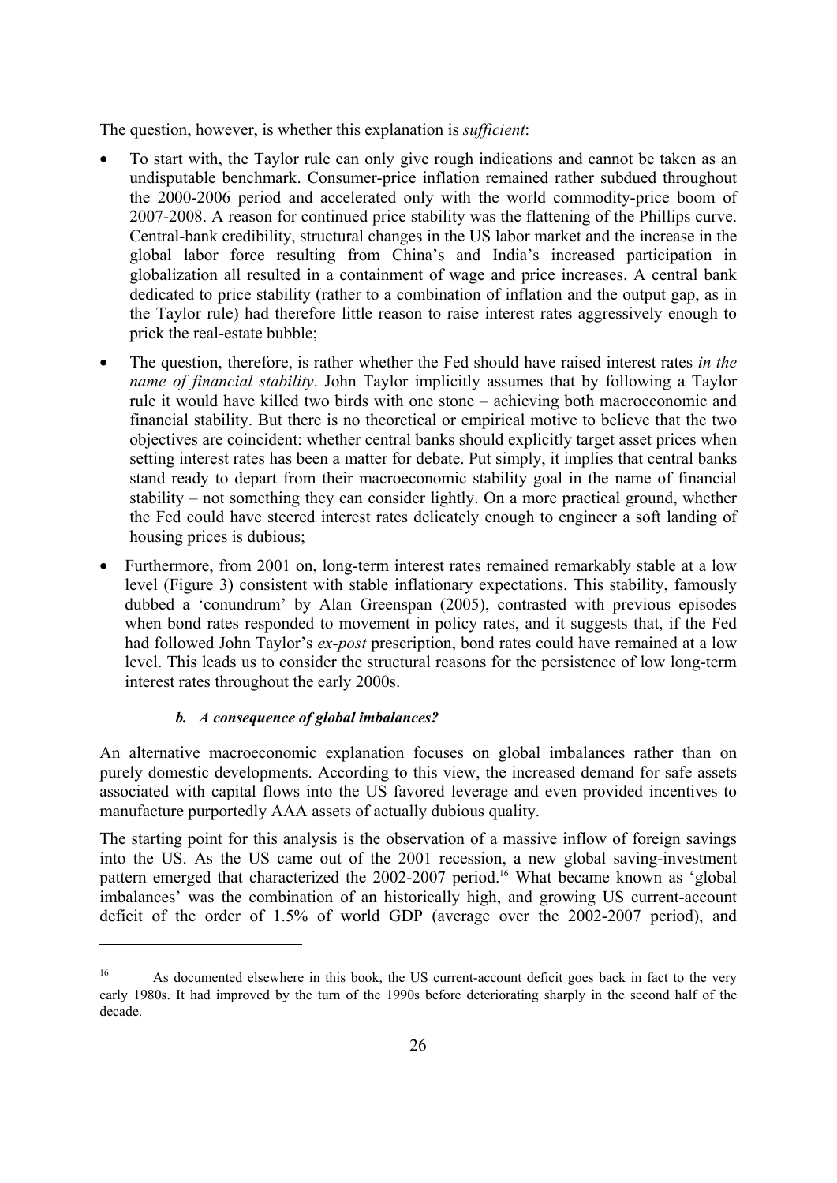The question, however, is whether this explanation is *sufficient*:

- To start with, the Taylor rule can only give rough indications and cannot be taken as an undisputable benchmark. Consumer-price inflation remained rather subdued throughout the 2000-2006 period and accelerated only with the world commodity-price boom of 2007-2008. A reason for continued price stability was the flattening of the Phillips curve. Central-bank credibility, structural changes in the US labor market and the increase in the global labor force resulting from China's and India's increased participation in globalization all resulted in a containment of wage and price increases. A central bank dedicated to price stability (rather to a combination of inflation and the output gap, as in the Taylor rule) had therefore little reason to raise interest rates aggressively enough to prick the real-estate bubble;
- The question, therefore, is rather whether the Fed should have raised interest rates *in the name of financial stability*. John Taylor implicitly assumes that by following a Taylor rule it would have killed two birds with one stone – achieving both macroeconomic and financial stability. But there is no theoretical or empirical motive to believe that the two objectives are coincident: whether central banks should explicitly target asset prices when setting interest rates has been a matter for debate. Put simply, it implies that central banks stand ready to depart from their macroeconomic stability goal in the name of financial stability – not something they can consider lightly. On a more practical ground, whether the Fed could have steered interest rates delicately enough to engineer a soft landing of housing prices is dubious;
- Furthermore, from 2001 on, long-term interest rates remained remarkably stable at a low level (Figure 3) consistent with stable inflationary expectations. This stability, famously dubbed a 'conundrum' by Alan Greenspan (2005), contrasted with previous episodes when bond rates responded to movement in policy rates, and it suggests that, if the Fed had followed John Taylor's *ex-post* prescription, bond rates could have remained at a low level. This leads us to consider the structural reasons for the persistence of low long-term interest rates throughout the early 2000s.

#### *b. A consequence of global imbalances?*

An alternative macroeconomic explanation focuses on global imbalances rather than on purely domestic developments. According to this view, the increased demand for safe assets associated with capital flows into the US favored leverage and even provided incentives to manufacture purportedly AAA assets of actually dubious quality.

The starting point for this analysis is the observation of a massive inflow of foreign savings into the US. As the US came out of the 2001 recession, a new global saving-investment pattern emerged that characterized the 2002-2007 period.[16] What became known as 'global imbalances' was the combination of an historically high, and growing US current-account deficit of the order of 1.5% of world GDP (average over the 2002-2007 period), and

[16] As documented elsewhere in this book, the US current-account deficit goes back in fact to the very early 1980s. It had improved by the turn of the 1990s before deteriorating sharply in the second half of the decade.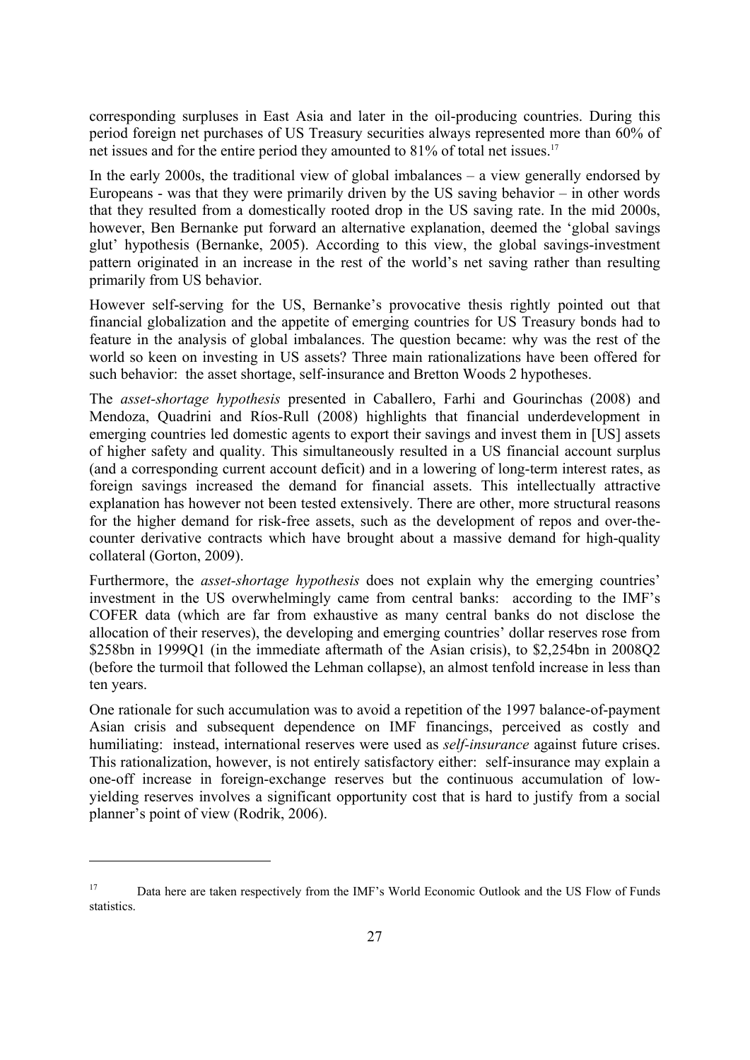corresponding surpluses in East Asia and later in the oil-producing countries. During this period foreign net purchases of US Treasury securities always represented more than 60% of net issues and for the entire period they amounted to 81% of total net issues.[17]

In the early 2000s, the traditional view of global imbalances – a view generally endorsed by Europeans - was that they were primarily driven by the US saving behavior – in other words that they resulted from a domestically rooted drop in the US saving rate. In the mid 2000s, however, Ben Bernanke put forward an alternative explanation, deemed the 'global savings glut' hypothesis (Bernanke, 2005). According to this view, the global savings-investment pattern originated in an increase in the rest of the world's net saving rather than resulting primarily from US behavior.

However self-serving for the US, Bernanke's provocative thesis rightly pointed out that financial globalization and the appetite of emerging countries for US Treasury bonds had to feature in the analysis of global imbalances. The question became: why was the rest of the world so keen on investing in US assets? Three main rationalizations have been offered for such behavior: the asset shortage, self-insurance and Bretton Woods 2 hypotheses.

The *asset-shortage hypothesis* presented in Caballero, Farhi and Gourinchas (2008) and Mendoza, Quadrini and Ríos-Rull (2008) highlights that financial underdevelopment in emerging countries led domestic agents to export their savings and invest them in [US] assets of higher safety and quality. This simultaneously resulted in a US financial account surplus (and a corresponding current account deficit) and in a lowering of long-term interest rates, as foreign savings increased the demand for financial assets. This intellectually attractive explanation has however not been tested extensively. There are other, more structural reasons for the higher demand for risk-free assets, such as the development of repos and over-the-counter derivative contracts which have brought about a massive demand for high-quality collateral (Gorton, 2009).

Furthermore, the *asset-shortage hypothesis* does not explain why the emerging countries' investment in the US overwhelmingly came from central banks: according to the IMF's COFER data (which are far from exhaustive as many central banks do not disclose the allocation of their reserves), the developing and emerging countries' dollar reserves rose from \$258bn in 1999Q1 (in the immediate aftermath of the Asian crisis), to \$2,254bn in 2008Q2 (before the turmoil that followed the Lehman collapse), an almost tenfold increase in less than ten years.

One rationale for such accumulation was to avoid a repetition of the 1997 balance-of-payment Asian crisis and subsequent dependence on IMF financings, perceived as costly and humiliating: instead, international reserves were used as *self-insurance* against future crises. This rationalization, however, is not entirely satisfactory either: self-insurance may explain a one-off increase in foreign-exchange reserves but the continuous accumulation of low-yielding reserves involves a significant opportunity cost that is hard to justify from a social planner's point of view (Rodrik, 2006).

---

[17] Data here are taken respectively from the IMF's World Economic Outlook and the US Flow of Funds statistics.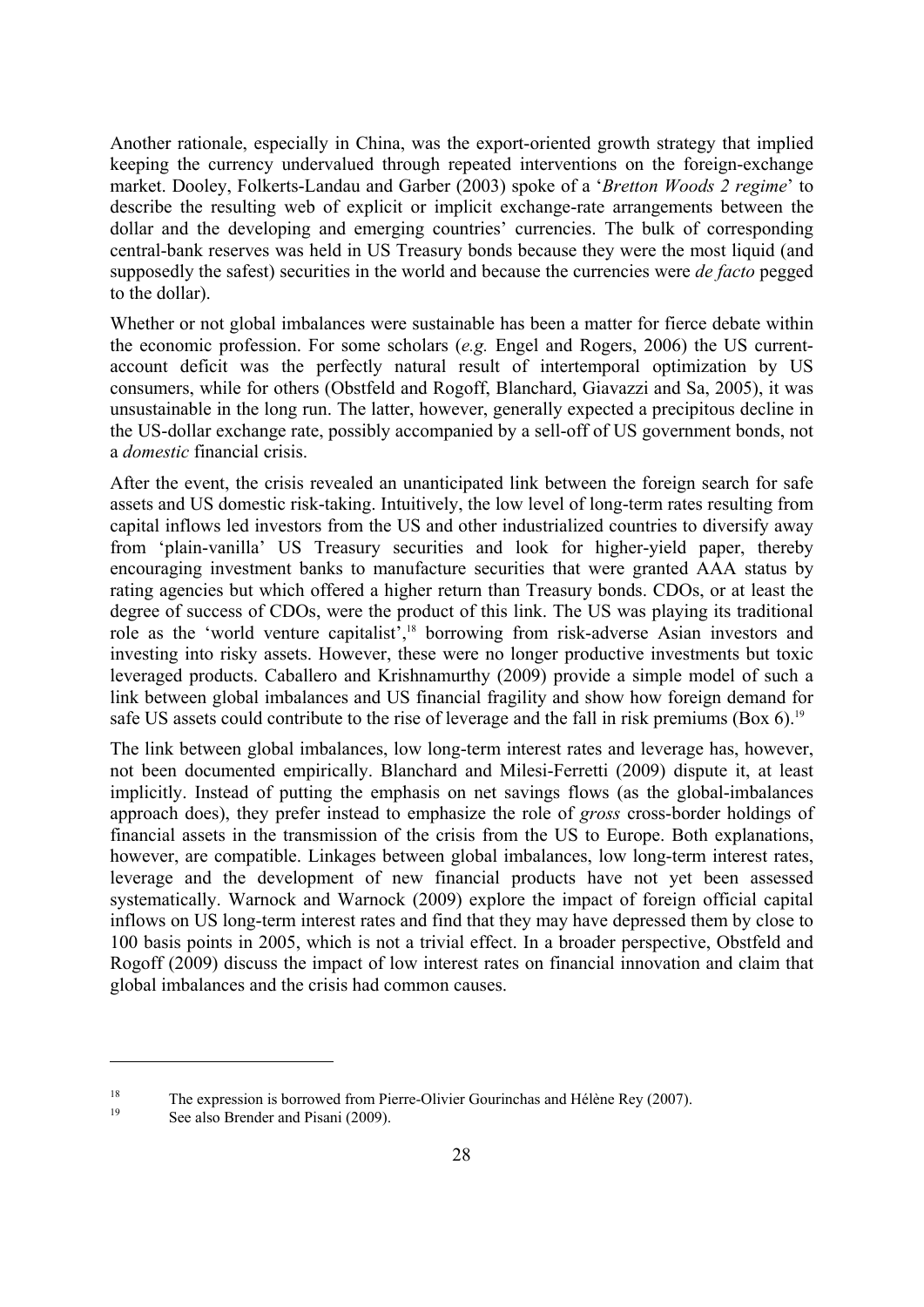Another rationale, especially in China, was the export-oriented growth strategy that implied keeping the currency undervalued through repeated interventions on the foreign-exchange market. Dooley, Folkerts-Landau and Garber (2003) spoke of a '*Bretton Woods 2 regime*' to describe the resulting web of explicit or implicit exchange-rate arrangements between the dollar and the developing and emerging countries' currencies. The bulk of corresponding central-bank reserves was held in US Treasury bonds because they were the most liquid (and supposedly the safest) securities in the world and because the currencies were *de facto* pegged to the dollar).

Whether or not global imbalances were sustainable has been a matter for fierce debate within the economic profession. For some scholars (*e.g.* Engel and Rogers, 2006) the US current-account deficit was the perfectly natural result of intertemporal optimization by US consumers, while for others (Obstfeld and Rogoff, Blanchard, Giavazzi and Sa, 2005), it was unsustainable in the long run. The latter, however, generally expected a precipitous decline in the US-dollar exchange rate, possibly accompanied by a sell-off of US government bonds, not a *domestic* financial crisis.

After the event, the crisis revealed an unanticipated link between the foreign search for safe assets and US domestic risk-taking. Intuitively, the low level of long-term rates resulting from capital inflows led investors from the US and other industrialized countries to diversify away from 'plain-vanilla' US Treasury securities and look for higher-yield paper, thereby encouraging investment banks to manufacture securities that were granted AAA status by rating agencies but which offered a higher return than Treasury bonds. CDOs, or at least the degree of success of CDOs, were the product of this link. The US was playing its traditional role as the 'world venture capitalist',[18] borrowing from risk-adverse Asian investors and investing into risky assets. However, these were no longer productive investments but toxic leveraged products. Caballero and Krishnamurthy (2009) provide a simple model of such a link between global imbalances and US financial fragility and show how foreign demand for safe US assets could contribute to the rise of leverage and the fall in risk premiums (Box 6).[19]

The link between global imbalances, low long-term interest rates and leverage has, however, not been documented empirically. Blanchard and Milesi-Ferretti (2009) dispute it, at least implicitly. Instead of putting the emphasis on net savings flows (as the global-imbalances approach does), they prefer instead to emphasize the role of *gross* cross-border holdings of financial assets in the transmission of the crisis from the US to Europe. Both explanations, however, are compatible. Linkages between global imbalances, low long-term interest rates, leverage and the development of new financial products have not yet been assessed systematically. Warnock and Warnock (2009) explore the impact of foreign official capital inflows on US long-term interest rates and find that they may have depressed them by close to 100 basis points in 2005, which is not a trivial effect. In a broader perspective, Obstfeld and Rogoff (2009) discuss the impact of low interest rates on financial innovation and claim that global imbalances and the crisis had common causes.

---

[18] The expression is borrowed from Pierre-Olivier Gourinchas and Hélène Rey (2007).

[19] See also Brender and Pisani (2009).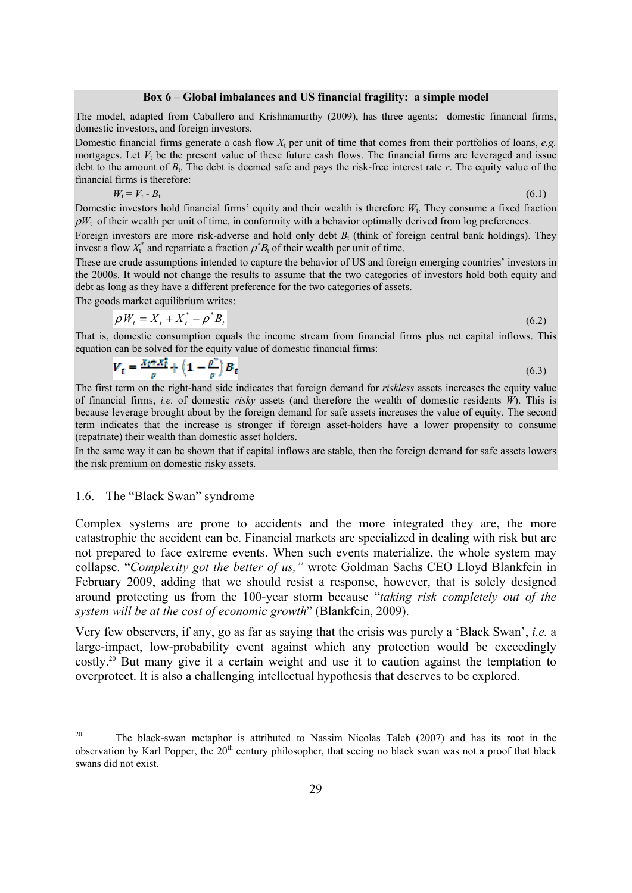**Box 6 – Global imbalances and US financial fragility: a simple model**

The model, adapted from Caballero and Krishnamurthy (2009), has three agents: domestic financial firms, domestic investors, and foreign investors.

Domestic financial firms generate a cash flow $X_t$ per unit of time that comes from their portfolios of loans, *e.g.* mortgages. Let $V_t$ be the present value of these future cash flows. The financial firms are leveraged and issue debt to the amount of $B_t$. The debt is deemed safe and pays the risk-free interest rate $r$. The equity value of the financial firms is therefore:

$$W_t = V_t - B_t \tag{6.1}$$

Domestic investors hold financial firms' equity and their wealth is therefore $W_t$. They consume a fixed fraction $\rho W_t$ of their wealth per unit of time, in conformity with a behavior optimally derived from log preferences.

Foreign investors are more risk-adverse and hold only debt $B_t$ (think of foreign central bank holdings). They invest a flow $X_t^*$ and repatriate a fraction $\rho^* B_t$ of their wealth per unit of time.

These are crude assumptions intended to capture the behavior of US and foreign emerging countries' investors in the 2000s. It would not change the results to assume that the two categories of investors hold both equity and debt as long as they have a different preference for the two categories of assets.

The goods market equilibrium writes:

$$\rho W_t = X_t + X_t^* - \rho^* B_t \tag{6.2}$$

That is, domestic consumption equals the income stream from financial firms plus net capital inflows. This equation can be solved for the equity value of domestic financial firms:

$$V_t = \frac{X_t + X_t^*}{\rho} + \left(1 - \frac{\rho^*}{\rho}\right) B_t \tag{6.3}$$

The first term on the right-hand side indicates that foreign demand for *riskless* assets increases the equity value of financial firms, *i.e.* of domestic *risky* assets (and therefore the wealth of domestic residents $W$). This is because leverage brought about by the foreign demand for safe assets increases the value of equity. The second term indicates that the increase is stronger if foreign asset-holders have a lower propensity to consume (repatriate) their wealth than domestic asset holders.

In the same way it can be shown that if capital inflows are stable, then the foreign demand for safe assets lowers the risk premium on domestic risky assets.

## 1.6. The "Black Swan" syndrome

Complex systems are prone to accidents and the more integrated they are, the more catastrophic the accident can be. Financial markets are specialized in dealing with risk but are not prepared to face extreme events. When such events materialize, the whole system may collapse. "*Complexity got the better of us,"* wrote Goldman Sachs CEO Lloyd Blankfein in February 2009, adding that we should resist a response, however, that is solely designed around protecting us from the 100-year storm because "*taking risk completely out of the system will be at the cost of economic growth*" (Blankfein, 2009).

Very few observers, if any, go as far as saying that the crisis was purely a 'Black Swan', *i.e.* a large-impact, low-probability event against which any protection would be exceedingly costly.[20] But many give it a certain weight and use it to caution against the temptation to overprotect. It is also a challenging intellectual hypothesis that deserves to be explored.

---

[20] The black-swan metaphor is attributed to Nassim Nicolas Taleb (2007) and has its root in the observation by Karl Popper, the 20th century philosopher, that seeing no black swan was not a proof that black swans did not exist.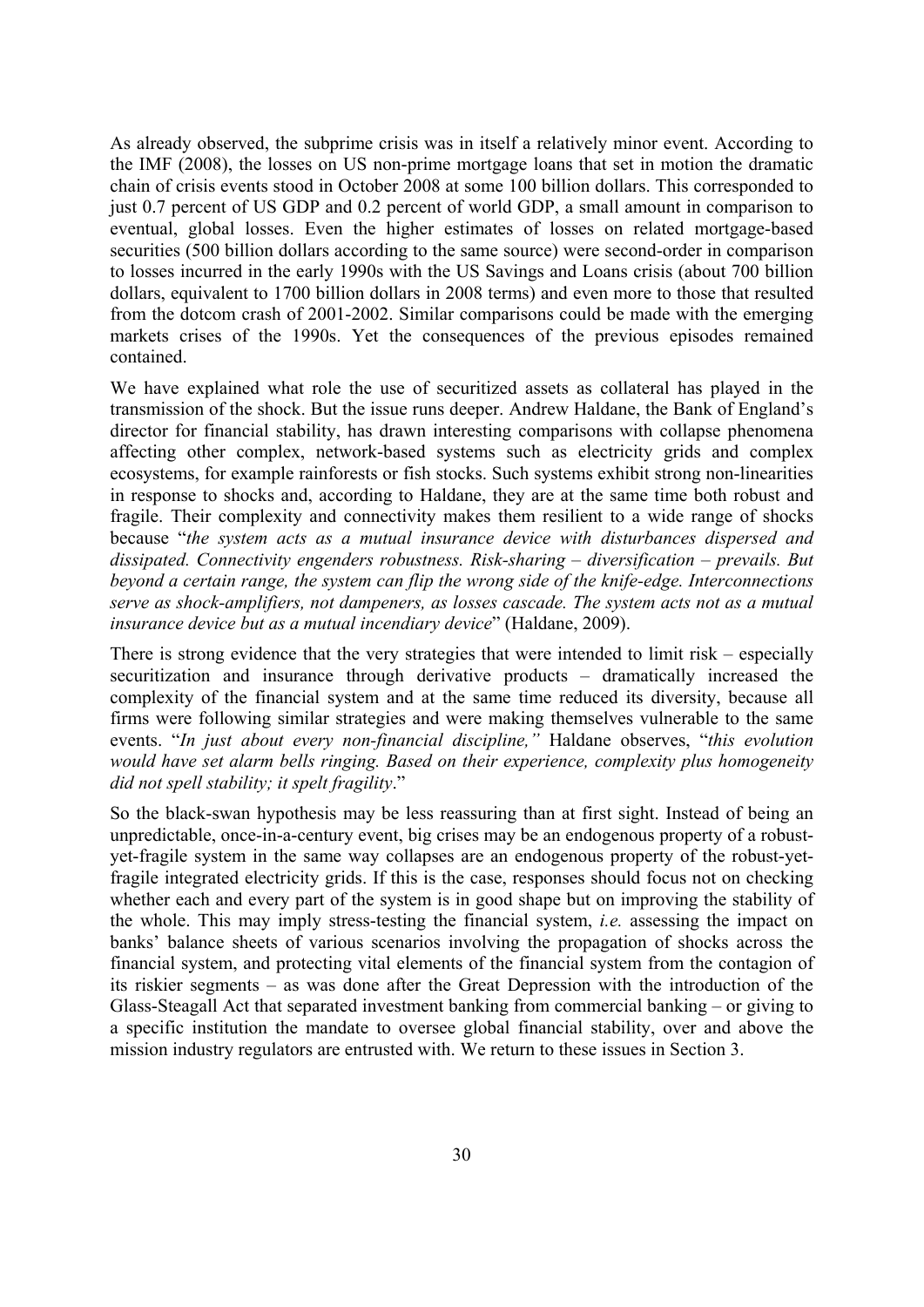As already observed, the subprime crisis was in itself a relatively minor event. According to the IMF (2008), the losses on US non-prime mortgage loans that set in motion the dramatic chain of crisis events stood in October 2008 at some 100 billion dollars. This corresponded to just 0.7 percent of US GDP and 0.2 percent of world GDP, a small amount in comparison to eventual, global losses. Even the higher estimates of losses on related mortgage-based securities (500 billion dollars according to the same source) were second-order in comparison to losses incurred in the early 1990s with the US Savings and Loans crisis (about 700 billion dollars, equivalent to 1700 billion dollars in 2008 terms) and even more to those that resulted from the dotcom crash of 2001-2002. Similar comparisons could be made with the emerging markets crises of the 1990s. Yet the consequences of the previous episodes remained contained.

We have explained what role the use of securitized assets as collateral has played in the transmission of the shock. But the issue runs deeper. Andrew Haldane, the Bank of England's director for financial stability, has drawn interesting comparisons with collapse phenomena affecting other complex, network-based systems such as electricity grids and complex ecosystems, for example rainforests or fish stocks. Such systems exhibit strong non-linearities in response to shocks and, according to Haldane, they are at the same time both robust and fragile. Their complexity and connectivity makes them resilient to a wide range of shocks because "*the system acts as a mutual insurance device with disturbances dispersed and dissipated. Connectivity engenders robustness. Risk-sharing – diversification – prevails. But beyond a certain range, the system can flip the wrong side of the knife-edge. Interconnections serve as shock-amplifiers, not dampeners, as losses cascade. The system acts not as a mutual insurance device but as a mutual incendiary device*" (Haldane, 2009).

There is strong evidence that the very strategies that were intended to limit risk – especially securitization and insurance through derivative products – dramatically increased the complexity of the financial system and at the same time reduced its diversity, because all firms were following similar strategies and were making themselves vulnerable to the same events. "*In just about every non-financial discipline,"* Haldane observes, "*this evolution would have set alarm bells ringing. Based on their experience, complexity plus homogeneity did not spell stability; it spelt fragility*."

So the black-swan hypothesis may be less reassuring than at first sight. Instead of being an unpredictable, once-in-a-century event, big crises may be an endogenous property of a robust-yet-fragile system in the same way collapses are an endogenous property of the robust-yet-fragile integrated electricity grids. If this is the case, responses should focus not on checking whether each and every part of the system is in good shape but on improving the stability of the whole. This may imply stress-testing the financial system, *i.e.* assessing the impact on banks' balance sheets of various scenarios involving the propagation of shocks across the financial system, and protecting vital elements of the financial system from the contagion of its riskier segments – as was done after the Great Depression with the introduction of the Glass-Steagall Act that separated investment banking from commercial banking – or giving to a specific institution the mandate to oversee global financial stability, over and above the mission industry regulators are entrusted with. We return to these issues in Section 3.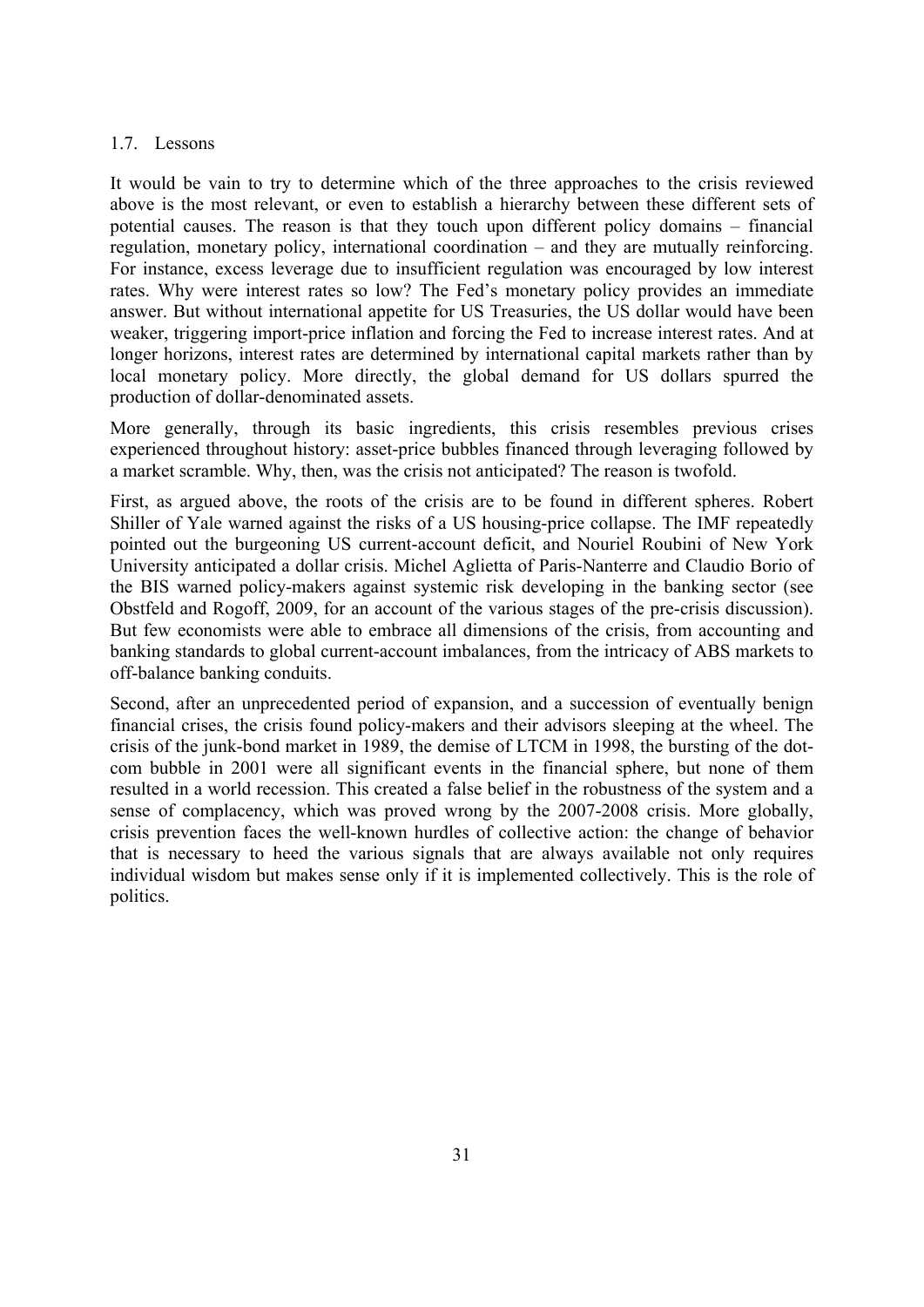### 1.7. Lessons

It would be vain to try to determine which of the three approaches to the crisis reviewed above is the most relevant, or even to establish a hierarchy between these different sets of potential causes. The reason is that they touch upon different policy domains – financial regulation, monetary policy, international coordination – and they are mutually reinforcing. For instance, excess leverage due to insufficient regulation was encouraged by low interest rates. Why were interest rates so low? The Fed's monetary policy provides an immediate answer. But without international appetite for US Treasuries, the US dollar would have been weaker, triggering import-price inflation and forcing the Fed to increase interest rates. And at longer horizons, interest rates are determined by international capital markets rather than by local monetary policy. More directly, the global demand for US dollars spurred the production of dollar-denominated assets.

More generally, through its basic ingredients, this crisis resembles previous crises experienced throughout history: asset-price bubbles financed through leveraging followed by a market scramble. Why, then, was the crisis not anticipated? The reason is twofold.

First, as argued above, the roots of the crisis are to be found in different spheres. Robert Shiller of Yale warned against the risks of a US housing-price collapse. The IMF repeatedly pointed out the burgeoning US current-account deficit, and Nouriel Roubini of New York University anticipated a dollar crisis. Michel Aglietta of Paris-Nanterre and Claudio Borio of the BIS warned policy-makers against systemic risk developing in the banking sector (see Obstfeld and Rogoff, 2009, for an account of the various stages of the pre-crisis discussion). But few economists were able to embrace all dimensions of the crisis, from accounting and banking standards to global current-account imbalances, from the intricacy of ABS markets to off-balance banking conduits.

Second, after an unprecedented period of expansion, and a succession of eventually benign financial crises, the crisis found policy-makers and their advisors sleeping at the wheel. The crisis of the junk-bond market in 1989, the demise of LTCM in 1998, the bursting of the dot-com bubble in 2001 were all significant events in the financial sphere, but none of them resulted in a world recession. This created a false belief in the robustness of the system and a sense of complacency, which was proved wrong by the 2007-2008 crisis. More globally, crisis prevention faces the well-known hurdles of collective action: the change of behavior that is necessary to heed the various signals that are always available not only requires individual wisdom but makes sense only if it is implemented collectively. This is the role of politics.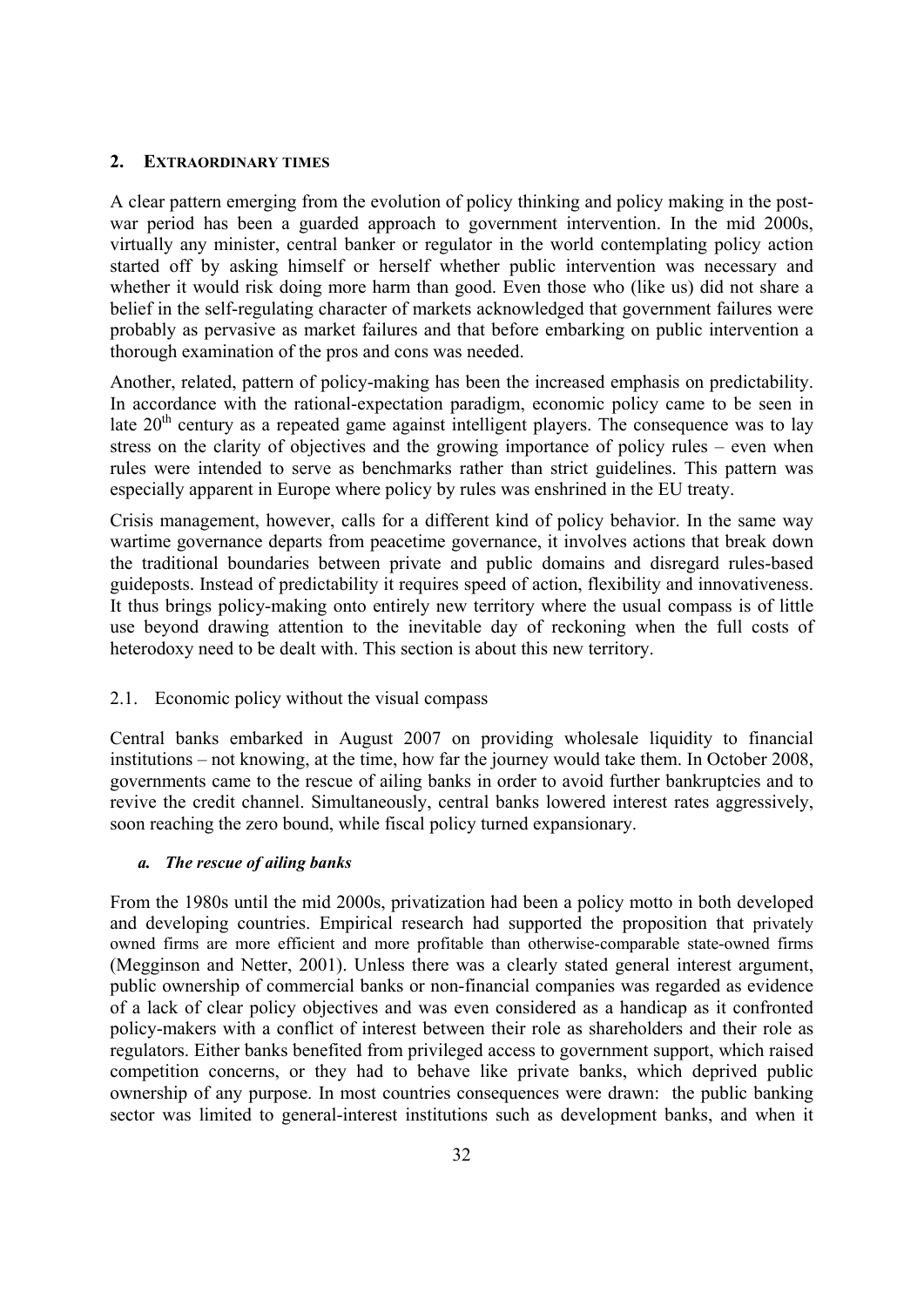## 2. EXTRAORDINARY TIMES

A clear pattern emerging from the evolution of policy thinking and policy making in the post-war period has been a guarded approach to government intervention. In the mid 2000s, virtually any minister, central banker or regulator in the world contemplating policy action started off by asking himself or herself whether public intervention was necessary and whether it would risk doing more harm than good. Even those who (like us) did not share a belief in the self-regulating character of markets acknowledged that government failures were probably as pervasive as market failures and that before embarking on public intervention a thorough examination of the pros and cons was needed.

Another, related, pattern of policy-making has been the increased emphasis on predictability. In accordance with the rational-expectation paradigm, economic policy came to be seen in late 20[th] century as a repeated game against intelligent players. The consequence was to lay stress on the clarity of objectives and the growing importance of policy rules – even when rules were intended to serve as benchmarks rather than strict guidelines. This pattern was especially apparent in Europe where policy by rules was enshrined in the EU treaty.

Crisis management, however, calls for a different kind of policy behavior. In the same way wartime governance departs from peacetime governance, it involves actions that break down the traditional boundaries between private and public domains and disregard rules-based guideposts. Instead of predictability it requires speed of action, flexibility and innovativeness. It thus brings policy-making onto entirely new territory where the usual compass is of little use beyond drawing attention to the inevitable day of reckoning when the full costs of heterodoxy need to be dealt with. This section is about this new territory.

### 2.1. Economic policy without the visual compass

Central banks embarked in August 2007 on providing wholesale liquidity to financial institutions – not knowing, at the time, how far the journey would take them. In October 2008, governments came to the rescue of ailing banks in order to avoid further bankruptcies and to revive the credit channel. Simultaneously, central banks lowered interest rates aggressively, soon reaching the zero bound, while fiscal policy turned expansionary.

#### *a. The rescue of ailing banks*

From the 1980s until the mid 2000s, privatization had been a policy motto in both developed and developing countries. Empirical research had supported the proposition that privately owned firms are more efficient and more profitable than otherwise-comparable state-owned firms (Megginson and Netter, 2001). Unless there was a clearly stated general interest argument, public ownership of commercial banks or non-financial companies was regarded as evidence of a lack of clear policy objectives and was even considered as a handicap as it confronted policy-makers with a conflict of interest between their role as shareholders and their role as regulators. Either banks benefited from privileged access to government support, which raised competition concerns, or they had to behave like private banks, which deprived public ownership of any purpose. In most countries consequences were drawn: the public banking sector was limited to general-interest institutions such as development banks, and when it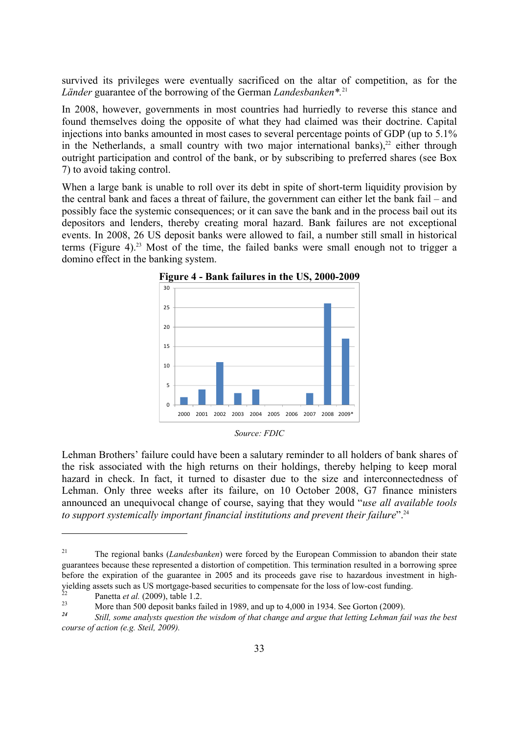survived its privileges were eventually sacrificed on the altar of competition, as for the *Länder* guarantee of the borrowing of the German *Landesbanken*\*.[21]

In 2008, however, governments in most countries had hurriedly to reverse this stance and found themselves doing the opposite of what they had claimed was their doctrine. Capital injections into banks amounted in most cases to several percentage points of GDP (up to 5.1% in the Netherlands, a small country with two major international banks),[22] either through outright participation and control of the bank, or by subscribing to preferred shares (see Box 7) to avoid taking control.

When a large bank is unable to roll over its debt in spite of short-term liquidity provision by the central bank and faces a threat of failure, the government can either let the bank fail – and possibly face the systemic consequences; or it can save the bank and in the process bail out its depositors and lenders, thereby creating moral hazard. Bank failures are not exceptional events. In 2008, 26 US deposit banks were allowed to fail, a number still small in historical terms (Figure 4).[23] Most of the time, the failed banks were small enough not to trigger a domino effect in the banking system.

**Figure 4 - Bank failures in the US, 2000-2009**

| Year | Bank failures |
|---|---|
| 2000 | 2 |
| 2001 | 4 |
| 2002 | 11 |
| 2003 | 3 |
| 2004 | 4 |
| 2005 | 0 |
| 2006 | 0 |
| 2007 | 3 |
| 2008 | 26 |
| 2009* | 17 |

*Source: FDIC*

Lehman Brothers' failure could have been a salutary reminder to all holders of bank shares of the risk associated with the high returns on their holdings, thereby helping to keep moral hazard in check. In fact, it turned to disaster due to the size and interconnectedness of Lehman. Only three weeks after its failure, on 10 October 2008, G7 finance ministers announced an unequivocal change of course, saying that they would "*use all available tools to support systemically important financial institutions and prevent their failure*".[24]

---

[21] The regional banks (*Landesbanken*) were forced by the European Commission to abandon their state guarantees because these represented a distortion of competition. This termination resulted in a borrowing spree before the expiration of the guarantee in 2005 and its proceeds gave rise to hazardous investment in high-yielding assets such as US mortgage-based securities to compensate for the loss of low-cost funding.

[22] Panetta *et al.* (2009), table 1.2.

[23] More than 500 deposit banks failed in 1989, and up to 4,000 in 1934. See Gorton (2009).

[24] *Still, some analysts question the wisdom of that change and argue that letting Lehman fail was the best course of action (e.g. Steil, 2009).*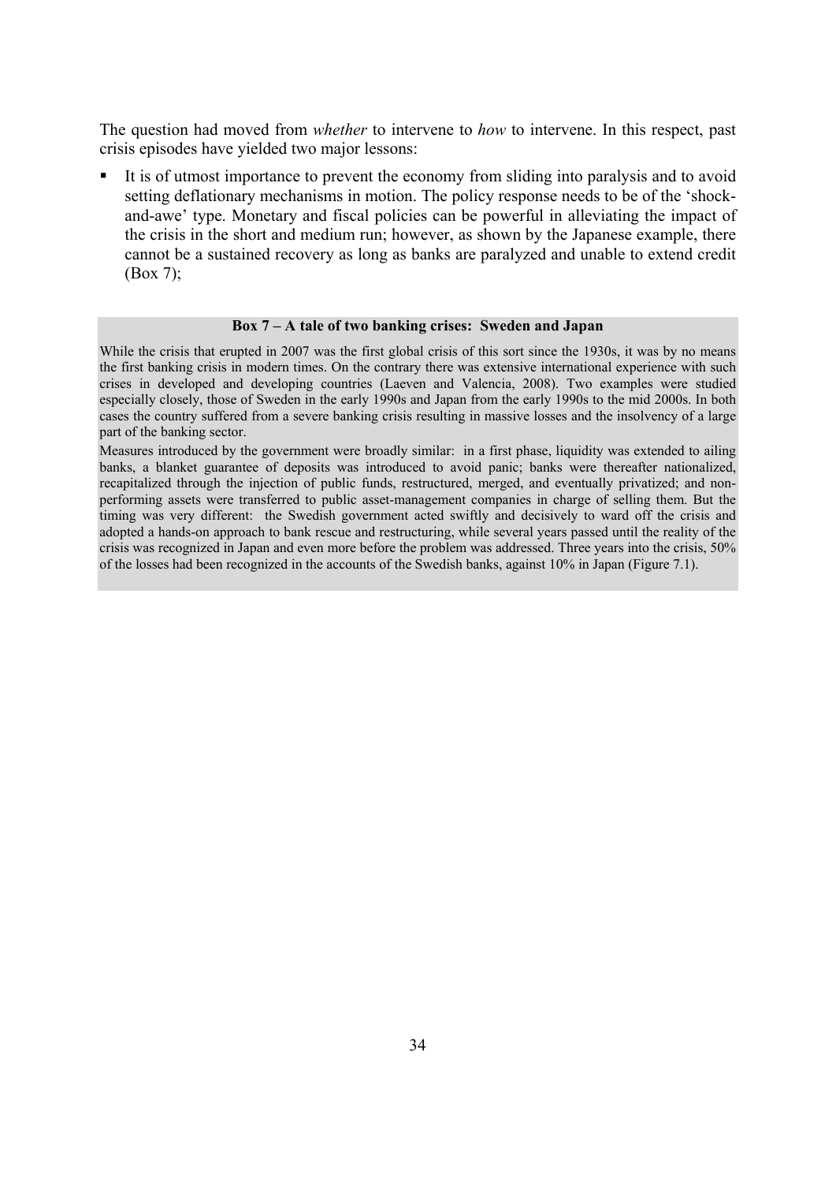The question had moved from *whether* to intervene to *how* to intervene. In this respect, past crisis episodes have yielded two major lessons:

- It is of utmost importance to prevent the economy from sliding into paralysis and to avoid setting deflationary mechanisms in motion. The policy response needs to be of the 'shock-and-awe' type. Monetary and fiscal policies can be powerful in alleviating the impact of the crisis in the short and medium run; however, as shown by the Japanese example, there cannot be a sustained recovery as long as banks are paralyzed and unable to extend credit (Box 7);

**Box 7 – A tale of two banking crises: Sweden and Japan**

While the crisis that erupted in 2007 was the first global crisis of this sort since the 1930s, it was by no means the first banking crisis in modern times. On the contrary there was extensive international experience with such crises in developed and developing countries (Laeven and Valencia, 2008). Two examples were studied especially closely, those of Sweden in the early 1990s and Japan from the early 1990s to the mid 2000s. In both cases the country suffered from a severe banking crisis resulting in massive losses and the insolvency of a large part of the banking sector.

Measures introduced by the government were broadly similar: in a first phase, liquidity was extended to ailing banks, a blanket guarantee of deposits was introduced to avoid panic; banks were thereafter nationalized, recapitalized through the injection of public funds, restructured, merged, and eventually privatized; and non-performing assets were transferred to public asset-management companies in charge of selling them. But the timing was very different: the Swedish government acted swiftly and decisively to ward off the crisis and adopted a hands-on approach to bank rescue and restructuring, while several years passed until the reality of the crisis was recognized in Japan and even more before the problem was addressed. Three years into the crisis, 50% of the losses had been recognized in the accounts of the Swedish banks, against 10% in Japan (Figure 7.1).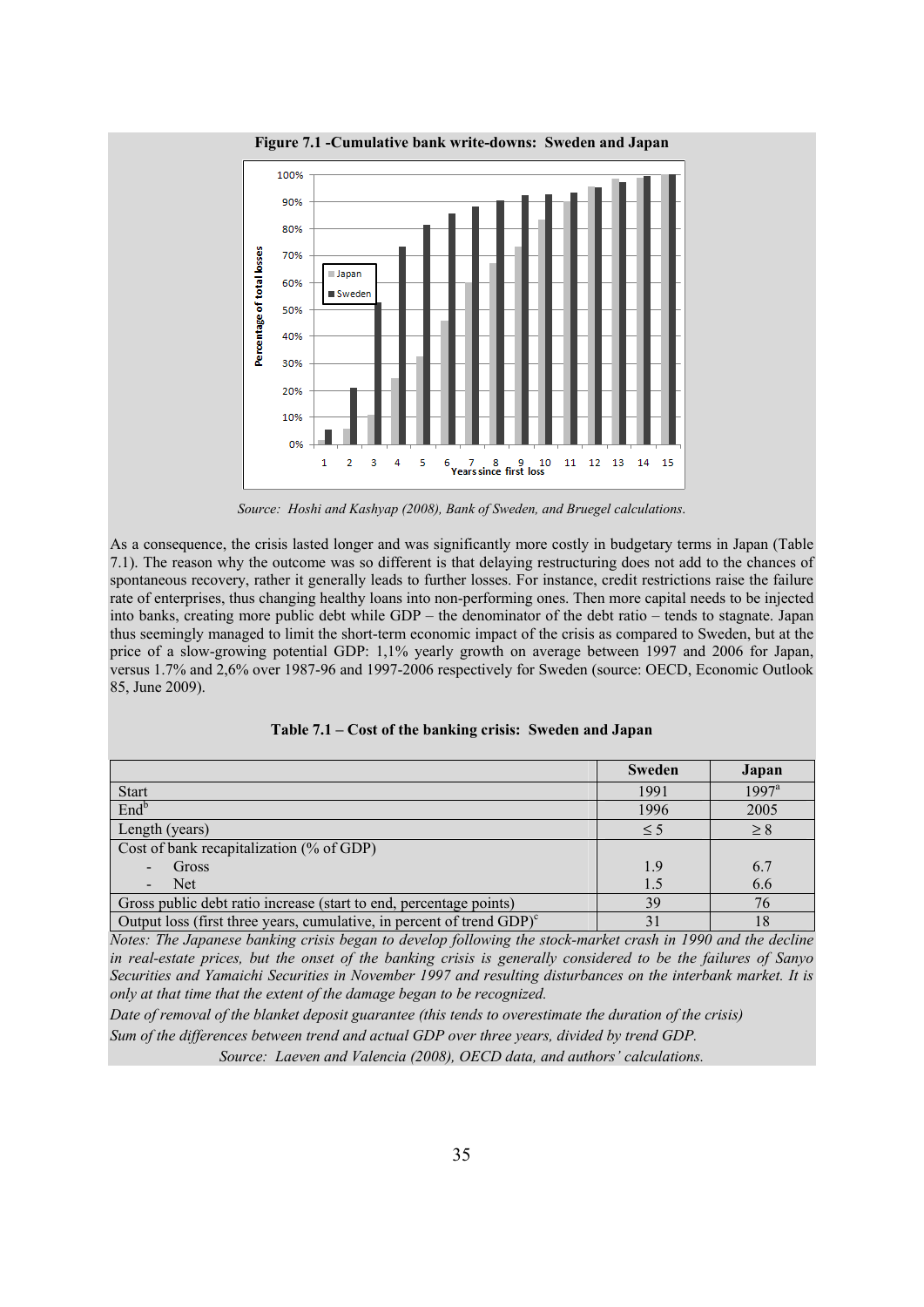**Figure 7.1 -Cumulative bank write-downs: Sweden and Japan**

*Source: Hoshi and Kashyap (2008), Bank of Sweden, and Bruegel calculations.*

As a consequence, the crisis lasted longer and was significantly more costly in budgetary terms in Japan (Table 7.1). The reason why the outcome was so different is that delaying restructuring does not add to the chances of spontaneous recovery, rather it generally leads to further losses. For instance, credit restrictions raise the failure rate of enterprises, thus changing healthy loans into non-performing ones. Then more capital needs to be injected into banks, creating more public debt while GDP – the denominator of the debt ratio – tends to stagnate. Japan thus seemingly managed to limit the short-term economic impact of the crisis as compared to Sweden, but at the price of a slow-growing potential GDP: 1,1% yearly growth on average between 1997 and 2006 for Japan, versus 1.7% and 2,6% over 1987-96 and 1997-2006 respectively for Sweden (source: OECD, Economic Outlook 85, June 2009).

**Table 7.1 – Cost of the banking crisis: Sweden and Japan**

| | Sweden | Japan |
|---|---|---|
| Start | 1991 | 1997[a] |
| End[b] | 1996 | 2005 |
| Length (years) | ≤ 5 | ≥ 8 |
| Cost of bank recapitalization (% of GDP) | | |
| - Gross | 1.9 | 6.7 |
| - Net | 1.5 | 6.6 |
| Gross public debt ratio increase (start to end, percentage points) | 39 | 76 |
| Output loss (first three years, cumulative, in percent of trend GDP)[c] | 31 | 18 |

*Notes: The Japanese banking crisis began to develop following the stock-market crash in 1990 and the decline in real-estate prices, but the onset of the banking crisis is generally considered to be the failures of Sanyo Securities and Yamaichi Securities in November 1997 and resulting disturbances on the interbank market. It is only at that time that the extent of the damage began to be recognized.*

*Date of removal of the blanket deposit guarantee (this tends to overestimate the duration of the crisis)*

*Sum of the differences between trend and actual GDP over three years, divided by trend GDP.*

*Source: Laeven and Valencia (2008), OECD data, and authors' calculations.*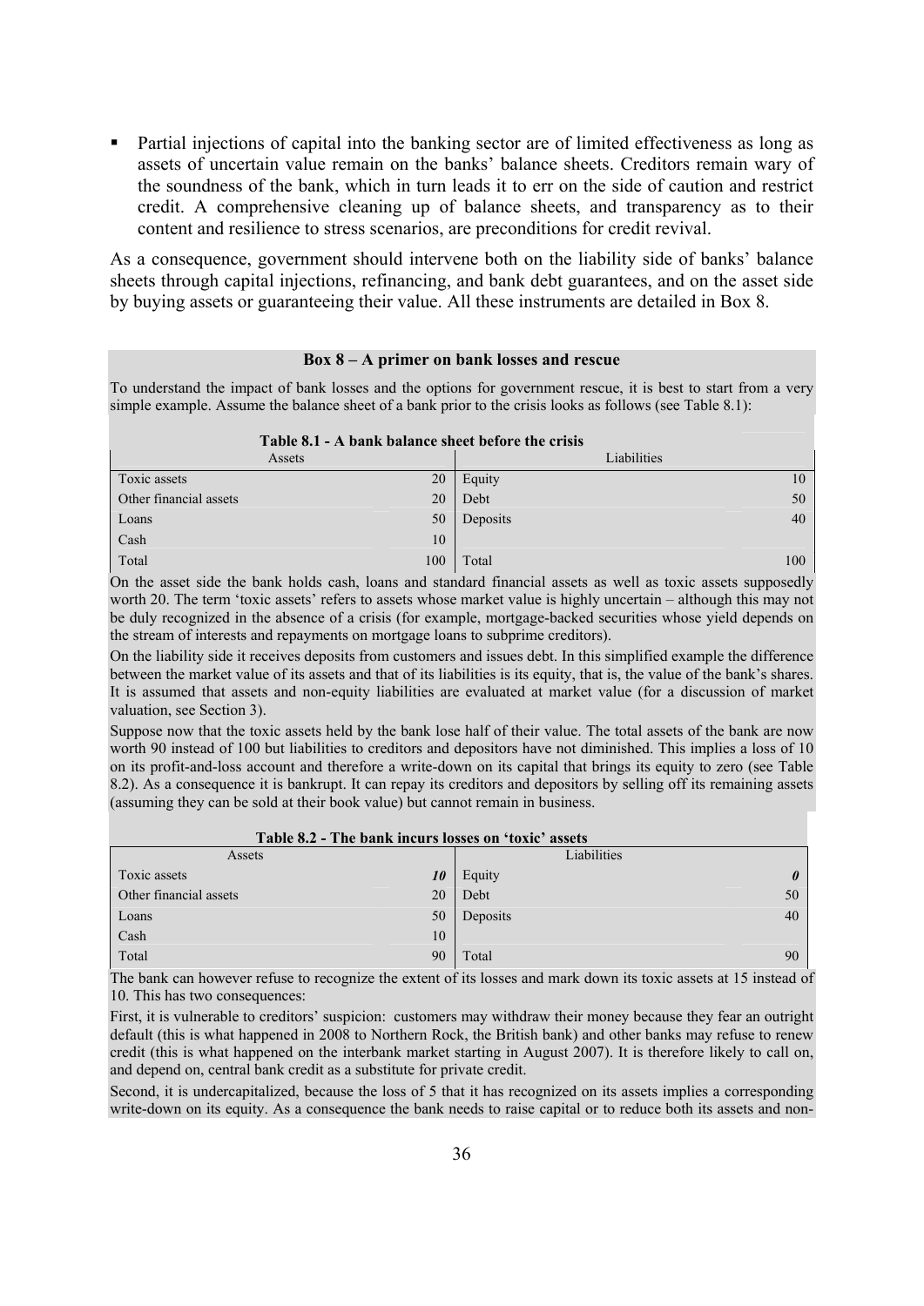- Partial injections of capital into the banking sector are of limited effectiveness as long as assets of uncertain value remain on the banks' balance sheets. Creditors remain wary of the soundness of the bank, which in turn leads it to err on the side of caution and restrict credit. A comprehensive cleaning up of balance sheets, and transparency as to their content and resilience to stress scenarios, are preconditions for credit revival.

As a consequence, government should intervene both on the liability side of banks' balance sheets through capital injections, refinancing, and bank debt guarantees, and on the asset side by buying assets or guaranteeing their value. All these instruments are detailed in Box 8.

**Box 8 – A primer on bank losses and rescue**

To understand the impact of bank losses and the options for government rescue, it is best to start from a very simple example. Assume the balance sheet of a bank prior to the crisis looks as follows (see Table 8.1):

**Table 8.1 - A bank balance sheet before the crisis**

| Assets | | Liabilities | |
|---|---|---|---|
| Toxic assets | 20 | Equity | 10 |
| Other financial assets | 20 | Debt | 50 |
| Loans | 50 | Deposits | 40 |
| Cash | 10 | | |
| Total | 100 | Total | 100 |

On the asset side the bank holds cash, loans and standard financial assets as well as toxic assets supposedly worth 20. The term 'toxic assets' refers to assets whose market value is highly uncertain – although this may not be duly recognized in the absence of a crisis (for example, mortgage-backed securities whose yield depends on the stream of interests and repayments on mortgage loans to subprime creditors).

On the liability side it receives deposits from customers and issues debt. In this simplified example the difference between the market value of its assets and that of its liabilities is its equity, that is, the value of the bank's shares. It is assumed that assets and non-equity liabilities are evaluated at market value (for a discussion of market valuation, see Section 3).

Suppose now that the toxic assets held by the bank lose half of their value. The total assets of the bank are now worth 90 instead of 100 but liabilities to creditors and depositors have not diminished. This implies a loss of 10 on its profit-and-loss account and therefore a write-down on its capital that brings its equity to zero (see Table 8.2). As a consequence it is bankrupt. It can repay its creditors and depositors by selling off its remaining assets (assuming they can be sold at their book value) but cannot remain in business.

**Table 8.2 - The bank incurs losses on 'toxic' assets**

| Assets | | Liabilities | |
|---|---|---|---|
| Toxic assets | ***10*** | Equity | ***0*** |
| Other financial assets | 20 | Debt | 50 |
| Loans | 50 | Deposits | 40 |
| Cash | 10 | | |
| Total | 90 | Total | 90 |

The bank can however refuse to recognize the extent of its losses and mark down its toxic assets at 15 instead of 10. This has two consequences:

First, it is vulnerable to creditors' suspicion: customers may withdraw their money because they fear an outright default (this is what happened in 2008 to Northern Rock, the British bank) and other banks may refuse to renew credit (this is what happened on the interbank market starting in August 2007). It is therefore likely to call on, and depend on, central bank credit as a substitute for private credit.

Second, it is undercapitalized, because the loss of 5 that it has recognized on its assets implies a corresponding write-down on its equity. As a consequence the bank needs to raise capital or to reduce both its assets and non-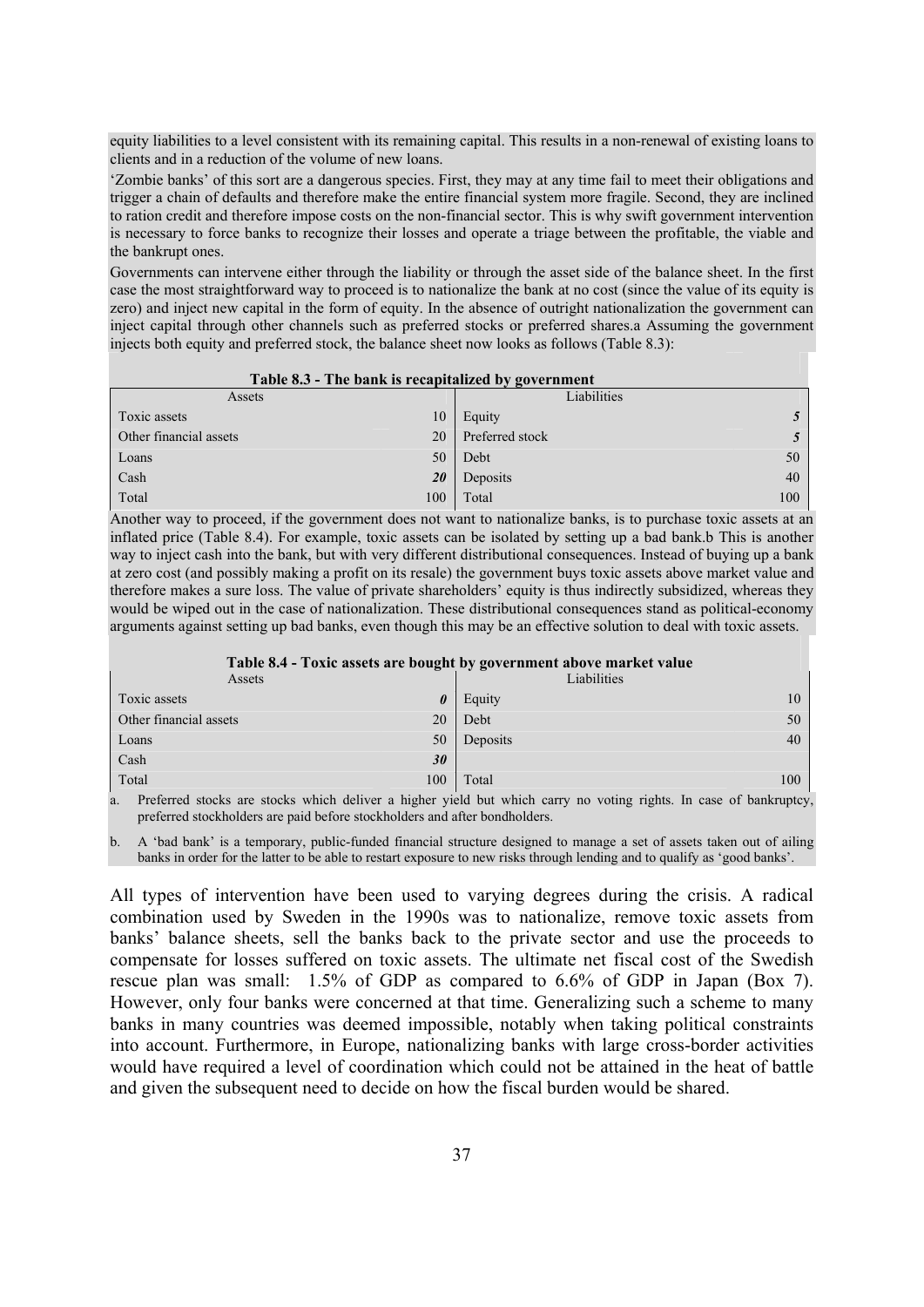equity liabilities to a level consistent with its remaining capital. This results in a non-renewal of existing loans to clients and in a reduction of the volume of new loans.

'Zombie banks' of this sort are a dangerous species. First, they may at any time fail to meet their obligations and trigger a chain of defaults and therefore make the entire financial system more fragile. Second, they are inclined to ration credit and therefore impose costs on the non-financial sector. This is why swift government intervention is necessary to force banks to recognize their losses and operate a triage between the profitable, the viable and the bankrupt ones.

Governments can intervene either through the liability or through the asset side of the balance sheet. In the first case the most straightforward way to proceed is to nationalize the bank at no cost (since the value of its equity is zero) and inject new capital in the form of equity. In the absence of outright nationalization the government can inject capital through other channels such as preferred stocks or preferred shares.[a] Assuming the government injects both equity and preferred stock, the balance sheet now looks as follows (Table 8.3):

**Table 8.3 - The bank is recapitalized by government**

| Assets | | Liabilities | |
|---|---|---|---|
| Toxic assets | 10 | Equity | ***5*** |
| Other financial assets | 20 | Preferred stock | ***5*** |
| Loans | 50 | Debt | 50 |
| Cash | ***20*** | Deposits | 40 |
| Total | 100 | Total | 100 |

Another way to proceed, if the government does not want to nationalize banks, is to purchase toxic assets at an inflated price (Table 8.4). For example, toxic assets can be isolated by setting up a bad bank.[b] This is another way to inject cash into the bank, but with very different distributional consequences. Instead of buying up a bank at zero cost (and possibly making a profit on its resale) the government buys toxic assets above market value and therefore makes a sure loss. The value of private shareholders' equity is thus indirectly subsidized, whereas they would be wiped out in the case of nationalization. These distributional consequences stand as political-economy arguments against setting up bad banks, even though this may be an effective solution to deal with toxic assets.

**Table 8.4 - Toxic assets are bought by government above market value**

| Assets | | Liabilities | |
|---|---|---|---|
| Toxic assets | ***0*** | Equity | 10 |
| Other financial assets | 20 | Debt | 50 |
| Loans | 50 | Deposits | 40 |
| Cash | ***30*** | | |
| Total | 100 | Total | 100 |

a. Preferred stocks are stocks which deliver a higher yield but which carry no voting rights. In case of bankruptcy, preferred stockholders are paid before stockholders and after bondholders.

b. A 'bad bank' is a temporary, public-funded financial structure designed to manage a set of assets taken out of ailing banks in order for the latter to be able to restart exposure to new risks through lending and to qualify as 'good banks'.

All types of intervention have been used to varying degrees during the crisis. A radical combination used by Sweden in the 1990s was to nationalize, remove toxic assets from banks' balance sheets, sell the banks back to the private sector and use the proceeds to compensate for losses suffered on toxic assets. The ultimate net fiscal cost of the Swedish rescue plan was small: 1.5% of GDP as compared to 6.6% of GDP in Japan (Box 7). However, only four banks were concerned at that time. Generalizing such a scheme to many banks in many countries was deemed impossible, notably when taking political constraints into account. Furthermore, in Europe, nationalizing banks with large cross-border activities would have required a level of coordination which could not be attained in the heat of battle and given the subsequent need to decide on how the fiscal burden would be shared.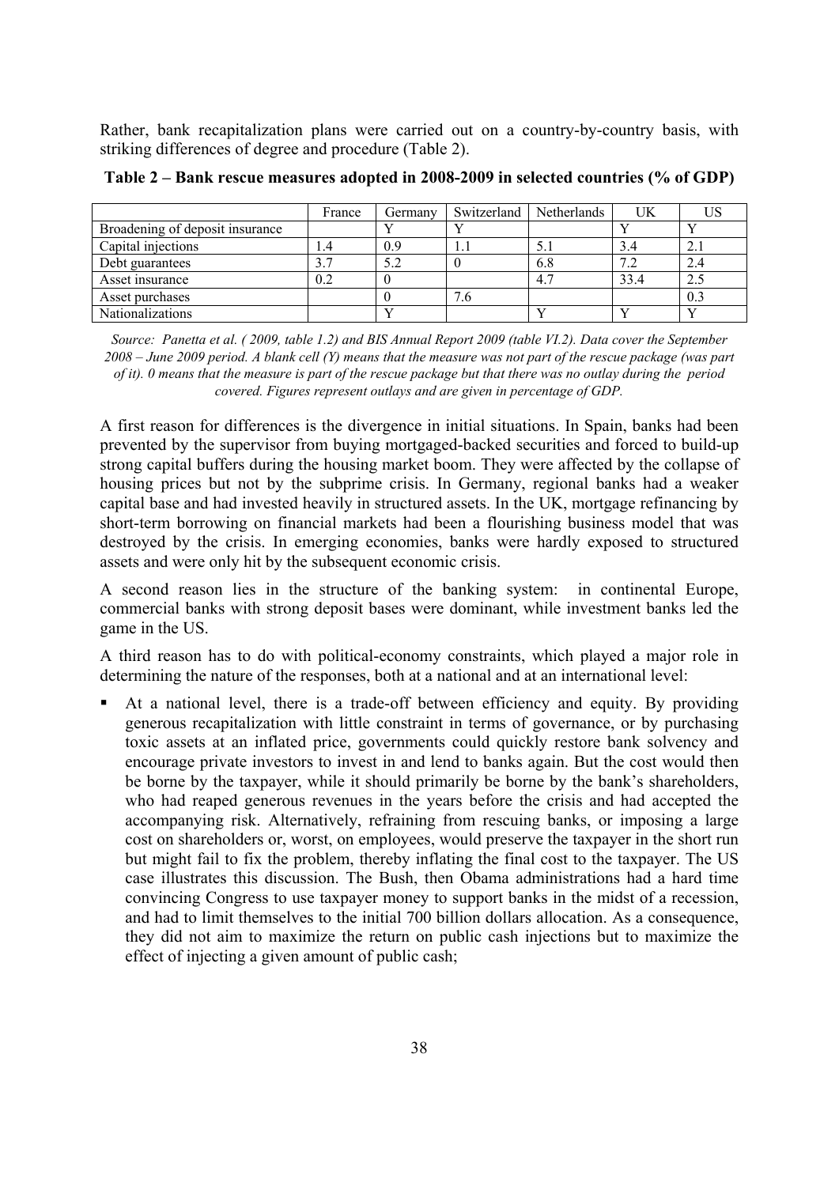Rather, bank recapitalization plans were carried out on a country-by-country basis, with striking differences of degree and procedure (Table 2).

**Table 2 – Bank rescue measures adopted in 2008-2009 in selected countries (% of GDP)**

| | France | Germany | Switzerland | Netherlands | UK | US |
|---|---|---|---|---|---|---|
| Broadening of deposit insurance | | Y | Y | | Y | Y |
| Capital injections | 1.4 | 0.9 | 1.1 | 5.1 | 3.4 | 2.1 |
| Debt guarantees | 3.7 | 5.2 | 0 | 6.8 | 7.2 | 2.4 |
| Asset insurance | 0.2 | 0 | | 4.7 | 33.4 | 2.5 |
| Asset purchases | | 0 | 7.6 | | | 0.3 |
| Nationalizations | | Y | | Y | Y | Y |

*Source: Panetta et al. ( 2009, table 1.2) and BIS Annual Report 2009 (table VI.2). Data cover the September 2008 – June 2009 period. A blank cell (Y) means that the measure was not part of the rescue package (was part of it). 0 means that the measure is part of the rescue package but that there was no outlay during the period covered. Figures represent outlays and are given in percentage of GDP.*

A first reason for differences is the divergence in initial situations. In Spain, banks had been prevented by the supervisor from buying mortgaged-backed securities and forced to build-up strong capital buffers during the housing market boom. They were affected by the collapse of housing prices but not by the subprime crisis. In Germany, regional banks had a weaker capital base and had invested heavily in structured assets. In the UK, mortgage refinancing by short-term borrowing on financial markets had been a flourishing business model that was destroyed by the crisis. In emerging economies, banks were hardly exposed to structured assets and were only hit by the subsequent economic crisis.

A second reason lies in the structure of the banking system: in continental Europe, commercial banks with strong deposit bases were dominant, while investment banks led the game in the US.

A third reason has to do with political-economy constraints, which played a major role in determining the nature of the responses, both at a national and at an international level:

- At a national level, there is a trade-off between efficiency and equity. By providing generous recapitalization with little constraint in terms of governance, or by purchasing toxic assets at an inflated price, governments could quickly restore bank solvency and encourage private investors to invest in and lend to banks again. But the cost would then be borne by the taxpayer, while it should primarily be borne by the bank's shareholders, who had reaped generous revenues in the years before the crisis and had accepted the accompanying risk. Alternatively, refraining from rescuing banks, or imposing a large cost on shareholders or, worst, on employees, would preserve the taxpayer in the short run but might fail to fix the problem, thereby inflating the final cost to the taxpayer. The US case illustrates this discussion. The Bush, then Obama administrations had a hard time convincing Congress to use taxpayer money to support banks in the midst of a recession, and had to limit themselves to the initial 700 billion dollars allocation. As a consequence, they did not aim to maximize the return on public cash injections but to maximize the effect of injecting a given amount of public cash;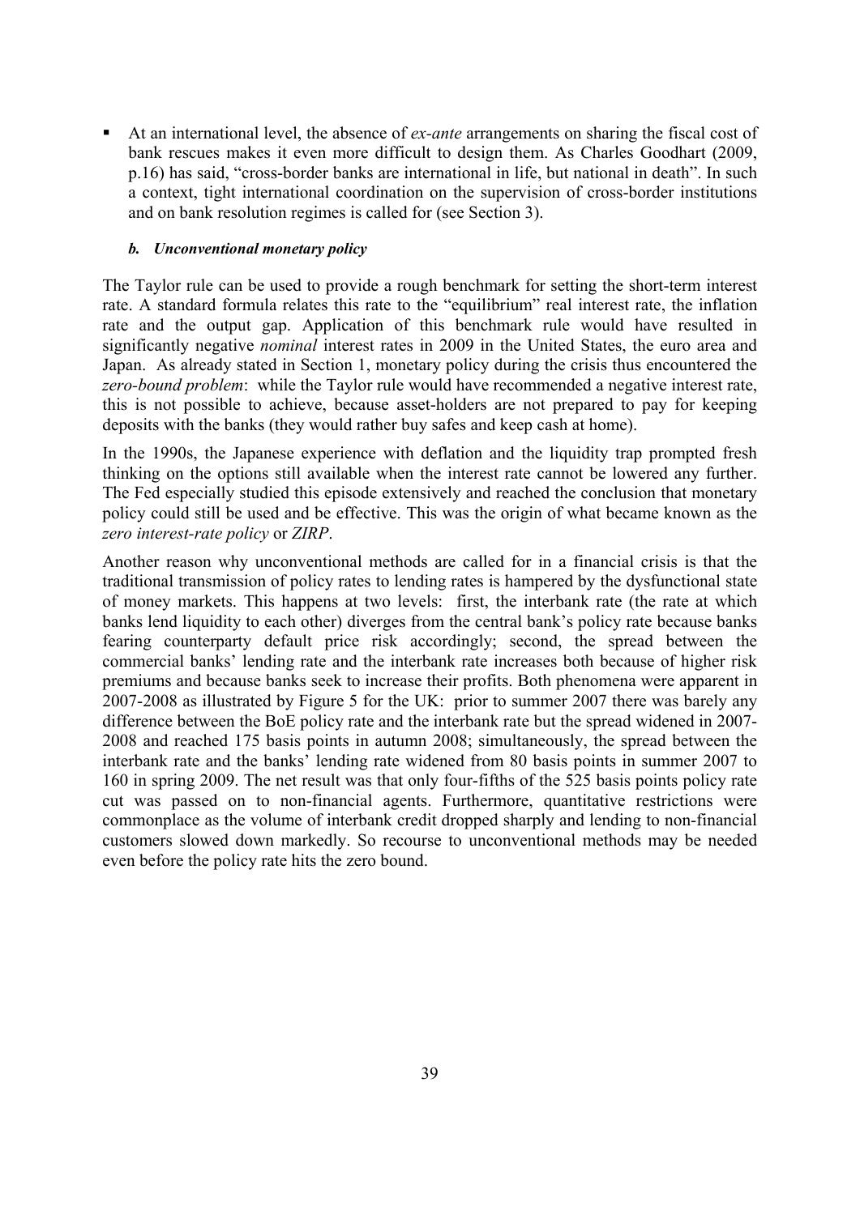- At an international level, the absence of *ex-ante* arrangements on sharing the fiscal cost of bank rescues makes it even more difficult to design them. As Charles Goodhart (2009, p.16) has said, "cross-border banks are international in life, but national in death". In such a context, tight international coordination on the supervision of cross-border institutions and on bank resolution regimes is called for (see Section 3).

#### *b. Unconventional monetary policy*

The Taylor rule can be used to provide a rough benchmark for setting the short-term interest rate. A standard formula relates this rate to the "equilibrium" real interest rate, the inflation rate and the output gap. Application of this benchmark rule would have resulted in significantly negative *nominal* interest rates in 2009 in the United States, the euro area and Japan. As already stated in Section 1, monetary policy during the crisis thus encountered the *zero-bound problem*: while the Taylor rule would have recommended a negative interest rate, this is not possible to achieve, because asset-holders are not prepared to pay for keeping deposits with the banks (they would rather buy safes and keep cash at home).

In the 1990s, the Japanese experience with deflation and the liquidity trap prompted fresh thinking on the options still available when the interest rate cannot be lowered any further. The Fed especially studied this episode extensively and reached the conclusion that monetary policy could still be used and be effective. This was the origin of what became known as the *zero interest-rate policy* or *ZIRP*.

Another reason why unconventional methods are called for in a financial crisis is that the traditional transmission of policy rates to lending rates is hampered by the dysfunctional state of money markets. This happens at two levels: first, the interbank rate (the rate at which banks lend liquidity to each other) diverges from the central bank's policy rate because banks fearing counterparty default price risk accordingly; second, the spread between the commercial banks' lending rate and the interbank rate increases both because of higher risk premiums and because banks seek to increase their profits. Both phenomena were apparent in 2007-2008 as illustrated by Figure 5 for the UK: prior to summer 2007 there was barely any difference between the BoE policy rate and the interbank rate but the spread widened in 2007-2008 and reached 175 basis points in autumn 2008; simultaneously, the spread between the interbank rate and the banks' lending rate widened from 80 basis points in summer 2007 to 160 in spring 2009. The net result was that only four-fifths of the 525 basis points policy rate cut was passed on to non-financial agents. Furthermore, quantitative restrictions were commonplace as the volume of interbank credit dropped sharply and lending to non-financial customers slowed down markedly. So recourse to unconventional methods may be needed even before the policy rate hits the zero bound.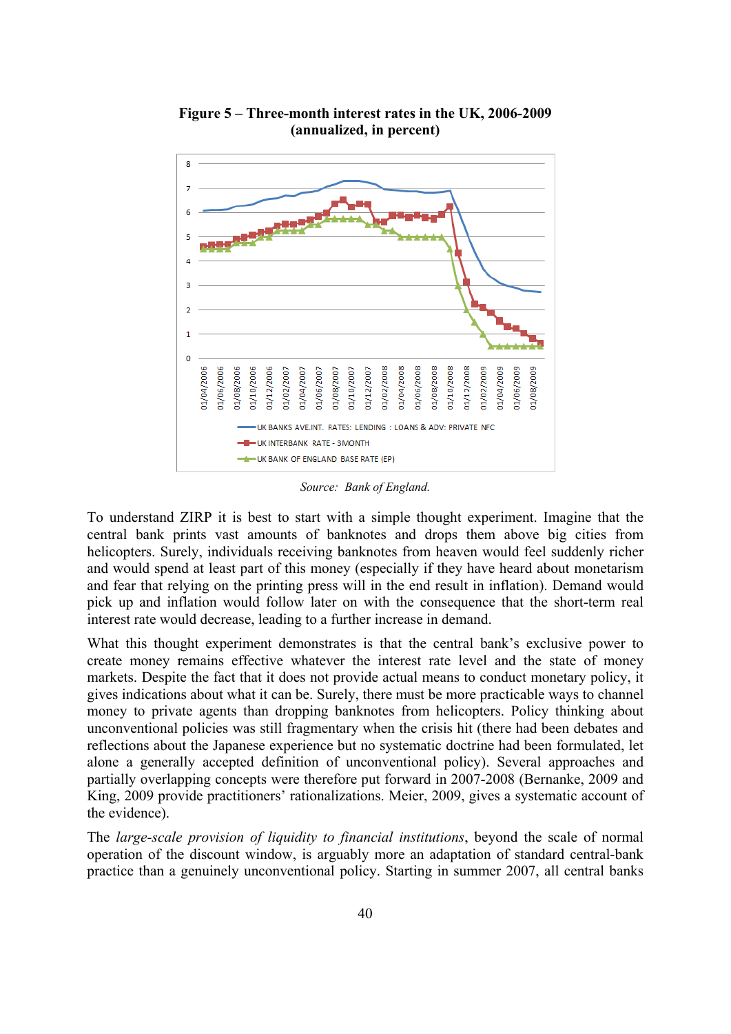**Figure 5 – Three-month interest rates in the UK, 2006-2009 (annualized, in percent)**

*Source: Bank of England.*

To understand ZIRP it is best to start with a simple thought experiment. Imagine that the central bank prints vast amounts of banknotes and drops them above big cities from helicopters. Surely, individuals receiving banknotes from heaven would feel suddenly richer and would spend at least part of this money (especially if they have heard about monetarism and fear that relying on the printing press will in the end result in inflation). Demand would pick up and inflation would follow later on with the consequence that the short-term real interest rate would decrease, leading to a further increase in demand.

What this thought experiment demonstrates is that the central bank's exclusive power to create money remains effective whatever the interest rate level and the state of money markets. Despite the fact that it does not provide actual means to conduct monetary policy, it gives indications about what it can be. Surely, there must be more practicable ways to channel money to private agents than dropping banknotes from helicopters. Policy thinking about unconventional policies was still fragmentary when the crisis hit (there had been debates and reflections about the Japanese experience but no systematic doctrine had been formulated, let alone a generally accepted definition of unconventional policy). Several approaches and partially overlapping concepts were therefore put forward in 2007-2008 (Bernanke, 2009 and King, 2009 provide practitioners' rationalizations. Meier, 2009, gives a systematic account of the evidence).

The *large-scale provision of liquidity to financial institutions*, beyond the scale of normal operation of the discount window, is arguably more an adaptation of standard central-bank practice than a genuinely unconventional policy. Starting in summer 2007, all central banks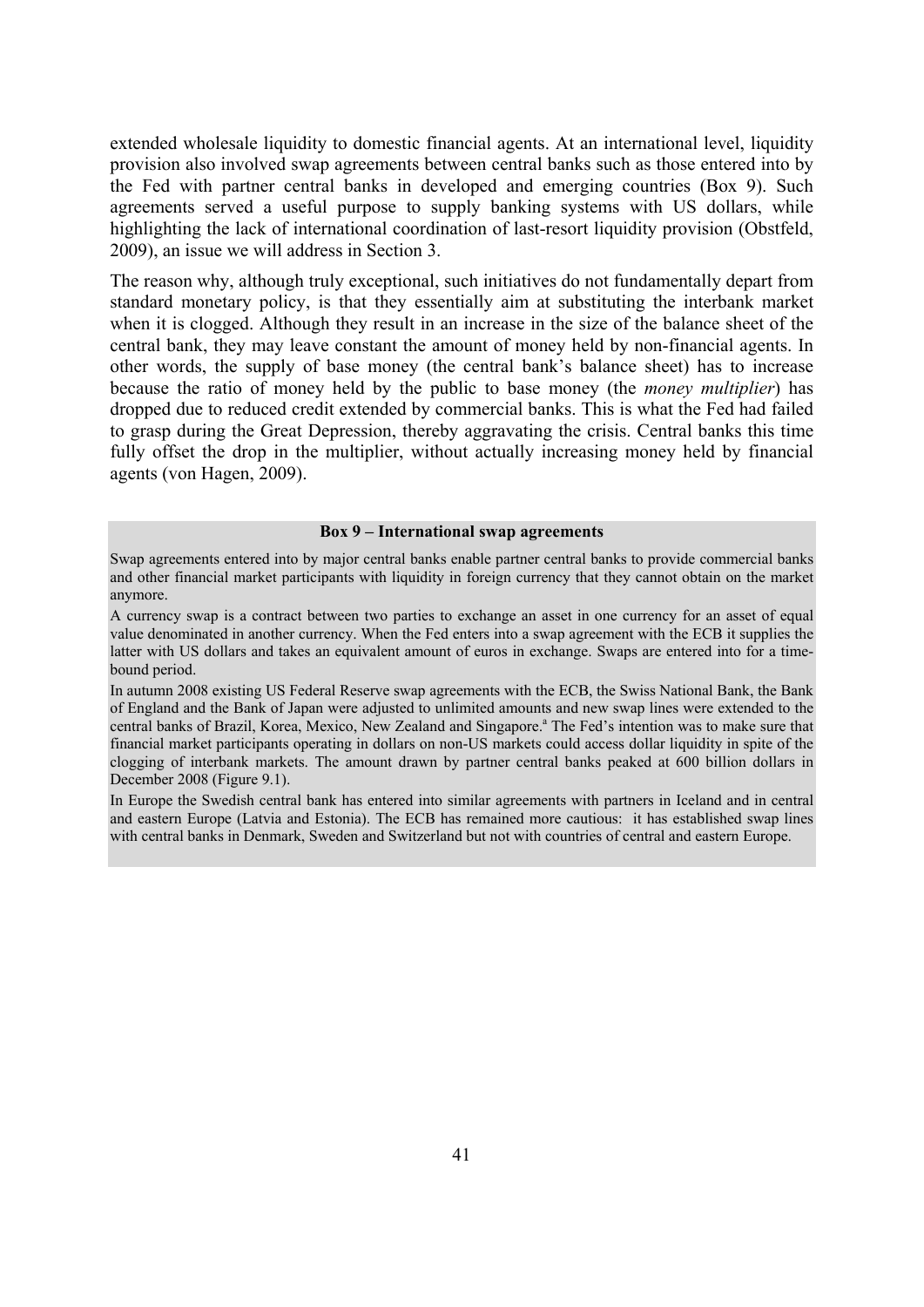extended wholesale liquidity to domestic financial agents. At an international level, liquidity provision also involved swap agreements between central banks such as those entered into by the Fed with partner central banks in developed and emerging countries (Box 9). Such agreements served a useful purpose to supply banking systems with US dollars, while highlighting the lack of international coordination of last-resort liquidity provision (Obstfeld, 2009), an issue we will address in Section 3.

The reason why, although truly exceptional, such initiatives do not fundamentally depart from standard monetary policy, is that they essentially aim at substituting the interbank market when it is clogged. Although they result in an increase in the size of the balance sheet of the central bank, they may leave constant the amount of money held by non-financial agents. In other words, the supply of base money (the central bank's balance sheet) has to increase because the ratio of money held by the public to base money (the *money multiplier*) has dropped due to reduced credit extended by commercial banks. This is what the Fed had failed to grasp during the Great Depression, thereby aggravating the crisis. Central banks this time fully offset the drop in the multiplier, without actually increasing money held by financial agents (von Hagen, 2009).

**Box 9 – International swap agreements**

Swap agreements entered into by major central banks enable partner central banks to provide commercial banks and other financial market participants with liquidity in foreign currency that they cannot obtain on the market anymore.

A currency swap is a contract between two parties to exchange an asset in one currency for an asset of equal value denominated in another currency. When the Fed enters into a swap agreement with the ECB it supplies the latter with US dollars and takes an equivalent amount of euros in exchange. Swaps are entered into for a time-bound period.

In autumn 2008 existing US Federal Reserve swap agreements with the ECB, the Swiss National Bank, the Bank of England and the Bank of Japan were adjusted to unlimited amounts and new swap lines were extended to the central banks of Brazil, Korea, Mexico, New Zealand and Singapore.[a] The Fed's intention was to make sure that financial market participants operating in dollars on non-US markets could access dollar liquidity in spite of the clogging of interbank markets. The amount drawn by partner central banks peaked at 600 billion dollars in December 2008 (Figure 9.1).

In Europe the Swedish central bank has entered into similar agreements with partners in Iceland and in central and eastern Europe (Latvia and Estonia). The ECB has remained more cautious: it has established swap lines with central banks in Denmark, Sweden and Switzerland but not with countries of central and eastern Europe.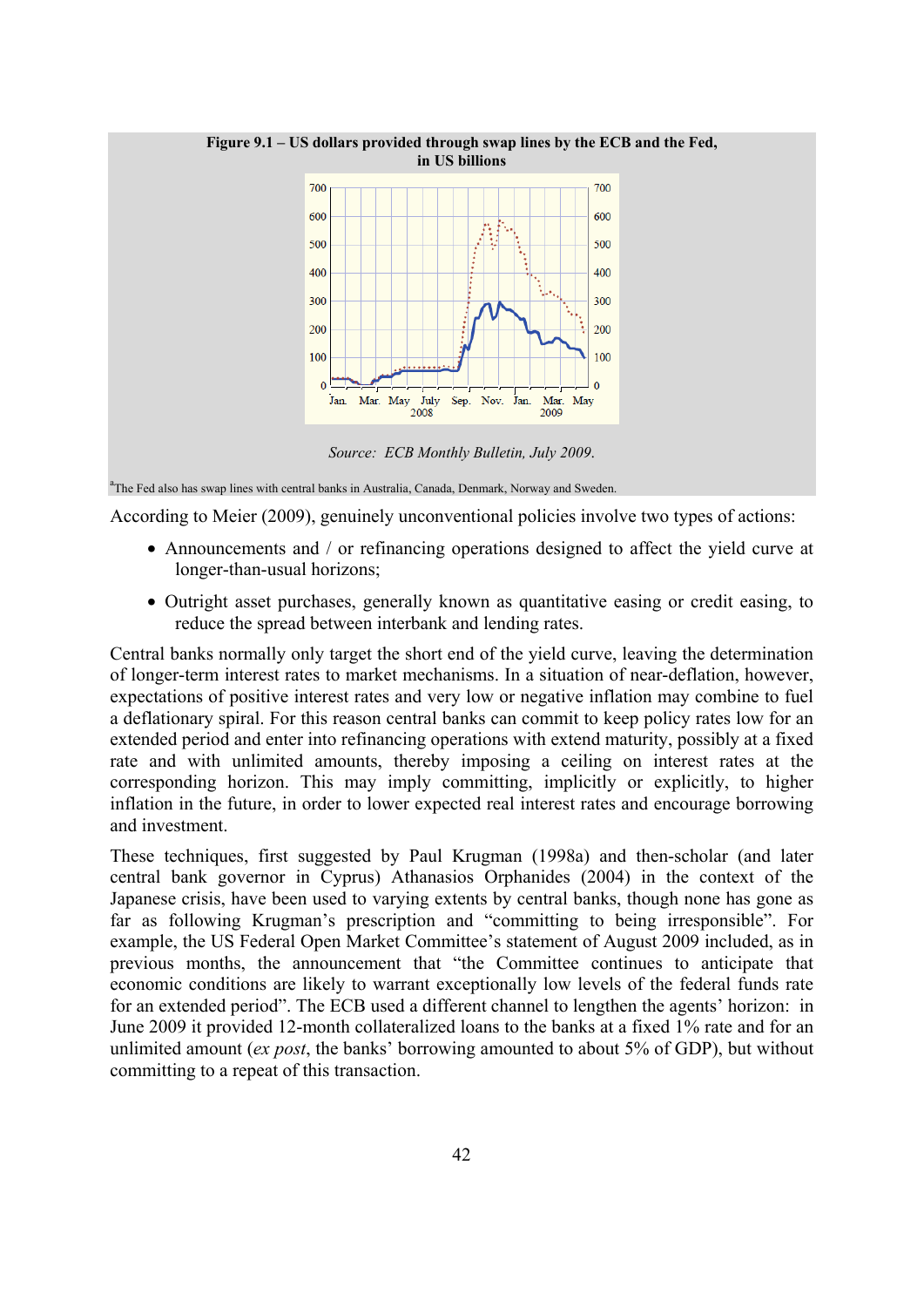**Figure 9.1 – US dollars provided through swap lines by the ECB and the Fed, in US billions**

*Source: ECB Monthly Bulletin, July 2009.*

[a]The Fed also has swap lines with central banks in Australia, Canada, Denmark, Norway and Sweden.

According to Meier (2009), genuinely unconventional policies involve two types of actions:

- Announcements and / or refinancing operations designed to affect the yield curve at longer-than-usual horizons;
- Outright asset purchases, generally known as quantitative easing or credit easing, to reduce the spread between interbank and lending rates.

Central banks normally only target the short end of the yield curve, leaving the determination of longer-term interest rates to market mechanisms. In a situation of near-deflation, however, expectations of positive interest rates and very low or negative inflation may combine to fuel a deflationary spiral. For this reason central banks can commit to keep policy rates low for an extended period and enter into refinancing operations with extend maturity, possibly at a fixed rate and with unlimited amounts, thereby imposing a ceiling on interest rates at the corresponding horizon. This may imply committing, implicitly or explicitly, to higher inflation in the future, in order to lower expected real interest rates and encourage borrowing and investment.

These techniques, first suggested by Paul Krugman (1998a) and then-scholar (and later central bank governor in Cyprus) Athanasios Orphanides (2004) in the context of the Japanese crisis, have been used to varying extents by central banks, though none has gone as far as following Krugman's prescription and "committing to being irresponsible". For example, the US Federal Open Market Committee's statement of August 2009 included, as in previous months, the announcement that "the Committee continues to anticipate that economic conditions are likely to warrant exceptionally low levels of the federal funds rate for an extended period". The ECB used a different channel to lengthen the agents' horizon: in June 2009 it provided 12-month collateralized loans to the banks at a fixed 1% rate and for an unlimited amount (*ex post*, the banks' borrowing amounted to about 5% of GDP), but without committing to a repeat of this transaction.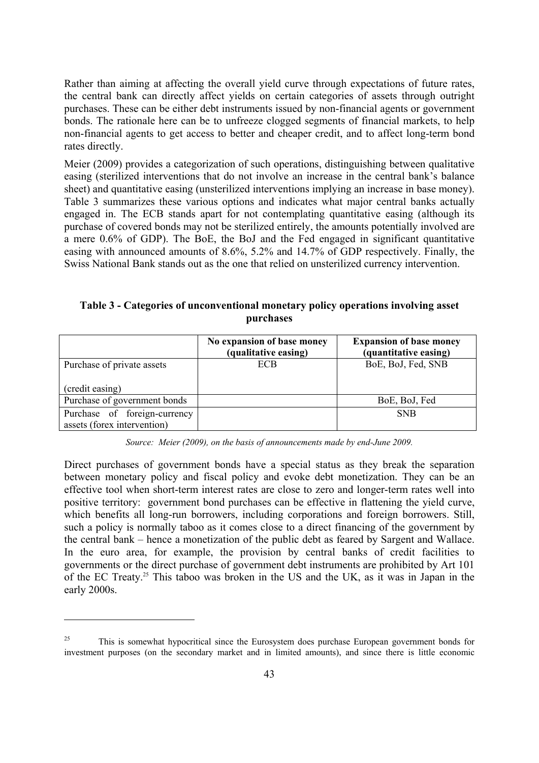Rather than aiming at affecting the overall yield curve through expectations of future rates, the central bank can directly affect yields on certain categories of assets through outright purchases. These can be either debt instruments issued by non-financial agents or government bonds. The rationale here can be to unfreeze clogged segments of financial markets, to help non-financial agents to get access to better and cheaper credit, and to affect long-term bond rates directly.

Meier (2009) provides a categorization of such operations, distinguishing between qualitative easing (sterilized interventions that do not involve an increase in the central bank's balance sheet) and quantitative easing (unsterilized interventions implying an increase in base money). Table 3 summarizes these various options and indicates what major central banks actually engaged in. The ECB stands apart for not contemplating quantitative easing (although its purchase of covered bonds may not be sterilized entirely, the amounts potentially involved are a mere 0.6% of GDP). The BoE, the BoJ and the Fed engaged in significant quantitative easing with announced amounts of 8.6%, 5.2% and 14.7% of GDP respectively. Finally, the Swiss National Bank stands out as the one that relied on unsterilized currency intervention.

**Table 3 - Categories of unconventional monetary policy operations involving asset purchases**

| | **No expansion of base money (qualitative easing)** | **Expansion of base money (quantitative easing)** |
|---|---|---|
| Purchase of private assets (credit easing) | ECB | BoE, BoJ, Fed, SNB |
| Purchase of government bonds | | BoE, BoJ, Fed |
| Purchase of foreign-currency assets (forex intervention) | | SNB |

*Source: Meier (2009), on the basis of announcements made by end-June 2009.*

Direct purchases of government bonds have a special status as they break the separation between monetary policy and fiscal policy and evoke debt monetization. They can be an effective tool when short-term interest rates are close to zero and longer-term rates well into positive territory: government bond purchases can be effective in flattening the yield curve, which benefits all long-run borrowers, including corporations and foreign borrowers. Still, such a policy is normally taboo as it comes close to a direct financing of the government by the central bank – hence a monetization of the public debt as feared by Sargent and Wallace. In the euro area, for example, the provision by central banks of credit facilities to governments or the direct purchase of government debt instruments are prohibited by Art 101 of the EC Treaty.[25] This taboo was broken in the US and the UK, as it was in Japan in the early 2000s.

[25] This is somewhat hypocritical since the Eurosystem does purchase European government bonds for investment purposes (on the secondary market and in limited amounts), and since there is little economic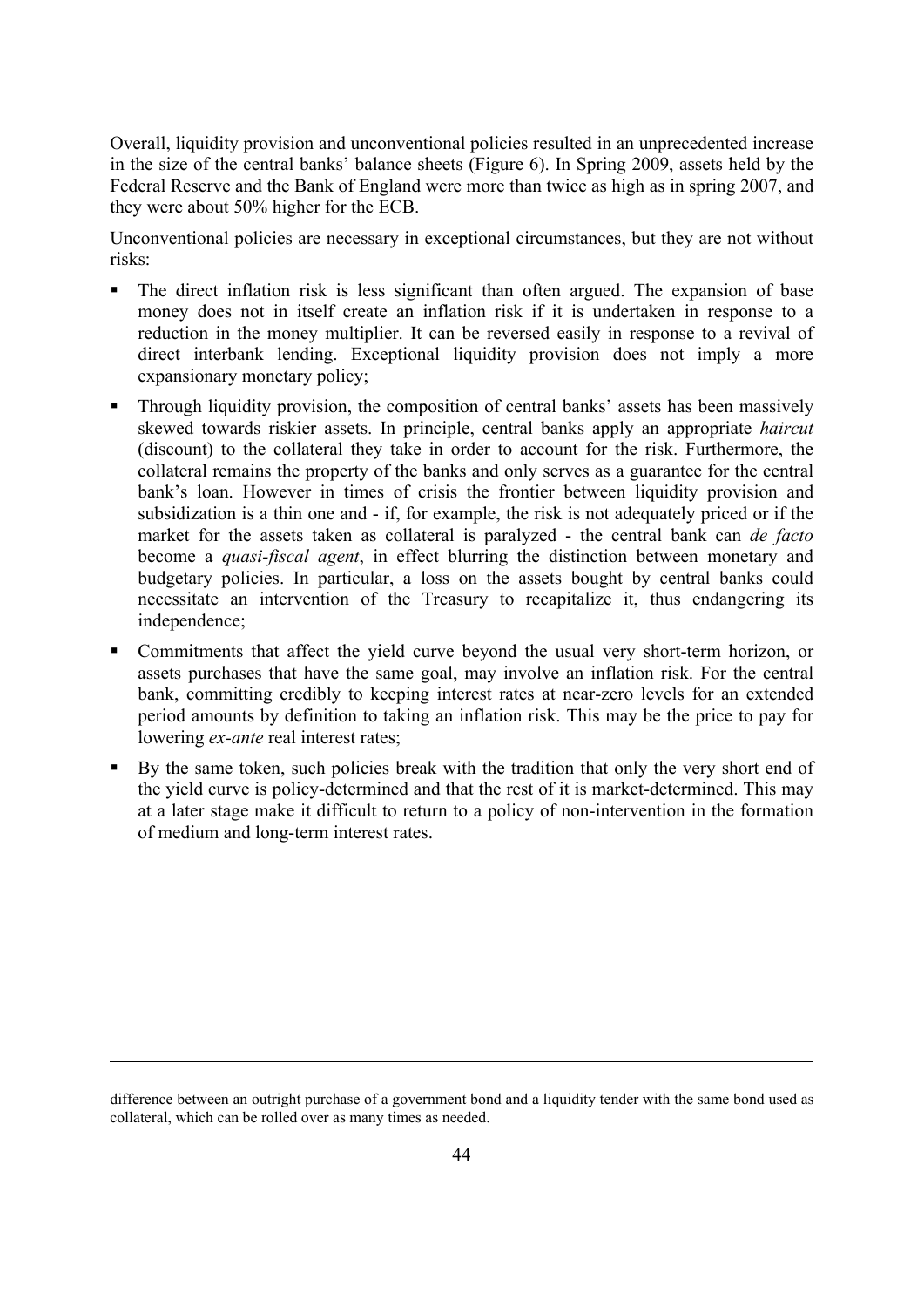Overall, liquidity provision and unconventional policies resulted in an unprecedented increase in the size of the central banks' balance sheets (Figure 6). In Spring 2009, assets held by the Federal Reserve and the Bank of England were more than twice as high as in spring 2007, and they were about 50% higher for the ECB.

Unconventional policies are necessary in exceptional circumstances, but they are not without risks:

- The direct inflation risk is less significant than often argued. The expansion of base money does not in itself create an inflation risk if it is undertaken in response to a reduction in the money multiplier. It can be reversed easily in response to a revival of direct interbank lending. Exceptional liquidity provision does not imply a more expansionary monetary policy;
- Through liquidity provision, the composition of central banks' assets has been massively skewed towards riskier assets. In principle, central banks apply an appropriate *haircut* (discount) to the collateral they take in order to account for the risk. Furthermore, the collateral remains the property of the banks and only serves as a guarantee for the central bank's loan. However in times of crisis the frontier between liquidity provision and subsidization is a thin one and - if, for example, the risk is not adequately priced or if the market for the assets taken as collateral is paralyzed - the central bank can *de facto* become a *quasi-fiscal agent*, in effect blurring the distinction between monetary and budgetary policies. In particular, a loss on the assets bought by central banks could necessitate an intervention of the Treasury to recapitalize it, thus endangering its independence;
- Commitments that affect the yield curve beyond the usual very short-term horizon, or assets purchases that have the same goal, may involve an inflation risk. For the central bank, committing credibly to keeping interest rates at near-zero levels for an extended period amounts by definition to taking an inflation risk. This may be the price to pay for lowering *ex-ante* real interest rates;
- By the same token, such policies break with the tradition that only the very short end of the yield curve is policy-determined and that the rest of it is market-determined. This may at a later stage make it difficult to return to a policy of non-intervention in the formation of medium and long-term interest rates.

---

difference between an outright purchase of a government bond and a liquidity tender with the same bond used as collateral, which can be rolled over as many times as needed.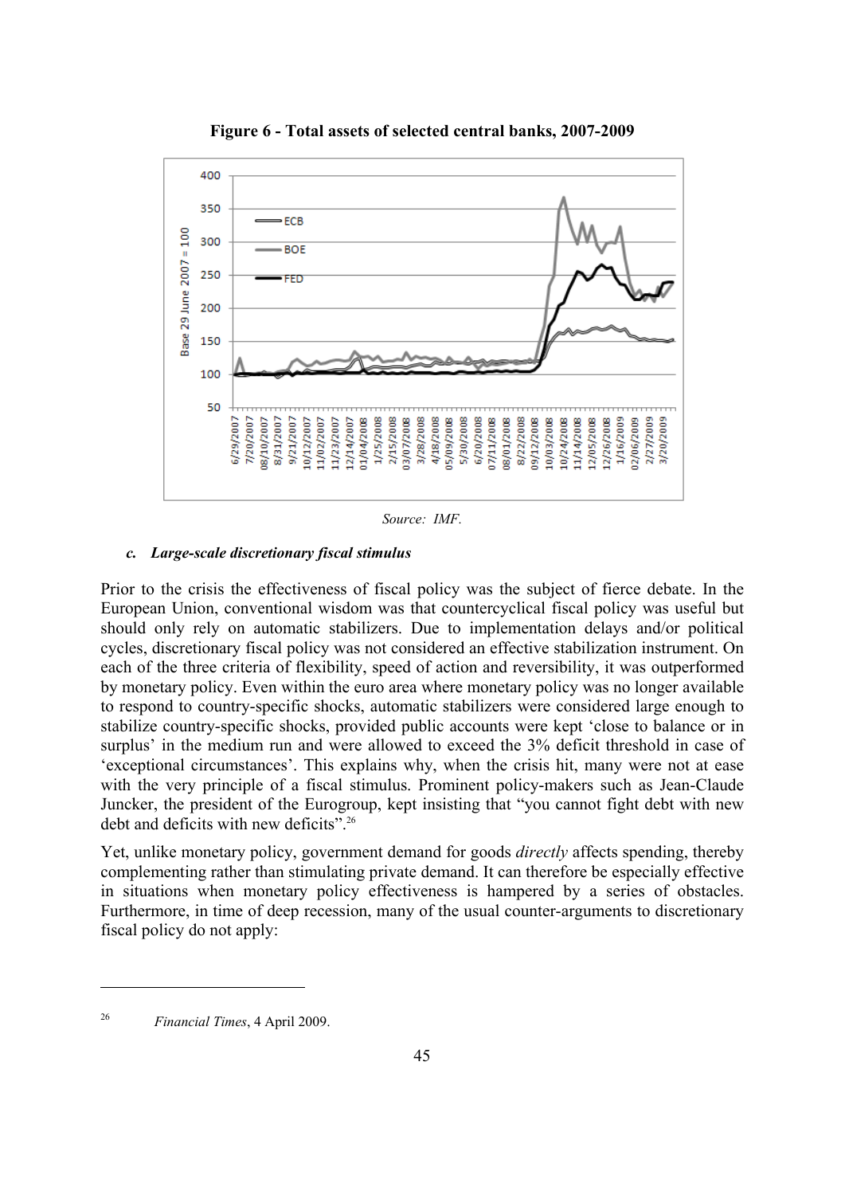**Figure 6 - Total assets of selected central banks, 2007-2009**

*Source: IMF.*

#### *c. Large-scale discretionary fiscal stimulus*

Prior to the crisis the effectiveness of fiscal policy was the subject of fierce debate. In the European Union, conventional wisdom was that countercyclical fiscal policy was useful but should only rely on automatic stabilizers. Due to implementation delays and/or political cycles, discretionary fiscal policy was not considered an effective stabilization instrument. On each of the three criteria of flexibility, speed of action and reversibility, it was outperformed by monetary policy. Even within the euro area where monetary policy was no longer available to respond to country-specific shocks, automatic stabilizers were considered large enough to stabilize country-specific shocks, provided public accounts were kept 'close to balance or in surplus' in the medium run and were allowed to exceed the 3% deficit threshold in case of 'exceptional circumstances'. This explains why, when the crisis hit, many were not at ease with the very principle of a fiscal stimulus. Prominent policy-makers such as Jean-Claude Juncker, the president of the Eurogroup, kept insisting that "you cannot fight debt with new debt and deficits with new deficits".[26]

Yet, unlike monetary policy, government demand for goods *directly* affects spending, thereby complementing rather than stimulating private demand. It can therefore be especially effective in situations when monetary policy effectiveness is hampered by a series of obstacles. Furthermore, in time of deep recession, many of the usual counter-arguments to discretionary fiscal policy do not apply:

---

[26] *Financial Times*, 4 April 2009.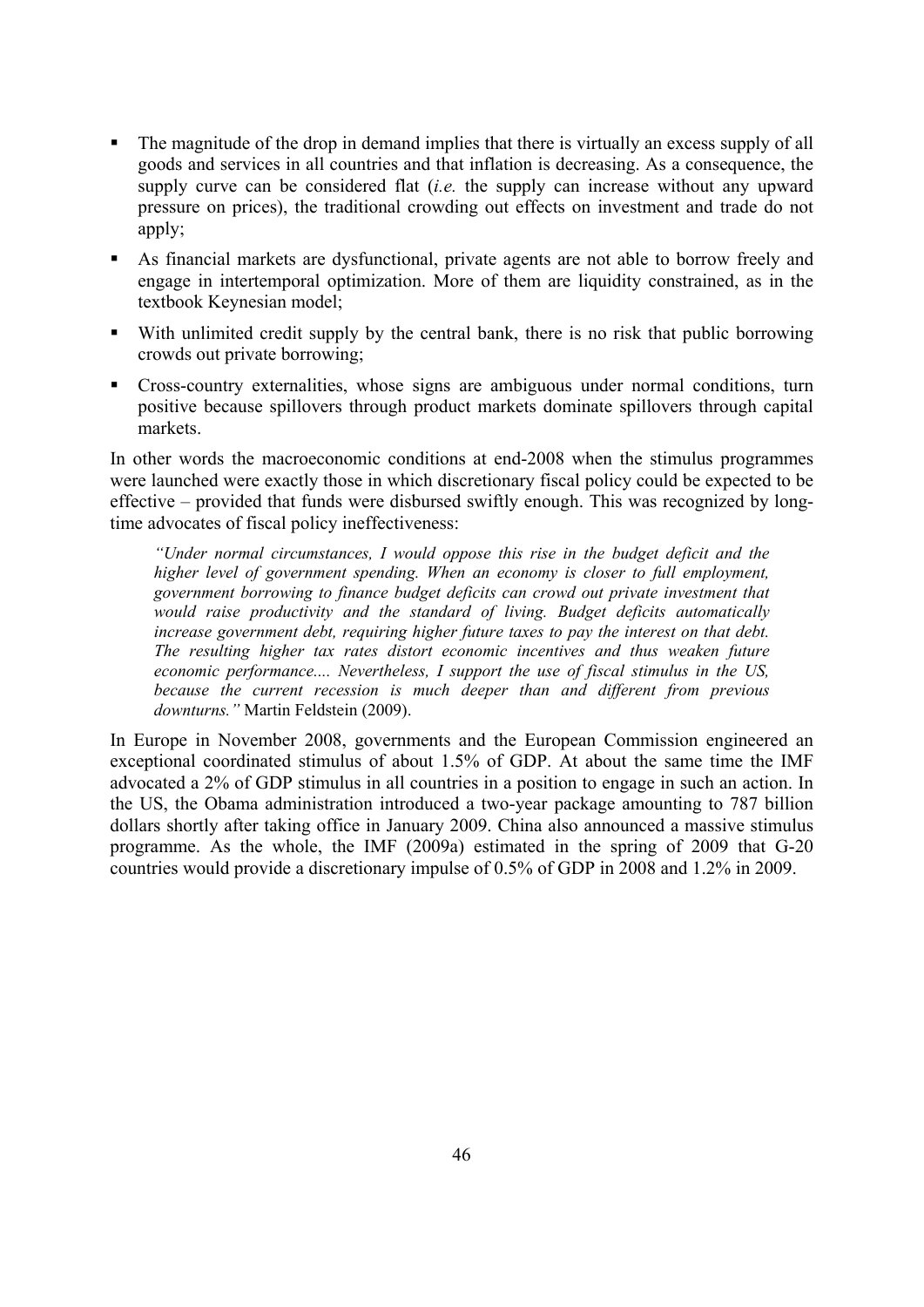- The magnitude of the drop in demand implies that there is virtually an excess supply of all goods and services in all countries and that inflation is decreasing. As a consequence, the supply curve can be considered flat (*i.e.* the supply can increase without any upward pressure on prices), the traditional crowding out effects on investment and trade do not apply;
- As financial markets are dysfunctional, private agents are not able to borrow freely and engage in intertemporal optimization. More of them are liquidity constrained, as in the textbook Keynesian model;
- With unlimited credit supply by the central bank, there is no risk that public borrowing crowds out private borrowing;
- Cross-country externalities, whose signs are ambiguous under normal conditions, turn positive because spillovers through product markets dominate spillovers through capital markets.

In other words the macroeconomic conditions at end-2008 when the stimulus programmes were launched were exactly those in which discretionary fiscal policy could be expected to be effective – provided that funds were disbursed swiftly enough. This was recognized by long-time advocates of fiscal policy ineffectiveness:

> *"Under normal circumstances, I would oppose this rise in the budget deficit and the higher level of government spending. When an economy is closer to full employment, government borrowing to finance budget deficits can crowd out private investment that would raise productivity and the standard of living. Budget deficits automatically increase government debt, requiring higher future taxes to pay the interest on that debt. The resulting higher tax rates distort economic incentives and thus weaken future economic performance.... Nevertheless, I support the use of fiscal stimulus in the US, because the current recession is much deeper than and different from previous downturns."* Martin Feldstein (2009).

In Europe in November 2008, governments and the European Commission engineered an exceptional coordinated stimulus of about 1.5% of GDP. At about the same time the IMF advocated a 2% of GDP stimulus in all countries in a position to engage in such an action. In the US, the Obama administration introduced a two-year package amounting to 787 billion dollars shortly after taking office in January 2009. China also announced a massive stimulus programme. As the whole, the IMF (2009a) estimated in the spring of 2009 that G-20 countries would provide a discretionary impulse of 0.5% of GDP in 2008 and 1.2% in 2009.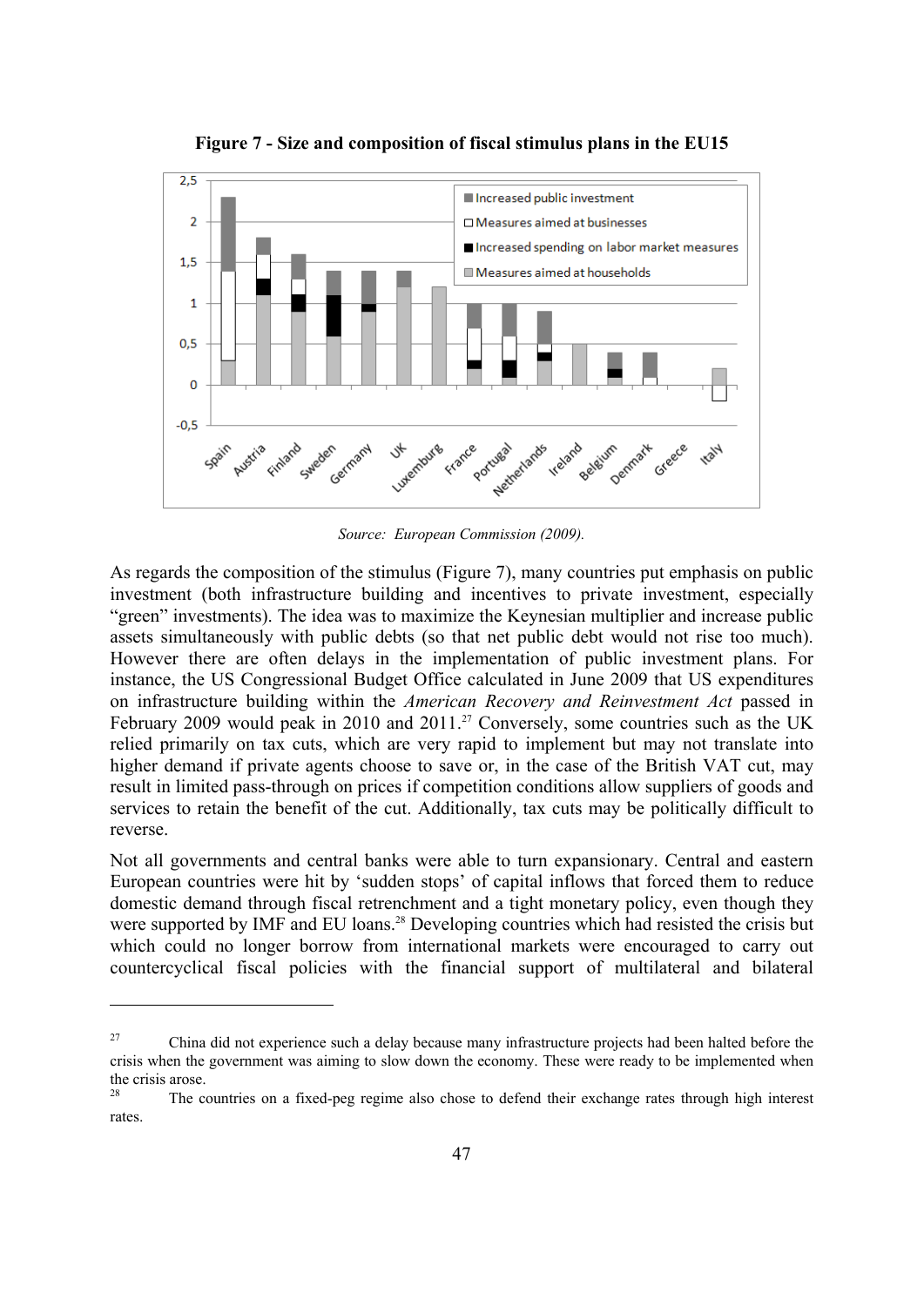**Figure 7 - Size and composition of fiscal stimulus plans in the EU15**

*Source: European Commission (2009).*

As regards the composition of the stimulus (Figure 7), many countries put emphasis on public investment (both infrastructure building and incentives to private investment, especially "green" investments). The idea was to maximize the Keynesian multiplier and increase public assets simultaneously with public debts (so that net public debt would not rise too much). However there are often delays in the implementation of public investment plans. For instance, the US Congressional Budget Office calculated in June 2009 that US expenditures on infrastructure building within the *American Recovery and Reinvestment Act* passed in February 2009 would peak in 2010 and 2011.[27] Conversely, some countries such as the UK relied primarily on tax cuts, which are very rapid to implement but may not translate into higher demand if private agents choose to save or, in the case of the British VAT cut, may result in limited pass-through on prices if competition conditions allow suppliers of goods and services to retain the benefit of the cut. Additionally, tax cuts may be politically difficult to reverse.

Not all governments and central banks were able to turn expansionary. Central and eastern European countries were hit by 'sudden stops' of capital inflows that forced them to reduce domestic demand through fiscal retrenchment and a tight monetary policy, even though they were supported by IMF and EU loans.[28] Developing countries which had resisted the crisis but which could no longer borrow from international markets were encouraged to carry out countercyclical fiscal policies with the financial support of multilateral and bilateral

---

[27] China did not experience such a delay because many infrastructure projects had been halted before the crisis when the government was aiming to slow down the economy. These were ready to be implemented when the crisis arose.

[28] The countries on a fixed-peg regime also chose to defend their exchange rates through high interest rates.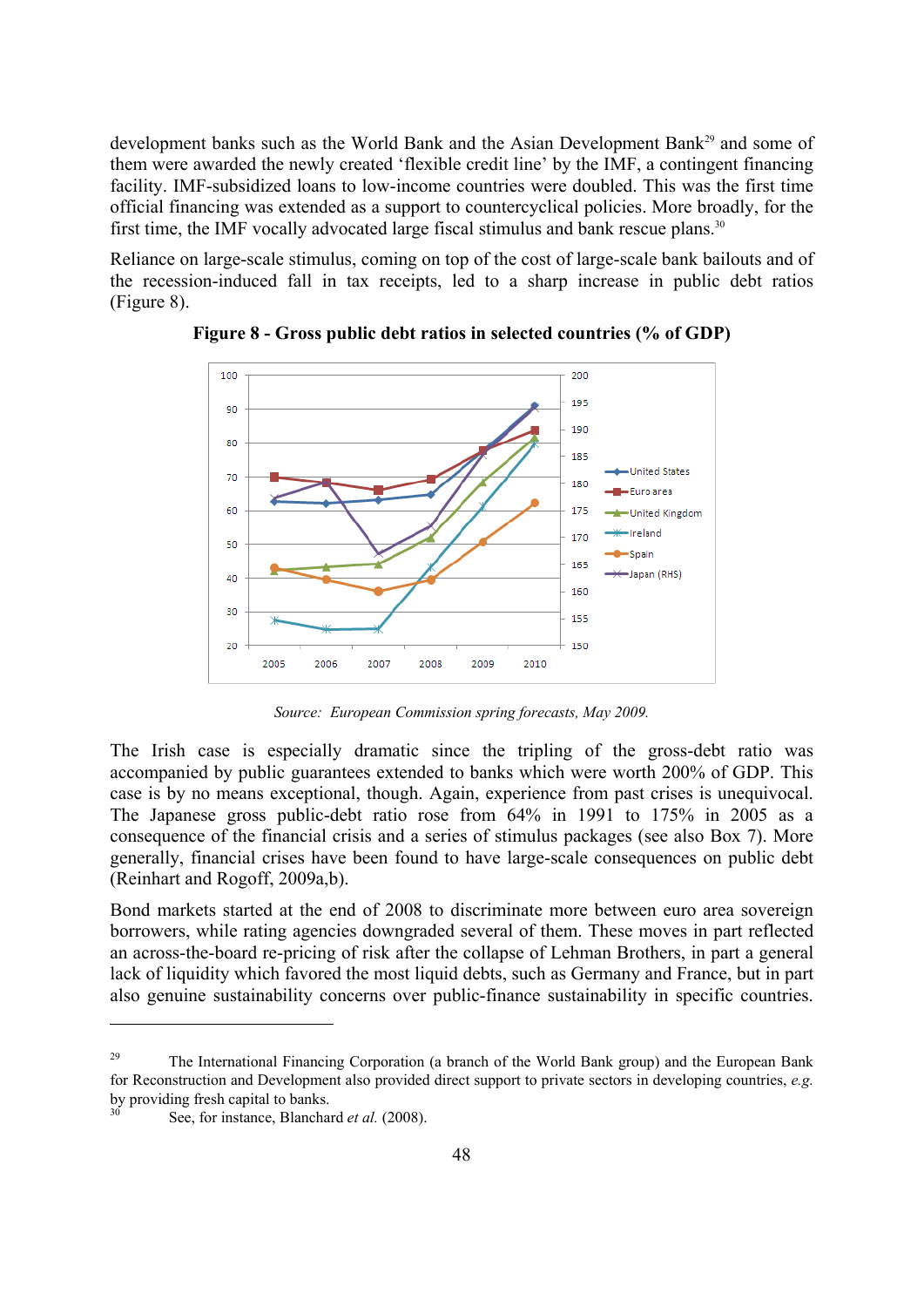development banks such as the World Bank and the Asian Development Bank[29] and some of them were awarded the newly created 'flexible credit line' by the IMF, a contingent financing facility. IMF-subsidized loans to low-income countries were doubled. This was the first time official financing was extended as a support to countercyclical policies. More broadly, for the first time, the IMF vocally advocated large fiscal stimulus and bank rescue plans.[30]

Reliance on large-scale stimulus, coming on top of the cost of large-scale bank bailouts and of the recession-induced fall in tax receipts, led to a sharp increase in public debt ratios (Figure 8).

**Figure 8 - Gross public debt ratios in selected countries (% of GDP)**

*Source: European Commission spring forecasts, May 2009.*

The Irish case is especially dramatic since the tripling of the gross-debt ratio was accompanied by public guarantees extended to banks which were worth 200% of GDP. This case is by no means exceptional, though. Again, experience from past crises is unequivocal. The Japanese gross public-debt ratio rose from 64% in 1991 to 175% in 2005 as a consequence of the financial crisis and a series of stimulus packages (see also Box 7). More generally, financial crises have been found to have large-scale consequences on public debt (Reinhart and Rogoff, 2009a,b).

Bond markets started at the end of 2008 to discriminate more between euro area sovereign borrowers, while rating agencies downgraded several of them. These moves in part reflected an across-the-board re-pricing of risk after the collapse of Lehman Brothers, in part a general lack of liquidity which favored the most liquid debts, such as Germany and France, but in part also genuine sustainability concerns over public-finance sustainability in specific countries.

---

[29] The International Financing Corporation (a branch of the World Bank group) and the European Bank for Reconstruction and Development also provided direct support to private sectors in developing countries, *e.g.* by providing fresh capital to banks.

[30] See, for instance, Blanchard *et al.* (2008).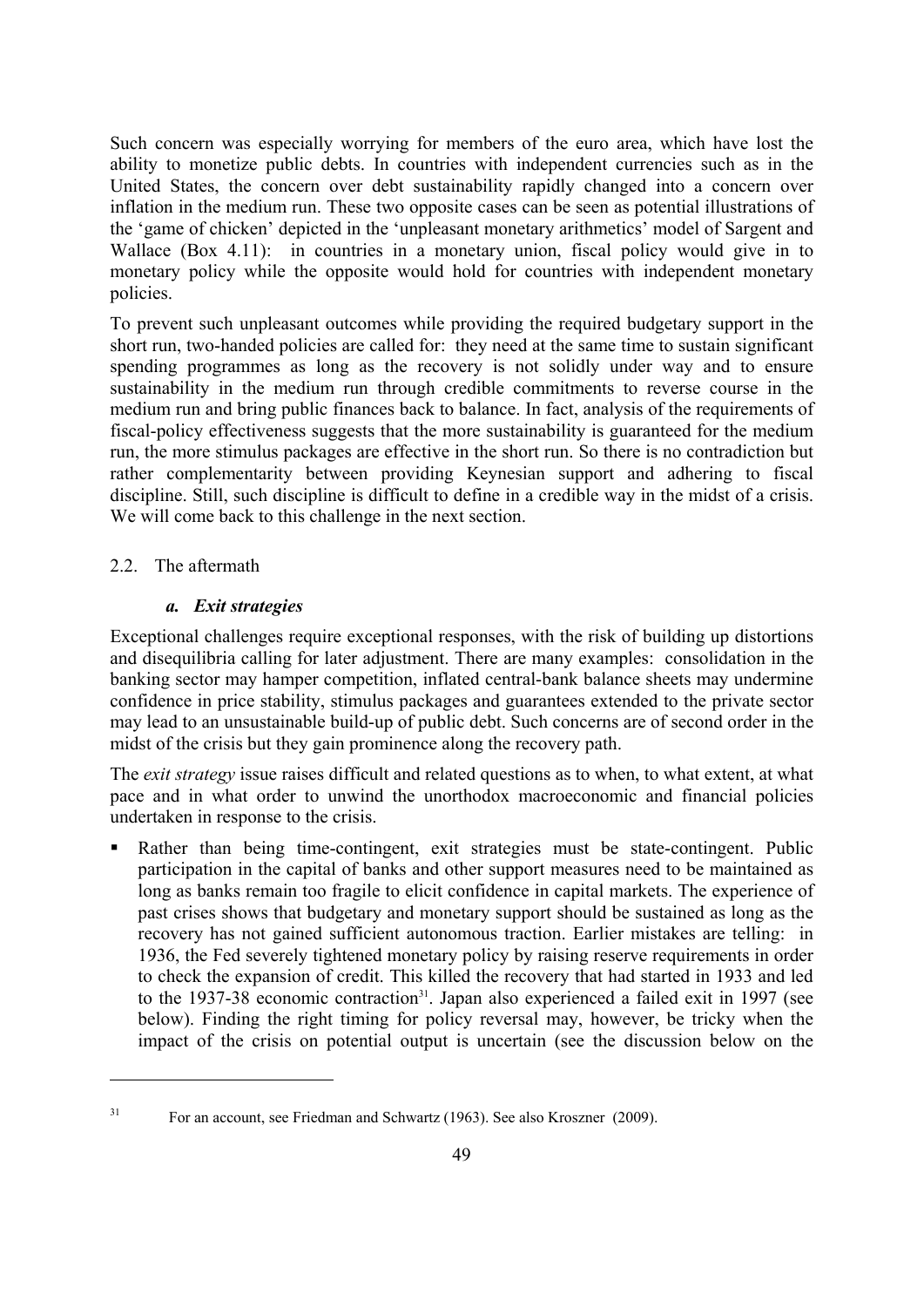Such concern was especially worrying for members of the euro area, which have lost the ability to monetize public debts. In countries with independent currencies such as in the United States, the concern over debt sustainability rapidly changed into a concern over inflation in the medium run. These two opposite cases can be seen as potential illustrations of the 'game of chicken' depicted in the 'unpleasant monetary arithmetics' model of Sargent and Wallace (Box 4.11): in countries in a monetary union, fiscal policy would give in to monetary policy while the opposite would hold for countries with independent monetary policies.

To prevent such unpleasant outcomes while providing the required budgetary support in the short run, two-handed policies are called for: they need at the same time to sustain significant spending programmes as long as the recovery is not solidly under way and to ensure sustainability in the medium run through credible commitments to reverse course in the medium run and bring public finances back to balance. In fact, analysis of the requirements of fiscal-policy effectiveness suggests that the more sustainability is guaranteed for the medium run, the more stimulus packages are effective in the short run. So there is no contradiction but rather complementarity between providing Keynesian support and adhering to fiscal discipline. Still, such discipline is difficult to define in a credible way in the midst of a crisis. We will come back to this challenge in the next section.

## 2.2. The aftermath

### *a. Exit strategies*

Exceptional challenges require exceptional responses, with the risk of building up distortions and disequilibria calling for later adjustment. There are many examples: consolidation in the banking sector may hamper competition, inflated central-bank balance sheets may undermine confidence in price stability, stimulus packages and guarantees extended to the private sector may lead to an unsustainable build-up of public debt. Such concerns are of second order in the midst of the crisis but they gain prominence along the recovery path.

The *exit strategy* issue raises difficult and related questions as to when, to what extent, at what pace and in what order to unwind the unorthodox macroeconomic and financial policies undertaken in response to the crisis.

- Rather than being time-contingent, exit strategies must be state-contingent. Public participation in the capital of banks and other support measures need to be maintained as long as banks remain too fragile to elicit confidence in capital markets. The experience of past crises shows that budgetary and monetary support should be sustained as long as the recovery has not gained sufficient autonomous traction. Earlier mistakes are telling: in 1936, the Fed severely tightened monetary policy by raising reserve requirements in order to check the expansion of credit. This killed the recovery that had started in 1933 and led to the 1937-38 economic contraction[31]. Japan also experienced a failed exit in 1997 (see below). Finding the right timing for policy reversal may, however, be tricky when the impact of the crisis on potential output is uncertain (see the discussion below on the

[31] For an account, see Friedman and Schwartz (1963). See also Kroszner (2009).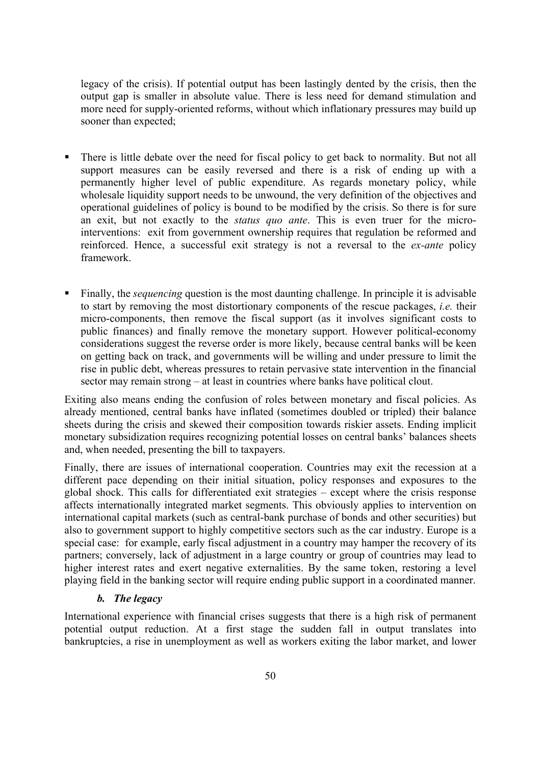legacy of the crisis). If potential output has been lastingly dented by the crisis, then the output gap is smaller in absolute value. There is less need for demand stimulation and more need for supply-oriented reforms, without which inflationary pressures may build up sooner than expected;

- There is little debate over the need for fiscal policy to get back to normality. But not all support measures can be easily reversed and there is a risk of ending up with a permanently higher level of public expenditure. As regards monetary policy, while wholesale liquidity support needs to be unwound, the very definition of the objectives and operational guidelines of policy is bound to be modified by the crisis. So there is for sure an exit, but not exactly to the *status quo ante*. This is even truer for the micro-interventions: exit from government ownership requires that regulation be reformed and reinforced. Hence, a successful exit strategy is not a reversal to the *ex-ante* policy framework.

- Finally, the *sequencing* question is the most daunting challenge. In principle it is advisable to start by removing the most distortionary components of the rescue packages, *i.e.* their micro-components, then remove the fiscal support (as it involves significant costs to public finances) and finally remove the monetary support. However political-economy considerations suggest the reverse order is more likely, because central banks will be keen on getting back on track, and governments will be willing and under pressure to limit the rise in public debt, whereas pressures to retain pervasive state intervention in the financial sector may remain strong – at least in countries where banks have political clout.

Exiting also means ending the confusion of roles between monetary and fiscal policies. As already mentioned, central banks have inflated (sometimes doubled or tripled) their balance sheets during the crisis and skewed their composition towards riskier assets. Ending implicit monetary subsidization requires recognizing potential losses on central banks' balances sheets and, when needed, presenting the bill to taxpayers.

Finally, there are issues of international cooperation. Countries may exit the recession at a different pace depending on their initial situation, policy responses and exposures to the global shock. This calls for differentiated exit strategies – except where the crisis response affects internationally integrated market segments. This obviously applies to intervention on international capital markets (such as central-bank purchase of bonds and other securities) but also to government support to highly competitive sectors such as the car industry. Europe is a special case: for example, early fiscal adjustment in a country may hamper the recovery of its partners; conversely, lack of adjustment in a large country or group of countries may lead to higher interest rates and exert negative externalities. By the same token, restoring a level playing field in the banking sector will require ending public support in a coordinated manner.

### *b. The legacy*

International experience with financial crises suggests that there is a high risk of permanent potential output reduction. At a first stage the sudden fall in output translates into bankruptcies, a rise in unemployment as well as workers exiting the labor market, and lower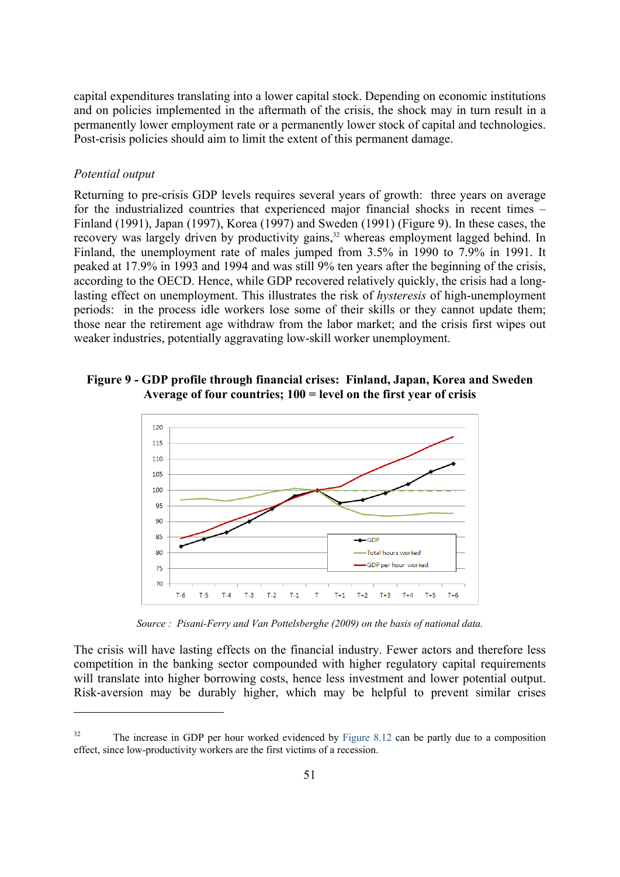capital expenditures translating into a lower capital stock. Depending on economic institutions and on policies implemented in the aftermath of the crisis, the shock may in turn result in a permanently lower employment rate or a permanently lower stock of capital and technologies. Post-crisis policies should aim to limit the extent of this permanent damage.

*Potential output*

Returning to pre-crisis GDP levels requires several years of growth: three years on average for the industrialized countries that experienced major financial shocks in recent times – Finland (1991), Japan (1997), Korea (1997) and Sweden (1991) (Figure 9). In these cases, the recovery was largely driven by productivity gains,[32] whereas employment lagged behind. In Finland, the unemployment rate of males jumped from 3.5% in 1990 to 7.9% in 1991. It peaked at 17.9% in 1993 and 1994 and was still 9% ten years after the beginning of the crisis, according to the OECD. Hence, while GDP recovered relatively quickly, the crisis had a long-lasting effect on unemployment. This illustrates the risk of *hysteresis* of high-unemployment periods: in the process idle workers lose some of their skills or they cannot update them; those near the retirement age withdraw from the labor market; and the crisis first wipes out weaker industries, potentially aggravating low-skill worker unemployment.

**Figure 9 - GDP profile through financial crises: Finland, Japan, Korea and Sweden**
**Average of four countries; 100 = level on the first year of crisis**

*Source : Pisani-Ferry and Van Pottelsberghe (2009) on the basis of national data.*

The crisis will have lasting effects on the financial industry. Fewer actors and therefore less competition in the banking sector compounded with higher regulatory capital requirements will translate into higher borrowing costs, hence less investment and lower potential output. Risk-aversion may be durably higher, which may be helpful to prevent similar crises

[32] The increase in GDP per hour worked evidenced by Figure 8.12 can be partly due to a composition effect, since low-productivity workers are the first victims of a recession.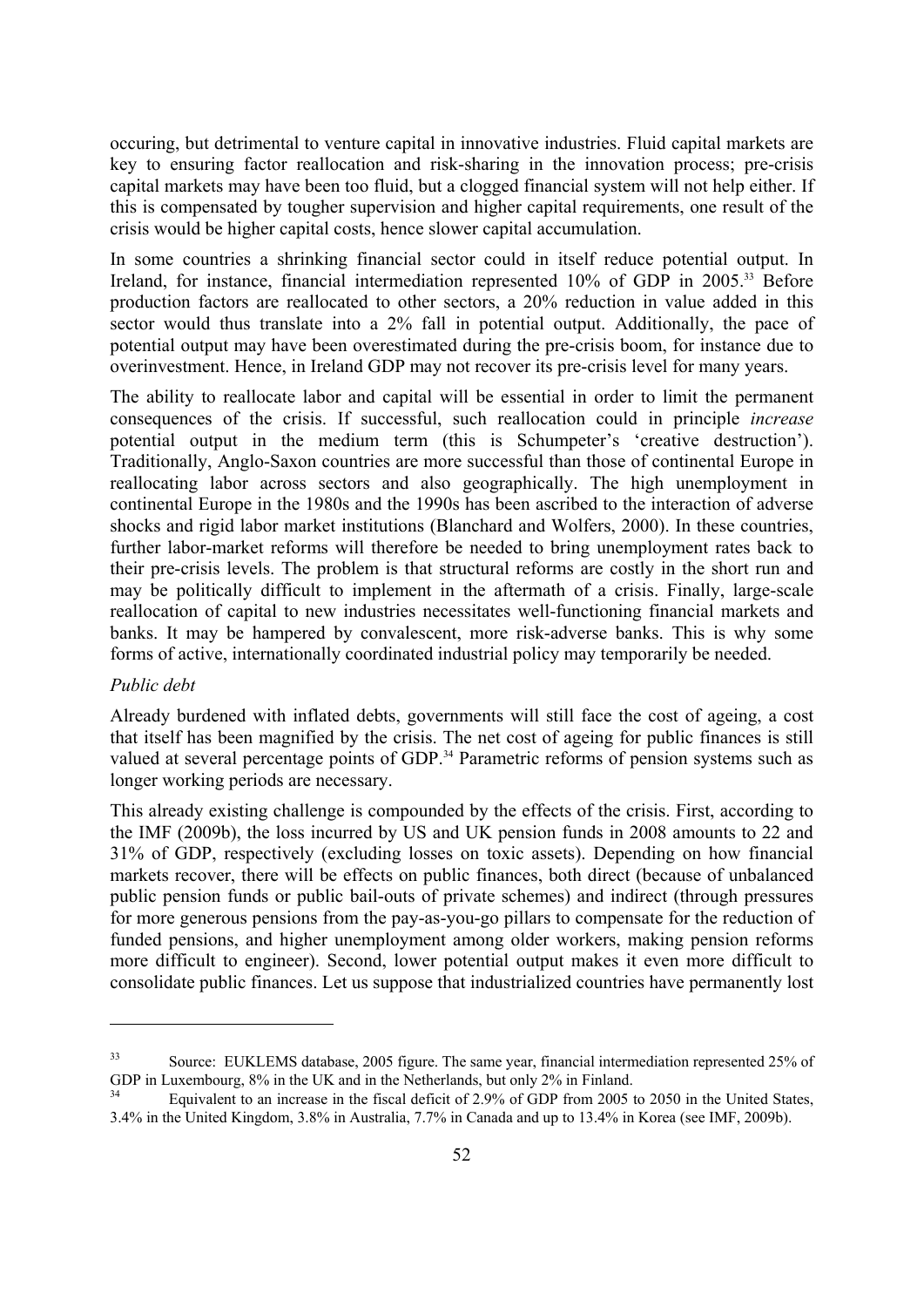occuring, but detrimental to venture capital in innovative industries. Fluid capital markets are key to ensuring factor reallocation and risk-sharing in the innovation process; pre-crisis capital markets may have been too fluid, but a clogged financial system will not help either. If this is compensated by tougher supervision and higher capital requirements, one result of the crisis would be higher capital costs, hence slower capital accumulation.

In some countries a shrinking financial sector could in itself reduce potential output. In Ireland, for instance, financial intermediation represented 10% of GDP in 2005.[33] Before production factors are reallocated to other sectors, a 20% reduction in value added in this sector would thus translate into a 2% fall in potential output. Additionally, the pace of potential output may have been overestimated during the pre-crisis boom, for instance due to overinvestment. Hence, in Ireland GDP may not recover its pre-crisis level for many years.

The ability to reallocate labor and capital will be essential in order to limit the permanent consequences of the crisis. If successful, such reallocation could in principle *increase* potential output in the medium term (this is Schumpeter's 'creative destruction'). Traditionally, Anglo-Saxon countries are more successful than those of continental Europe in reallocating labor across sectors and also geographically. The high unemployment in continental Europe in the 1980s and the 1990s has been ascribed to the interaction of adverse shocks and rigid labor market institutions (Blanchard and Wolfers, 2000). In these countries, further labor-market reforms will therefore be needed to bring unemployment rates back to their pre-crisis levels. The problem is that structural reforms are costly in the short run and may be politically difficult to implement in the aftermath of a crisis. Finally, large-scale reallocation of capital to new industries necessitates well-functioning financial markets and banks. It may be hampered by convalescent, more risk-adverse banks. This is why some forms of active, internationally coordinated industrial policy may temporarily be needed.

*Public debt*

Already burdened with inflated debts, governments will still face the cost of ageing, a cost that itself has been magnified by the crisis. The net cost of ageing for public finances is still valued at several percentage points of GDP.[34] Parametric reforms of pension systems such as longer working periods are necessary.

This already existing challenge is compounded by the effects of the crisis. First, according to the IMF (2009b), the loss incurred by US and UK pension funds in 2008 amounts to 22 and 31% of GDP, respectively (excluding losses on toxic assets). Depending on how financial markets recover, there will be effects on public finances, both direct (because of unbalanced public pension funds or public bail-outs of private schemes) and indirect (through pressures for more generous pensions from the pay-as-you-go pillars to compensate for the reduction of funded pensions, and higher unemployment among older workers, making pension reforms more difficult to engineer). Second, lower potential output makes it even more difficult to consolidate public finances. Let us suppose that industrialized countries have permanently lost

---

[33] Source: EUKLEMS database, 2005 figure. The same year, financial intermediation represented 25% of GDP in Luxembourg, 8% in the UK and in the Netherlands, but only 2% in Finland.

[34] Equivalent to an increase in the fiscal deficit of 2.9% of GDP from 2005 to 2050 in the United States, 3.4% in the United Kingdom, 3.8% in Australia, 7.7% in Canada and up to 13.4% in Korea (see IMF, 2009b).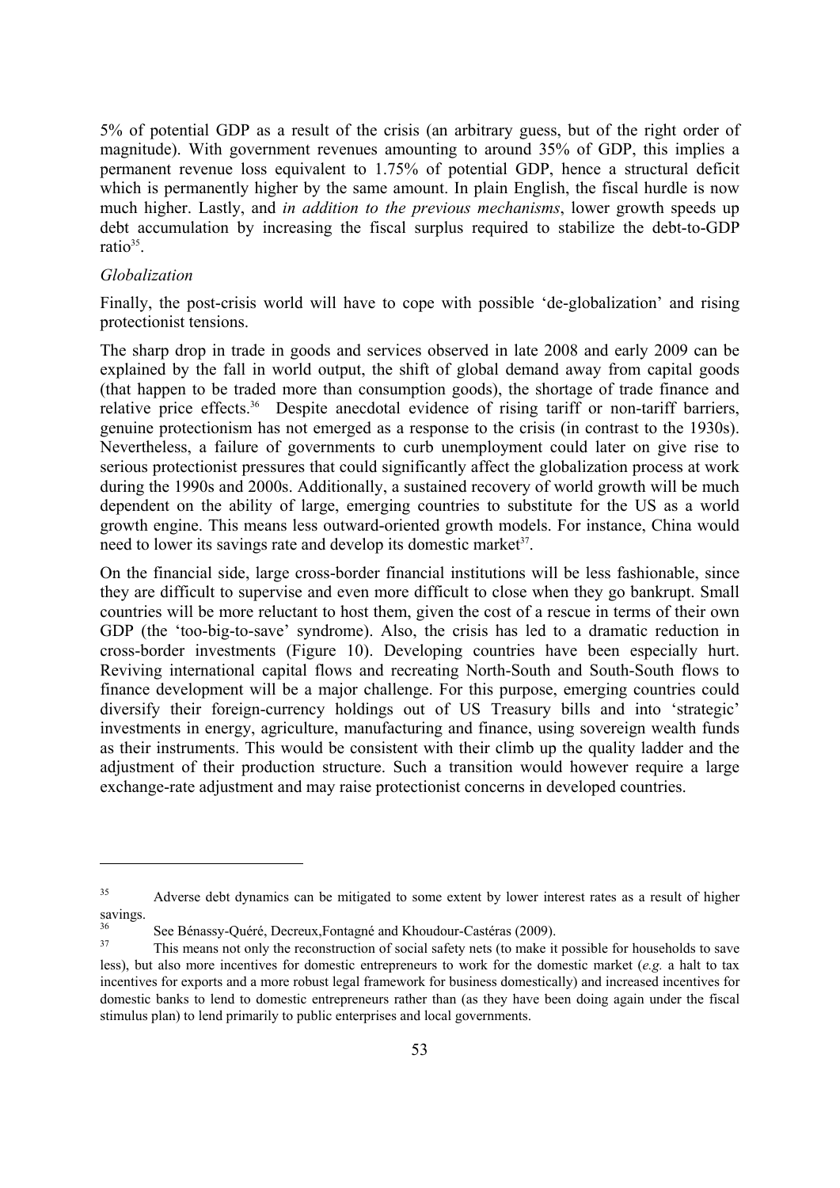5% of potential GDP as a result of the crisis (an arbitrary guess, but of the right order of magnitude). With government revenues amounting to around 35% of GDP, this implies a permanent revenue loss equivalent to 1.75% of potential GDP, hence a structural deficit which is permanently higher by the same amount. In plain English, the fiscal hurdle is now much higher. Lastly, and *in addition to the previous mechanisms*, lower growth speeds up debt accumulation by increasing the fiscal surplus required to stabilize the debt-to-GDP ratio[35].

*Globalization*

Finally, the post-crisis world will have to cope with possible 'de-globalization' and rising protectionist tensions.

The sharp drop in trade in goods and services observed in late 2008 and early 2009 can be explained by the fall in world output, the shift of global demand away from capital goods (that happen to be traded more than consumption goods), the shortage of trade finance and relative price effects.[36] Despite anecdotal evidence of rising tariff or non-tariff barriers, genuine protectionism has not emerged as a response to the crisis (in contrast to the 1930s). Nevertheless, a failure of governments to curb unemployment could later on give rise to serious protectionist pressures that could significantly affect the globalization process at work during the 1990s and 2000s. Additionally, a sustained recovery of world growth will be much dependent on the ability of large, emerging countries to substitute for the US as a world growth engine. This means less outward-oriented growth models. For instance, China would need to lower its savings rate and develop its domestic market[37].

On the financial side, large cross-border financial institutions will be less fashionable, since they are difficult to supervise and even more difficult to close when they go bankrupt. Small countries will be more reluctant to host them, given the cost of a rescue in terms of their own GDP (the 'too-big-to-save' syndrome). Also, the crisis has led to a dramatic reduction in cross-border investments (Figure 10). Developing countries have been especially hurt. Reviving international capital flows and recreating North-South and South-South flows to finance development will be a major challenge. For this purpose, emerging countries could diversify their foreign-currency holdings out of US Treasury bills and into 'strategic' investments in energy, agriculture, manufacturing and finance, using sovereign wealth funds as their instruments. This would be consistent with their climb up the quality ladder and the adjustment of their production structure. Such a transition would however require a large exchange-rate adjustment and may raise protectionist concerns in developed countries.

---

[35] Adverse debt dynamics can be mitigated to some extent by lower interest rates as a result of higher savings.

[36] See Bénassy-Quéré, Decreux,Fontagné and Khoudour-Castéras (2009).

[37] This means not only the reconstruction of social safety nets (to make it possible for households to save less), but also more incentives for domestic entrepreneurs to work for the domestic market (*e.g.* a halt to tax incentives for exports and a more robust legal framework for business domestically) and increased incentives for domestic banks to lend to domestic entrepreneurs rather than (as they have been doing again under the fiscal stimulus plan) to lend primarily to public enterprises and local governments.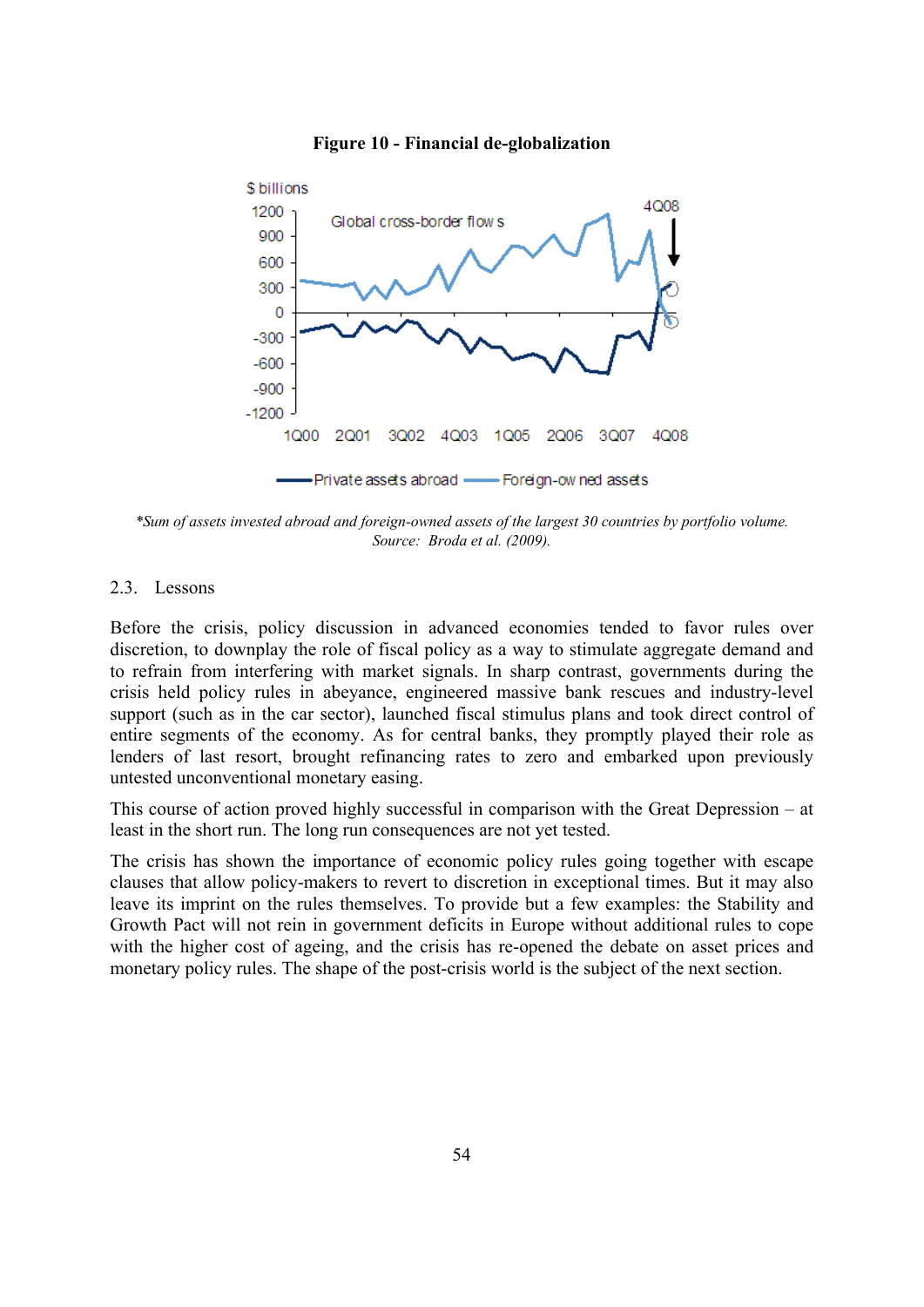**Figure 10 - Financial de-globalization**

*\*Sum of assets invested abroad and foreign-owned assets of the largest 30 countries by portfolio volume.*
*Source: Broda et al. (2009).*

## 2.3. Lessons

Before the crisis, policy discussion in advanced economies tended to favor rules over discretion, to downplay the role of fiscal policy as a way to stimulate aggregate demand and to refrain from interfering with market signals. In sharp contrast, governments during the crisis held policy rules in abeyance, engineered massive bank rescues and industry-level support (such as in the car sector), launched fiscal stimulus plans and took direct control of entire segments of the economy. As for central banks, they promptly played their role as lenders of last resort, brought refinancing rates to zero and embarked upon previously untested unconventional monetary easing.

This course of action proved highly successful in comparison with the Great Depression – at least in the short run. The long run consequences are not yet tested.

The crisis has shown the importance of economic policy rules going together with escape clauses that allow policy-makers to revert to discretion in exceptional times. But it may also leave its imprint on the rules themselves. To provide but a few examples: the Stability and Growth Pact will not rein in government deficits in Europe without additional rules to cope with the higher cost of ageing, and the crisis has re-opened the debate on asset prices and monetary policy rules. The shape of the post-crisis world is the subject of the next section.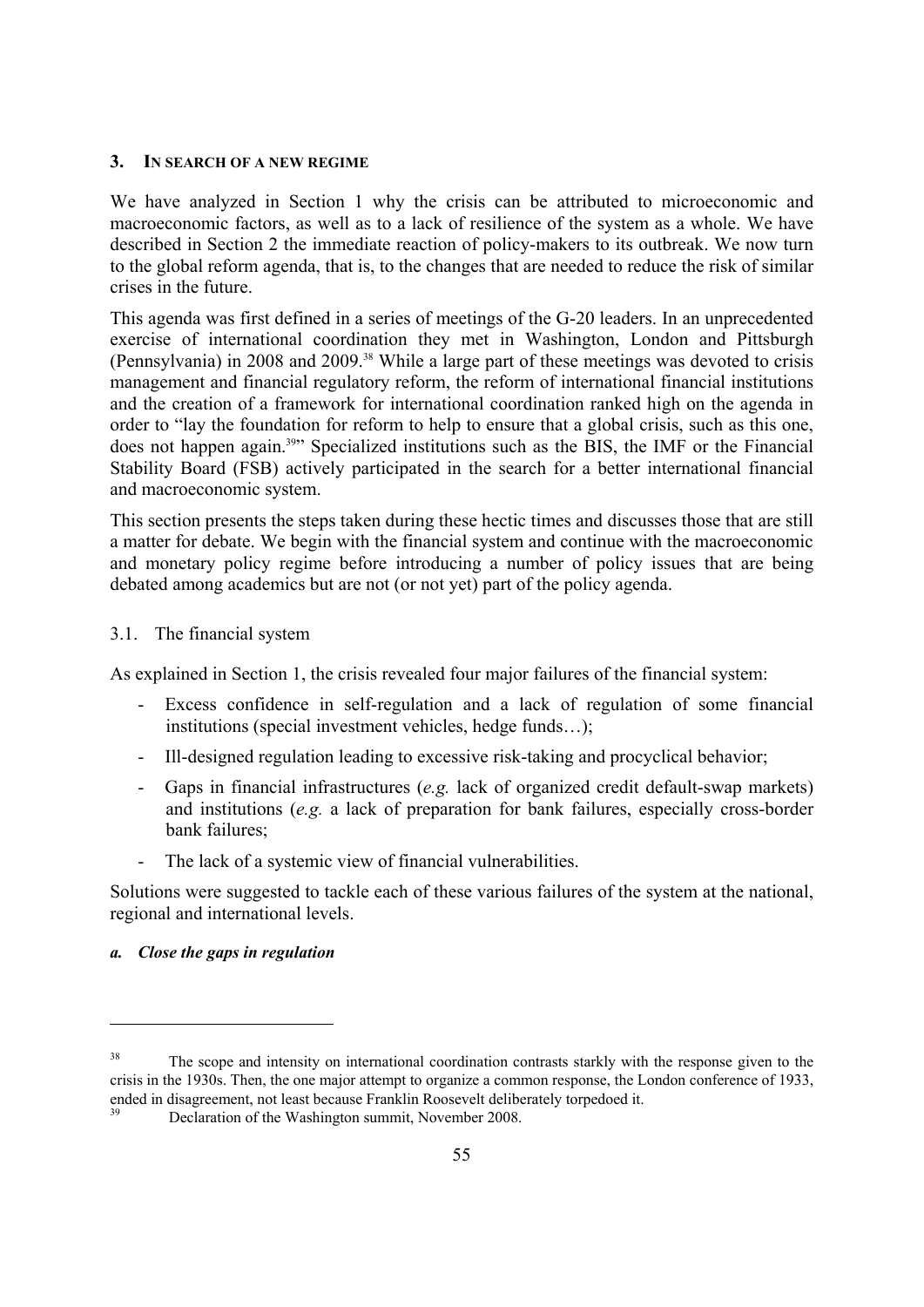## 3. IN SEARCH OF A NEW REGIME

We have analyzed in Section 1 why the crisis can be attributed to microeconomic and macroeconomic factors, as well as to a lack of resilience of the system as a whole. We have described in Section 2 the immediate reaction of policy-makers to its outbreak. We now turn to the global reform agenda, that is, to the changes that are needed to reduce the risk of similar crises in the future.

This agenda was first defined in a series of meetings of the G-20 leaders. In an unprecedented exercise of international coordination they met in Washington, London and Pittsburgh (Pennsylvania) in 2008 and 2009.[38] While a large part of these meetings was devoted to crisis management and financial regulatory reform, the reform of international financial institutions and the creation of a framework for international coordination ranked high on the agenda in order to "lay the foundation for reform to help to ensure that a global crisis, such as this one, does not happen again.[39]" Specialized institutions such as the BIS, the IMF or the Financial Stability Board (FSB) actively participated in the search for a better international financial and macroeconomic system.

This section presents the steps taken during these hectic times and discusses those that are still a matter for debate. We begin with the financial system and continue with the macroeconomic and monetary policy regime before introducing a number of policy issues that are being debated among academics but are not (or not yet) part of the policy agenda.

### 3.1. The financial system

As explained in Section 1, the crisis revealed four major failures of the financial system:

- Excess confidence in self-regulation and a lack of regulation of some financial institutions (special investment vehicles, hedge funds…);
- Ill-designed regulation leading to excessive risk-taking and procyclical behavior;
- Gaps in financial infrastructures (*e.g.* lack of organized credit default-swap markets) and institutions (*e.g.* a lack of preparation for bank failures, especially cross-border bank failures;
- The lack of a systemic view of financial vulnerabilities.

Solutions were suggested to tackle each of these various failures of the system at the national, regional and international levels.

#### *a. Close the gaps in regulation*

---

[38] The scope and intensity on international coordination contrasts starkly with the response given to the crisis in the 1930s. Then, the one major attempt to organize a common response, the London conference of 1933, ended in disagreement, not least because Franklin Roosevelt deliberately torpedoed it.

[39] Declaration of the Washington summit, November 2008.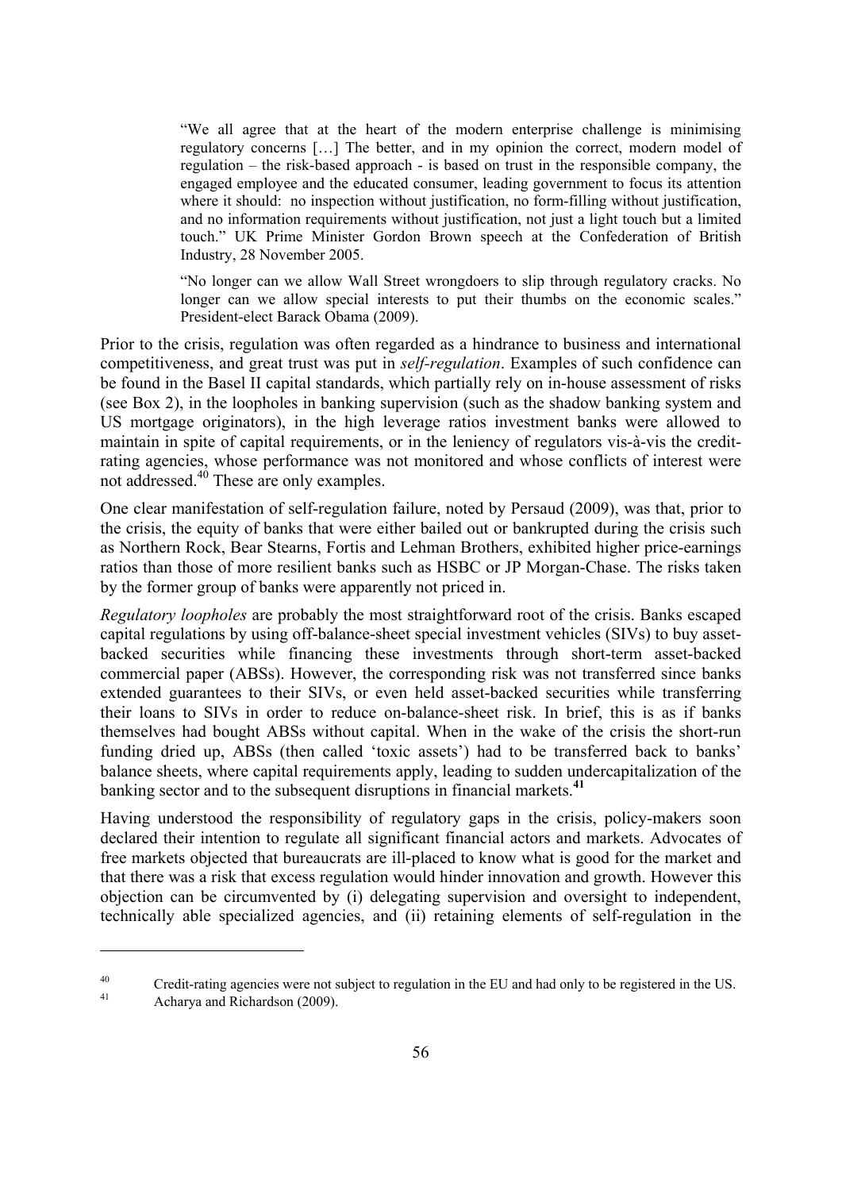> "We all agree that at the heart of the modern enterprise challenge is minimising regulatory concerns […] The better, and in my opinion the correct, modern model of regulation – the risk-based approach - is based on trust in the responsible company, the engaged employee and the educated consumer, leading government to focus its attention where it should: no inspection without justification, no form-filling without justification, and no information requirements without justification, not just a light touch but a limited touch." UK Prime Minister Gordon Brown speech at the Confederation of British Industry, 28 November 2005.

> "No longer can we allow Wall Street wrongdoers to slip through regulatory cracks. No longer can we allow special interests to put their thumbs on the economic scales." President-elect Barack Obama (2009).

Prior to the crisis, regulation was often regarded as a hindrance to business and international competitiveness, and great trust was put in *self-regulation*. Examples of such confidence can be found in the Basel II capital standards, which partially rely on in-house assessment of risks (see Box 2), in the loopholes in banking supervision (such as the shadow banking system and US mortgage originators), in the high leverage ratios investment banks were allowed to maintain in spite of capital requirements, or in the leniency of regulators vis-à-vis the credit-rating agencies, whose performance was not monitored and whose conflicts of interest were not addressed.[40] These are only examples.

One clear manifestation of self-regulation failure, noted by Persaud (2009), was that, prior to the crisis, the equity of banks that were either bailed out or bankrupted during the crisis such as Northern Rock, Bear Stearns, Fortis and Lehman Brothers, exhibited higher price-earnings ratios than those of more resilient banks such as HSBC or JP Morgan-Chase. The risks taken by the former group of banks were apparently not priced in.

*Regulatory loopholes* are probably the most straightforward root of the crisis. Banks escaped capital regulations by using off-balance-sheet special investment vehicles (SIVs) to buy asset-backed securities while financing these investments through short-term asset-backed commercial paper (ABSs). However, the corresponding risk was not transferred since banks extended guarantees to their SIVs, or even held asset-backed securities while transferring their loans to SIVs in order to reduce on-balance-sheet risk. In brief, this is as if banks themselves had bought ABSs without capital. When in the wake of the crisis the short-run funding dried up, ABSs (then called 'toxic assets') had to be transferred back to banks' balance sheets, where capital requirements apply, leading to sudden undercapitalization of the banking sector and to the subsequent disruptions in financial markets.**[41]**

Having understood the responsibility of regulatory gaps in the crisis, policy-makers soon declared their intention to regulate all significant financial actors and markets. Advocates of free markets objected that bureaucrats are ill-placed to know what is good for the market and that there was a risk that excess regulation would hinder innovation and growth. However this objection can be circumvented by (i) delegating supervision and oversight to independent, technically able specialized agencies, and (ii) retaining elements of self-regulation in the

---

[40] Credit-rating agencies were not subject to regulation in the EU and had only to be registered in the US.

[41] Acharya and Richardson (2009).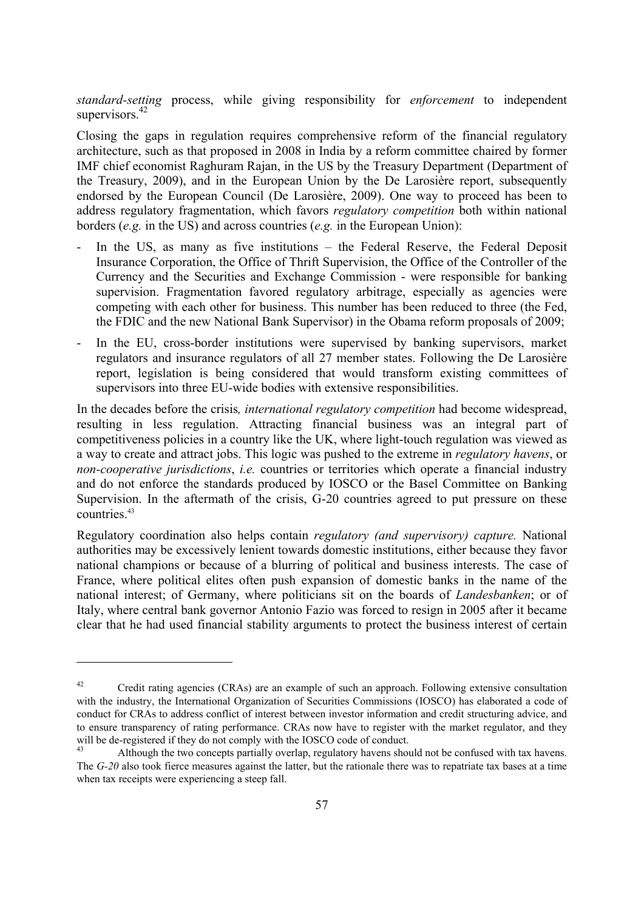*standard-setting* process, while giving responsibility for *enforcement* to independent supervisors.[42]

Closing the gaps in regulation requires comprehensive reform of the financial regulatory architecture, such as that proposed in 2008 in India by a reform committee chaired by former IMF chief economist Raghuram Rajan, in the US by the Treasury Department (Department of the Treasury, 2009), and in the European Union by the De Larosière report, subsequently endorsed by the European Council (De Larosière, 2009). One way to proceed has been to address regulatory fragmentation, which favors *regulatory competition* both within national borders (*e.g.* in the US) and across countries (*e.g.* in the European Union):

- In the US, as many as five institutions – the Federal Reserve, the Federal Deposit Insurance Corporation, the Office of Thrift Supervision, the Office of the Controller of the Currency and the Securities and Exchange Commission - were responsible for banking supervision. Fragmentation favored regulatory arbitrage, especially as agencies were competing with each other for business. This number has been reduced to three (the Fed, the FDIC and the new National Bank Supervisor) in the Obama reform proposals of 2009;
- In the EU, cross-border institutions were supervised by banking supervisors, market regulators and insurance regulators of all 27 member states. Following the De Larosière report, legislation is being considered that would transform existing committees of supervisors into three EU-wide bodies with extensive responsibilities.

In the decades before the crisis*, international regulatory competition* had become widespread, resulting in less regulation. Attracting financial business was an integral part of competitiveness policies in a country like the UK, where light-touch regulation was viewed as a way to create and attract jobs. This logic was pushed to the extreme in *regulatory havens*, or *non-cooperative jurisdictions*, *i.e.* countries or territories which operate a financial industry and do not enforce the standards produced by IOSCO or the Basel Committee on Banking Supervision. In the aftermath of the crisis, G-20 countries agreed to put pressure on these countries.[43]

Regulatory coordination also helps contain *regulatory (and supervisory) capture.* National authorities may be excessively lenient towards domestic institutions, either because they favor national champions or because of a blurring of political and business interests. The case of France, where political elites often push expansion of domestic banks in the name of the national interest; of Germany, where politicians sit on the boards of *Landesbanken*; or of Italy, where central bank governor Antonio Fazio was forced to resign in 2005 after it became clear that he had used financial stability arguments to protect the business interest of certain

---

[42] Credit rating agencies (CRAs) are an example of such an approach. Following extensive consultation with the industry, the International Organization of Securities Commissions (IOSCO) has elaborated a code of conduct for CRAs to address conflict of interest between investor information and credit structuring advice, and to ensure transparency of rating performance. CRAs now have to register with the market regulator, and they will be de-registered if they do not comply with the IOSCO code of conduct.

[43] Although the two concepts partially overlap, regulatory havens should not be confused with tax havens. The *G-20* also took fierce measures against the latter, but the rationale there was to repatriate tax bases at a time when tax receipts were experiencing a steep fall.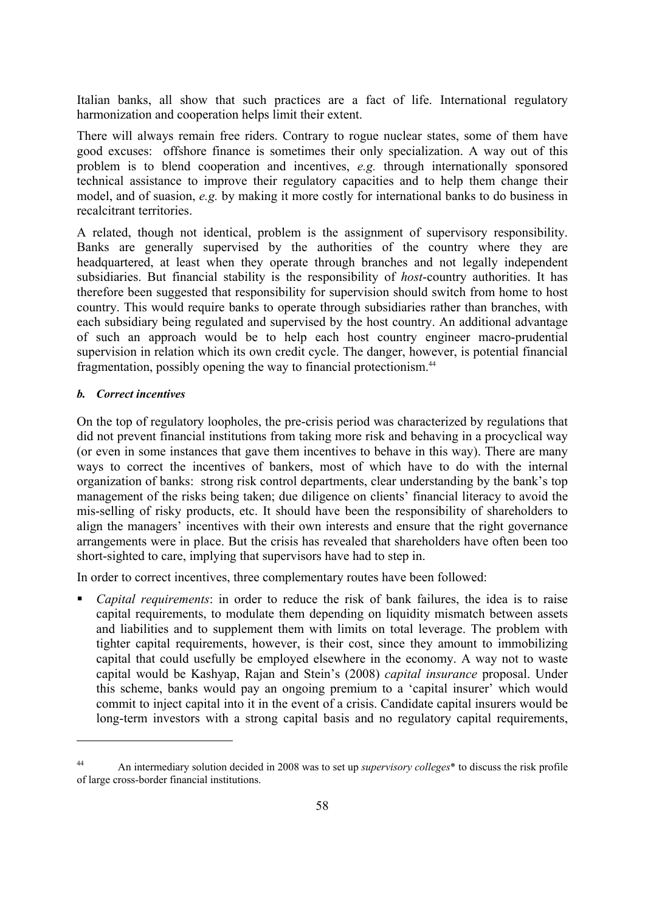Italian banks, all show that such practices are a fact of life. International regulatory harmonization and cooperation helps limit their extent.

There will always remain free riders. Contrary to rogue nuclear states, some of them have good excuses: offshore finance is sometimes their only specialization. A way out of this problem is to blend cooperation and incentives, *e.g.* through internationally sponsored technical assistance to improve their regulatory capacities and to help them change their model, and of suasion, *e.g.* by making it more costly for international banks to do business in recalcitrant territories.

A related, though not identical, problem is the assignment of supervisory responsibility. Banks are generally supervised by the authorities of the country where they are headquartered, at least when they operate through branches and not legally independent subsidiaries. But financial stability is the responsibility of *host*-country authorities. It has therefore been suggested that responsibility for supervision should switch from home to host country. This would require banks to operate through subsidiaries rather than branches, with each subsidiary being regulated and supervised by the host country. An additional advantage of such an approach would be to help each host country engineer macro-prudential supervision in relation which its own credit cycle. The danger, however, is potential financial fragmentation, possibly opening the way to financial protectionism.[44]

### *b. Correct incentives*

On the top of regulatory loopholes, the pre-crisis period was characterized by regulations that did not prevent financial institutions from taking more risk and behaving in a procyclical way (or even in some instances that gave them incentives to behave in this way). There are many ways to correct the incentives of bankers, most of which have to do with the internal organization of banks: strong risk control departments, clear understanding by the bank's top management of the risks being taken; due diligence on clients' financial literacy to avoid the mis-selling of risky products, etc. It should have been the responsibility of shareholders to align the managers' incentives with their own interests and ensure that the right governance arrangements were in place. But the crisis has revealed that shareholders have often been too short-sighted to care, implying that supervisors have had to step in.

In order to correct incentives, three complementary routes have been followed:

- *Capital requirements*: in order to reduce the risk of bank failures, the idea is to raise capital requirements, to modulate them depending on liquidity mismatch between assets and liabilities and to supplement them with limits on total leverage. The problem with tighter capital requirements, however, is their cost, since they amount to immobilizing capital that could usefully be employed elsewhere in the economy. A way not to waste capital would be Kashyap, Rajan and Stein's (2008) *capital insurance* proposal. Under this scheme, banks would pay an ongoing premium to a 'capital insurer' which would commit to inject capital into it in the event of a crisis. Candidate capital insurers would be long-term investors with a strong capital basis and no regulatory capital requirements,

[44] An intermediary solution decided in 2008 was to set up *supervisory colleges*\* to discuss the risk profile of large cross-border financial institutions.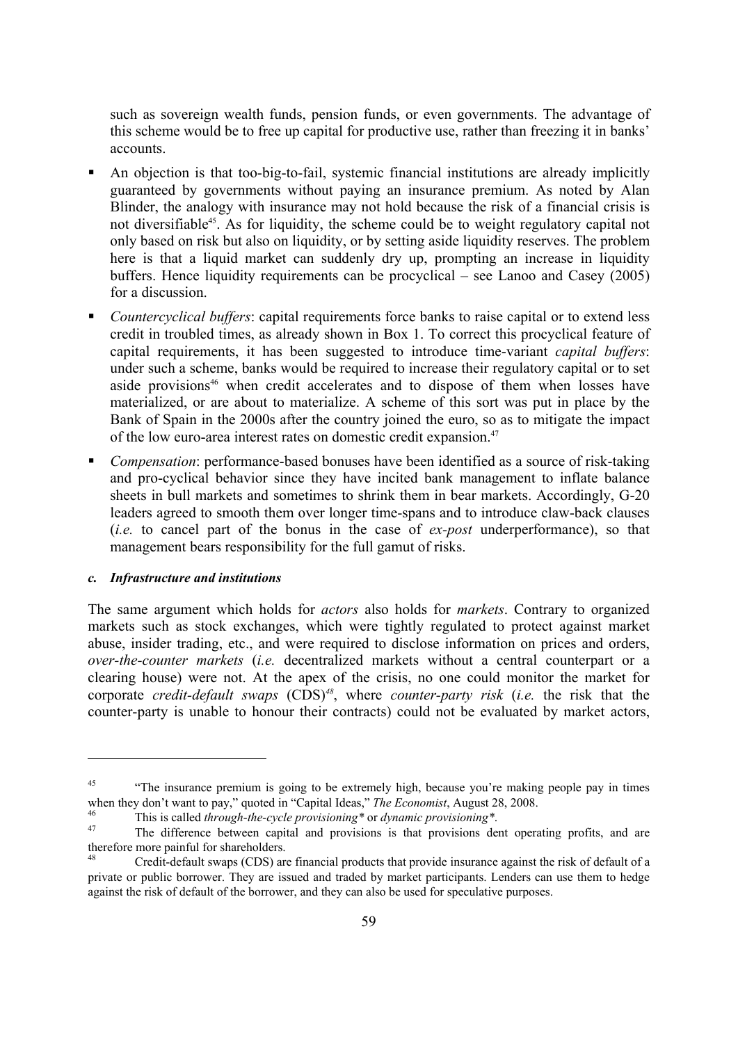such as sovereign wealth funds, pension funds, or even governments. The advantage of this scheme would be to free up capital for productive use, rather than freezing it in banks' accounts.

- An objection is that too-big-to-fail, systemic financial institutions are already implicitly guaranteed by governments without paying an insurance premium. As noted by Alan Blinder, the analogy with insurance may not hold because the risk of a financial crisis is not diversifiable[45]. As for liquidity, the scheme could be to weight regulatory capital not only based on risk but also on liquidity, or by setting aside liquidity reserves. The problem here is that a liquid market can suddenly dry up, prompting an increase in liquidity buffers. Hence liquidity requirements can be procyclical – see Lanoo and Casey (2005) for a discussion.
- *Countercyclical buffers*: capital requirements force banks to raise capital or to extend less credit in troubled times, as already shown in Box 1. To correct this procyclical feature of capital requirements, it has been suggested to introduce time-variant *capital buffers*: under such a scheme, banks would be required to increase their regulatory capital or to set aside provisions[46] when credit accelerates and to dispose of them when losses have materialized, or are about to materialize. A scheme of this sort was put in place by the Bank of Spain in the 2000s after the country joined the euro, so as to mitigate the impact of the low euro-area interest rates on domestic credit expansion.[47]
- *Compensation*: performance-based bonuses have been identified as a source of risk-taking and pro-cyclical behavior since they have incited bank management to inflate balance sheets in bull markets and sometimes to shrink them in bear markets. Accordingly, G-20 leaders agreed to smooth them over longer time-spans and to introduce claw-back clauses (*i.e.* to cancel part of the bonus in the case of *ex-post* underperformance), so that management bears responsibility for the full gamut of risks.

#### *c. Infrastructure and institutions*

The same argument which holds for *actors* also holds for *markets*. Contrary to organized markets such as stock exchanges, which were tightly regulated to protect against market abuse, insider trading, etc., and were required to disclose information on prices and orders, *over-the-counter markets* (*i.e.* decentralized markets without a central counterpart or a clearing house) were not. At the apex of the crisis, no one could monitor the market for corporate *credit-default swaps* (CDS)[48], where *counter-party risk* (*i.e.* the risk that the counter-party is unable to honour their contracts) could not be evaluated by market actors,

---

[45] "The insurance premium is going to be extremely high, because you're making people pay in times when they don't want to pay," quoted in "Capital Ideas," *The Economist*, August 28, 2008.

[46] This is called *through-the-cycle provisioning\** or *dynamic provisioning\**.

[47] The difference between capital and provisions is that provisions dent operating profits, and are therefore more painful for shareholders.

[48] Credit-default swaps (CDS) are financial products that provide insurance against the risk of default of a private or public borrower. They are issued and traded by market participants. Lenders can use them to hedge against the risk of default of the borrower, and they can also be used for speculative purposes.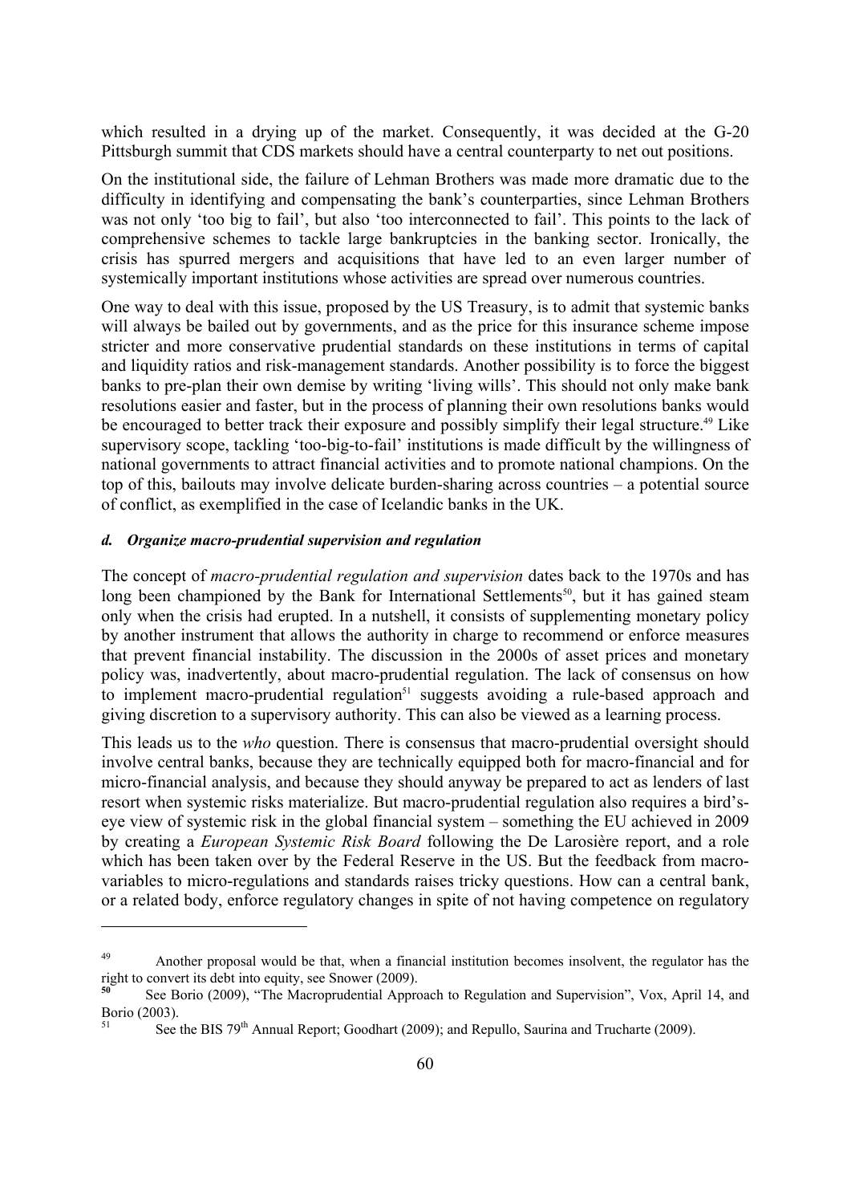which resulted in a drying up of the market. Consequently, it was decided at the G-20 Pittsburgh summit that CDS markets should have a central counterparty to net out positions.

On the institutional side, the failure of Lehman Brothers was made more dramatic due to the difficulty in identifying and compensating the bank's counterparties, since Lehman Brothers was not only 'too big to fail', but also 'too interconnected to fail'. This points to the lack of comprehensive schemes to tackle large bankruptcies in the banking sector. Ironically, the crisis has spurred mergers and acquisitions that have led to an even larger number of systemically important institutions whose activities are spread over numerous countries.

One way to deal with this issue, proposed by the US Treasury, is to admit that systemic banks will always be bailed out by governments, and as the price for this insurance scheme impose stricter and more conservative prudential standards on these institutions in terms of capital and liquidity ratios and risk-management standards. Another possibility is to force the biggest banks to pre-plan their own demise by writing 'living wills'. This should not only make bank resolutions easier and faster, but in the process of planning their own resolutions banks would be encouraged to better track their exposure and possibly simplify their legal structure.[49] Like supervisory scope, tackling 'too-big-to-fail' institutions is made difficult by the willingness of national governments to attract financial activities and to promote national champions. On the top of this, bailouts may involve delicate burden-sharing across countries – a potential source of conflict, as exemplified in the case of Icelandic banks in the UK.

#### *d. Organize macro-prudential supervision and regulation*

The concept of *macro-prudential regulation and supervision* dates back to the 1970s and has long been championed by the Bank for International Settlements[50], but it has gained steam only when the crisis had erupted. In a nutshell, it consists of supplementing monetary policy by another instrument that allows the authority in charge to recommend or enforce measures that prevent financial instability. The discussion in the 2000s of asset prices and monetary policy was, inadvertently, about macro-prudential regulation. The lack of consensus on how to implement macro-prudential regulation[51] suggests avoiding a rule-based approach and giving discretion to a supervisory authority. This can also be viewed as a learning process.

This leads us to the *who* question. There is consensus that macro-prudential oversight should involve central banks, because they are technically equipped both for macro-financial and for micro-financial analysis, and because they should anyway be prepared to act as lenders of last resort when systemic risks materialize. But macro-prudential regulation also requires a bird's-eye view of systemic risk in the global financial system – something the EU achieved in 2009 by creating a *European Systemic Risk Board* following the De Larosière report, and a role which has been taken over by the Federal Reserve in the US. But the feedback from macro-variables to micro-regulations and standards raises tricky questions. How can a central bank, or a related body, enforce regulatory changes in spite of not having competence on regulatory

---

[49] Another proposal would be that, when a financial institution becomes insolvent, the regulator has the right to convert its debt into equity, see Snower (2009).

[50] See Borio (2009), "The Macroprudential Approach to Regulation and Supervision", Vox, April 14, and Borio (2003).

[51] See the BIS 79th Annual Report; Goodhart (2009); and Repullo, Saurina and Trucharte (2009).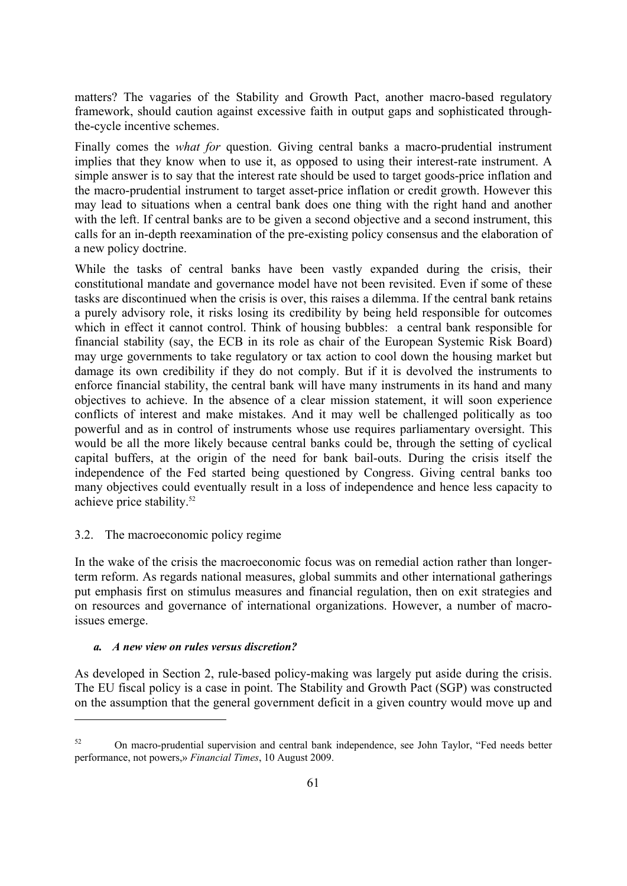matters? The vagaries of the Stability and Growth Pact, another macro-based regulatory framework, should caution against excessive faith in output gaps and sophisticated through-the-cycle incentive schemes.

Finally comes the *what for* question. Giving central banks a macro-prudential instrument implies that they know when to use it, as opposed to using their interest-rate instrument. A simple answer is to say that the interest rate should be used to target goods-price inflation and the macro-prudential instrument to target asset-price inflation or credit growth. However this may lead to situations when a central bank does one thing with the right hand and another with the left. If central banks are to be given a second objective and a second instrument, this calls for an in-depth reexamination of the pre-existing policy consensus and the elaboration of a new policy doctrine.

While the tasks of central banks have been vastly expanded during the crisis, their constitutional mandate and governance model have not been revisited. Even if some of these tasks are discontinued when the crisis is over, this raises a dilemma. If the central bank retains a purely advisory role, it risks losing its credibility by being held responsible for outcomes which in effect it cannot control. Think of housing bubbles: a central bank responsible for financial stability (say, the ECB in its role as chair of the European Systemic Risk Board) may urge governments to take regulatory or tax action to cool down the housing market but damage its own credibility if they do not comply. But if it is devolved the instruments to enforce financial stability, the central bank will have many instruments in its hand and many objectives to achieve. In the absence of a clear mission statement, it will soon experience conflicts of interest and make mistakes. And it may well be challenged politically as too powerful and as in control of instruments whose use requires parliamentary oversight. This would be all the more likely because central banks could be, through the setting of cyclical capital buffers, at the origin of the need for bank bail-outs. During the crisis itself the independence of the Fed started being questioned by Congress. Giving central banks too many objectives could eventually result in a loss of independence and hence less capacity to achieve price stability.[52]

### 3.2. The macroeconomic policy regime

In the wake of the crisis the macroeconomic focus was on remedial action rather than longer-term reform. As regards national measures, global summits and other international gatherings put emphasis first on stimulus measures and financial regulation, then on exit strategies and on resources and governance of international organizations. However, a number of macro-issues emerge.

#### *a. A new view on rules versus discretion?*

As developed in Section 2, rule-based policy-making was largely put aside during the crisis. The EU fiscal policy is a case in point. The Stability and Growth Pact (SGP) was constructed on the assumption that the general government deficit in a given country would move up and

---

[52] On macro-prudential supervision and central bank independence, see John Taylor, "Fed needs better performance, not powers,» *Financial Times*, 10 August 2009.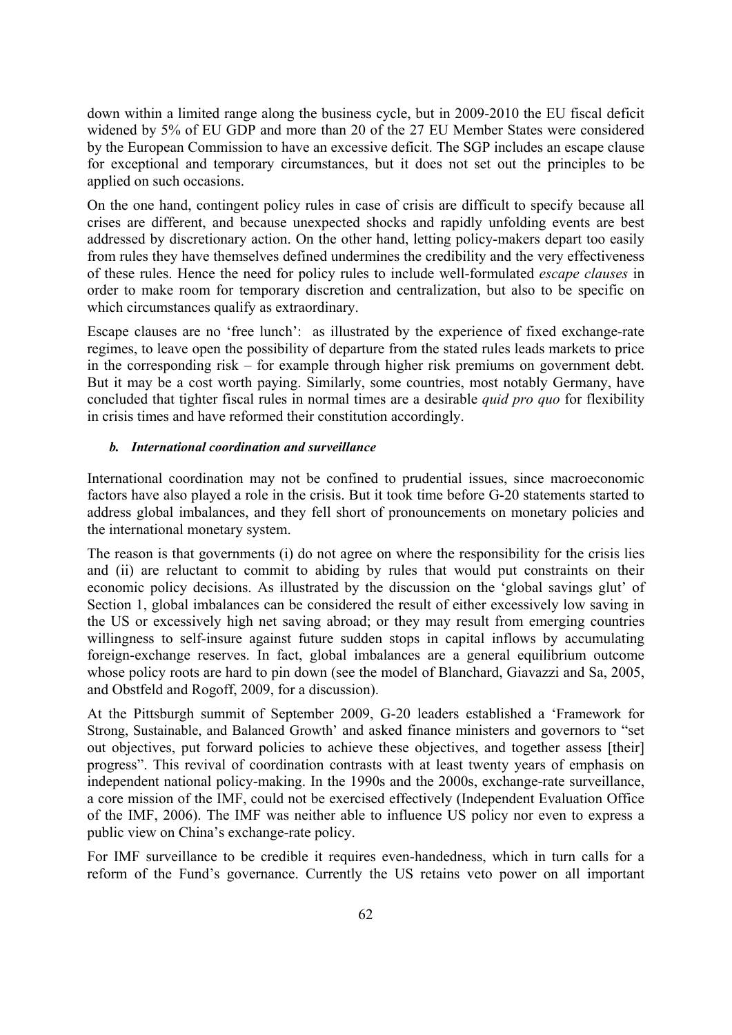down within a limited range along the business cycle, but in 2009-2010 the EU fiscal deficit widened by 5% of EU GDP and more than 20 of the 27 EU Member States were considered by the European Commission to have an excessive deficit. The SGP includes an escape clause for exceptional and temporary circumstances, but it does not set out the principles to be applied on such occasions.

On the one hand, contingent policy rules in case of crisis are difficult to specify because all crises are different, and because unexpected shocks and rapidly unfolding events are best addressed by discretionary action. On the other hand, letting policy-makers depart too easily from rules they have themselves defined undermines the credibility and the very effectiveness of these rules. Hence the need for policy rules to include well-formulated *escape clauses* in order to make room for temporary discretion and centralization, but also to be specific on which circumstances qualify as extraordinary.

Escape clauses are no 'free lunch': as illustrated by the experience of fixed exchange-rate regimes, to leave open the possibility of departure from the stated rules leads markets to price in the corresponding risk – for example through higher risk premiums on government debt. But it may be a cost worth paying. Similarly, some countries, most notably Germany, have concluded that tighter fiscal rules in normal times are a desirable *quid pro quo* for flexibility in crisis times and have reformed their constitution accordingly.

#### *b. International coordination and surveillance*

International coordination may not be confined to prudential issues, since macroeconomic factors have also played a role in the crisis. But it took time before G-20 statements started to address global imbalances, and they fell short of pronouncements on monetary policies and the international monetary system.

The reason is that governments (i) do not agree on where the responsibility for the crisis lies and (ii) are reluctant to commit to abiding by rules that would put constraints on their economic policy decisions. As illustrated by the discussion on the 'global savings glut' of Section 1, global imbalances can be considered the result of either excessively low saving in the US or excessively high net saving abroad; or they may result from emerging countries willingness to self-insure against future sudden stops in capital inflows by accumulating foreign-exchange reserves. In fact, global imbalances are a general equilibrium outcome whose policy roots are hard to pin down (see the model of Blanchard, Giavazzi and Sa, 2005, and Obstfeld and Rogoff, 2009, for a discussion).

At the Pittsburgh summit of September 2009, G-20 leaders established a 'Framework for Strong, Sustainable, and Balanced Growth' and asked finance ministers and governors to "set out objectives, put forward policies to achieve these objectives, and together assess [their] progress". This revival of coordination contrasts with at least twenty years of emphasis on independent national policy-making. In the 1990s and the 2000s, exchange-rate surveillance, a core mission of the IMF, could not be exercised effectively (Independent Evaluation Office of the IMF, 2006). The IMF was neither able to influence US policy nor even to express a public view on China's exchange-rate policy.

For IMF surveillance to be credible it requires even-handedness, which in turn calls for a reform of the Fund's governance. Currently the US retains veto power on all important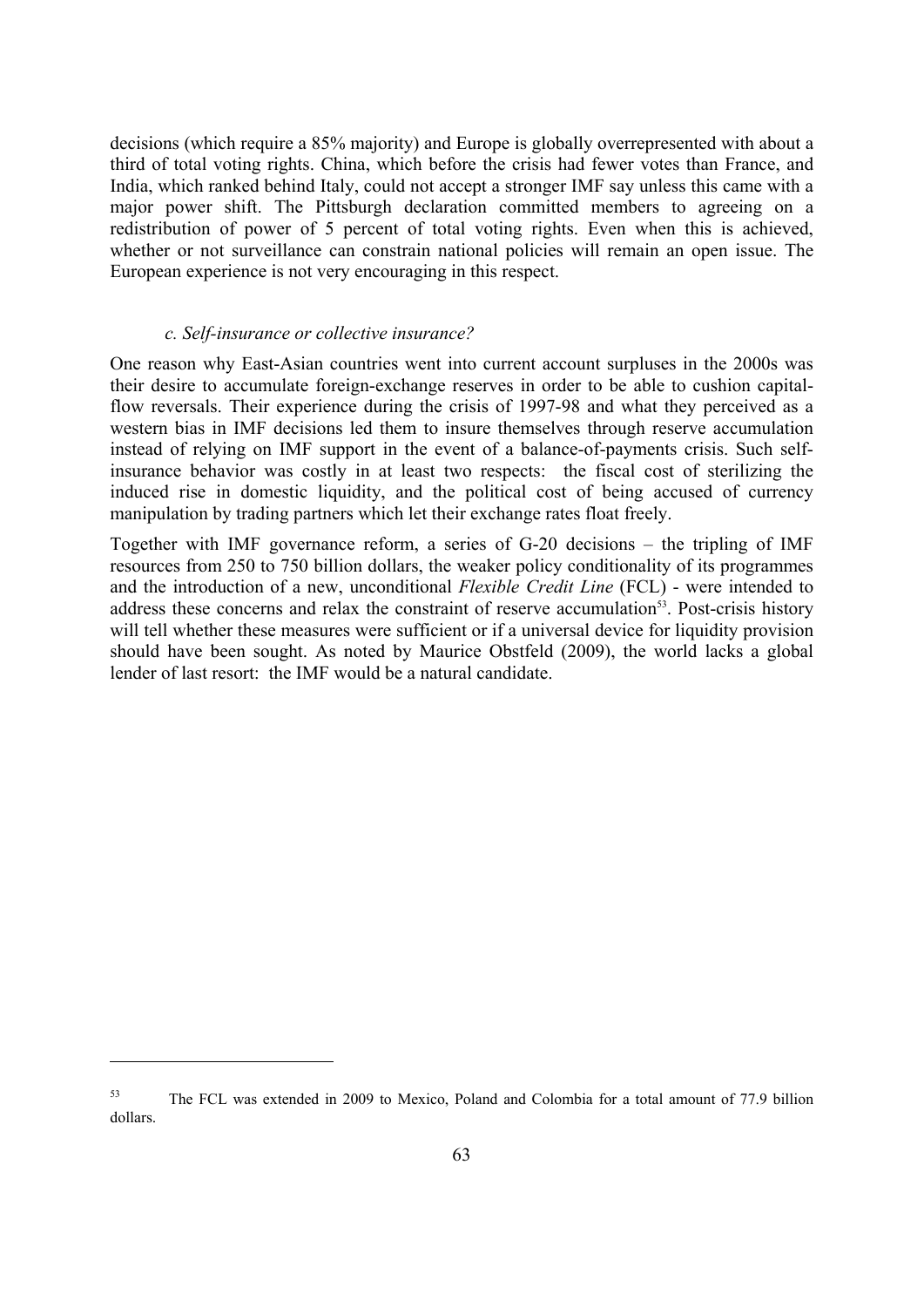decisions (which require a 85% majority) and Europe is globally overrepresented with about a third of total voting rights. China, which before the crisis had fewer votes than France, and India, which ranked behind Italy, could not accept a stronger IMF say unless this came with a major power shift. The Pittsburgh declaration committed members to agreeing on a redistribution of power of 5 percent of total voting rights. Even when this is achieved, whether or not surveillance can constrain national policies will remain an open issue. The European experience is not very encouraging in this respect.

### *c. Self-insurance or collective insurance?*

One reason why East-Asian countries went into current account surpluses in the 2000s was their desire to accumulate foreign-exchange reserves in order to be able to cushion capital-flow reversals. Their experience during the crisis of 1997-98 and what they perceived as a western bias in IMF decisions led them to insure themselves through reserve accumulation instead of relying on IMF support in the event of a balance-of-payments crisis. Such self-insurance behavior was costly in at least two respects: the fiscal cost of sterilizing the induced rise in domestic liquidity, and the political cost of being accused of currency manipulation by trading partners which let their exchange rates float freely.

Together with IMF governance reform, a series of G-20 decisions – the tripling of IMF resources from 250 to 750 billion dollars, the weaker policy conditionality of its programmes and the introduction of a new, unconditional *Flexible Credit Line* (FCL) - were intended to address these concerns and relax the constraint of reserve accumulation[53]. Post-crisis history will tell whether these measures were sufficient or if a universal device for liquidity provision should have been sought. As noted by Maurice Obstfeld (2009), the world lacks a global lender of last resort: the IMF would be a natural candidate.

---

[53] The FCL was extended in 2009 to Mexico, Poland and Colombia for a total amount of 77.9 billion dollars.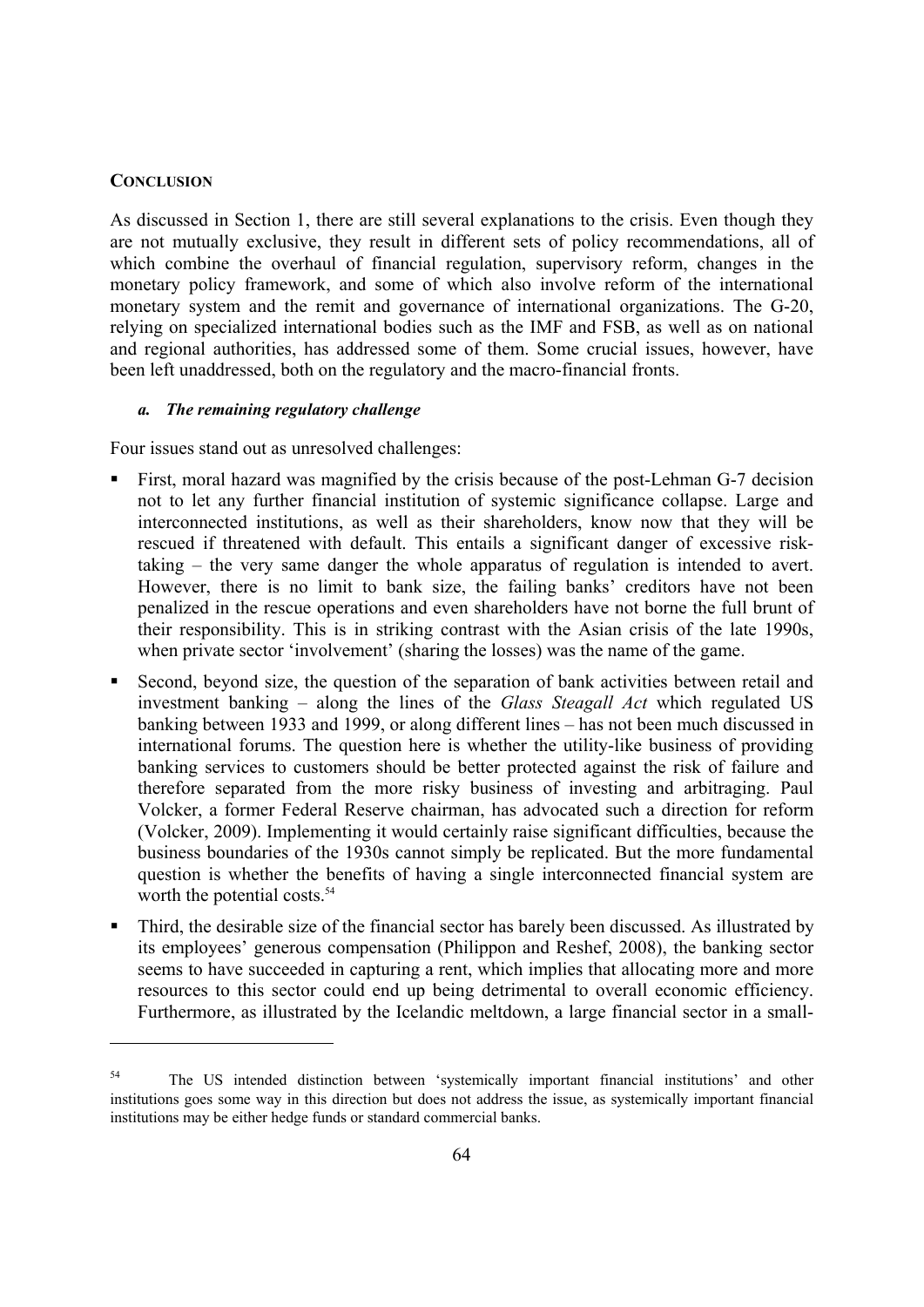## CONCLUSION

As discussed in Section 1, there are still several explanations to the crisis. Even though they are not mutually exclusive, they result in different sets of policy recommendations, all of which combine the overhaul of financial regulation, supervisory reform, changes in the monetary policy framework, and some of which also involve reform of the international monetary system and the remit and governance of international organizations. The G-20, relying on specialized international bodies such as the IMF and FSB, as well as on national and regional authorities, has addressed some of them. Some crucial issues, however, have been left unaddressed, both on the regulatory and the macro-financial fronts.

### *a. The remaining regulatory challenge*

Four issues stand out as unresolved challenges:

- First, moral hazard was magnified by the crisis because of the post-Lehman G-7 decision not to let any further financial institution of systemic significance collapse. Large and interconnected institutions, as well as their shareholders, know now that they will be rescued if threatened with default. This entails a significant danger of excessive risk-taking – the very same danger the whole apparatus of regulation is intended to avert. However, there is no limit to bank size, the failing banks' creditors have not been penalized in the rescue operations and even shareholders have not borne the full brunt of their responsibility. This is in striking contrast with the Asian crisis of the late 1990s, when private sector 'involvement' (sharing the losses) was the name of the game.
- Second, beyond size, the question of the separation of bank activities between retail and investment banking – along the lines of the *Glass Steagall Act* which regulated US banking between 1933 and 1999, or along different lines – has not been much discussed in international forums. The question here is whether the utility-like business of providing banking services to customers should be better protected against the risk of failure and therefore separated from the more risky business of investing and arbitraging. Paul Volcker, a former Federal Reserve chairman, has advocated such a direction for reform (Volcker, 2009). Implementing it would certainly raise significant difficulties, because the business boundaries of the 1930s cannot simply be replicated. But the more fundamental question is whether the benefits of having a single interconnected financial system are worth the potential costs.[54]
- Third, the desirable size of the financial sector has barely been discussed. As illustrated by its employees' generous compensation (Philippon and Reshef, 2008), the banking sector seems to have succeeded in capturing a rent, which implies that allocating more and more resources to this sector could end up being detrimental to overall economic efficiency. Furthermore, as illustrated by the Icelandic meltdown, a large financial sector in a small-

---

[54] The US intended distinction between 'systemically important financial institutions' and other institutions goes some way in this direction but does not address the issue, as systemically important financial institutions may be either hedge funds or standard commercial banks.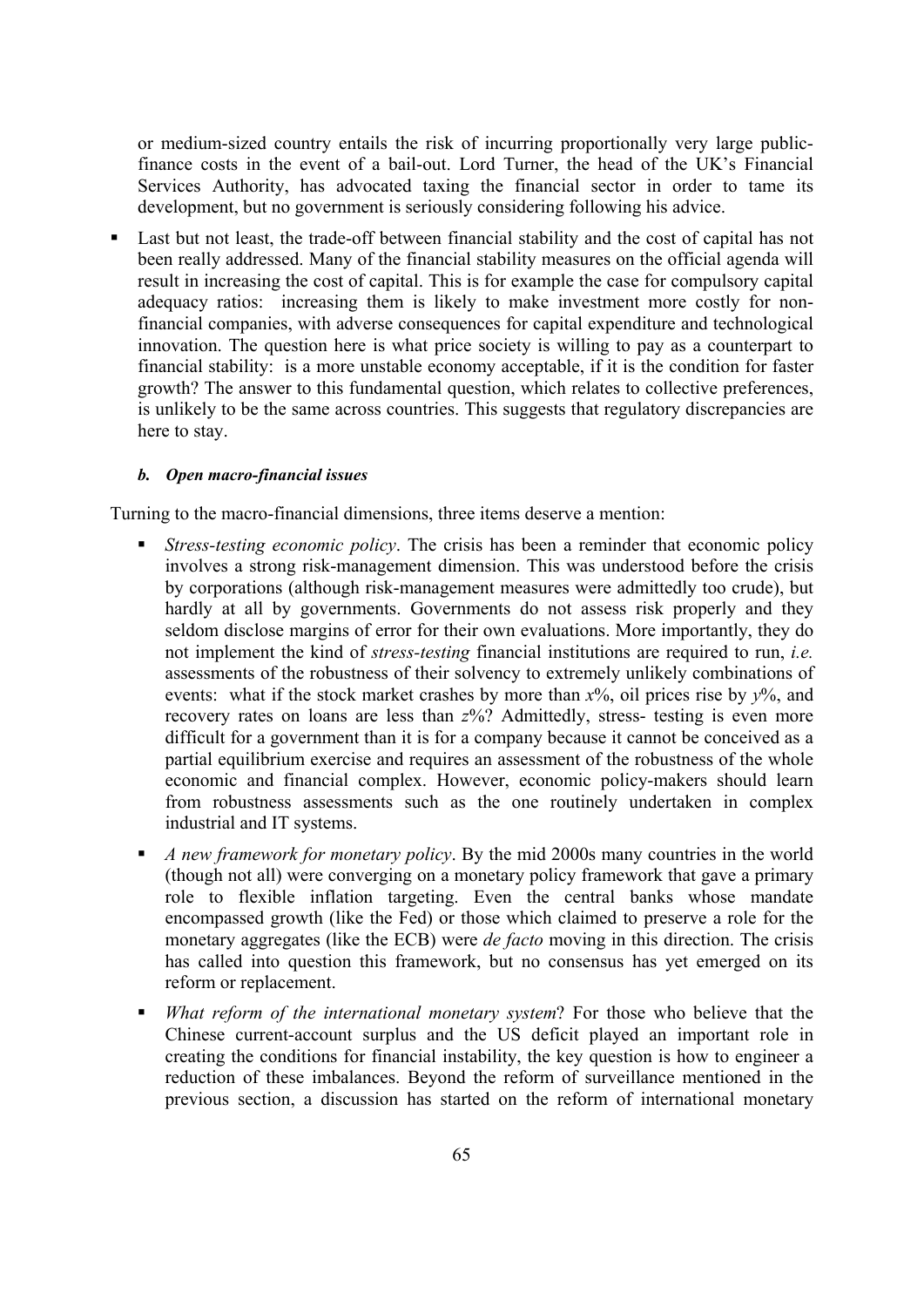or medium-sized country entails the risk of incurring proportionally very large public-finance costs in the event of a bail-out. Lord Turner, the head of the UK's Financial Services Authority, has advocated taxing the financial sector in order to tame its development, but no government is seriously considering following his advice.

- Last but not least, the trade-off between financial stability and the cost of capital has not been really addressed. Many of the financial stability measures on the official agenda will result in increasing the cost of capital. This is for example the case for compulsory capital adequacy ratios: increasing them is likely to make investment more costly for non-financial companies, with adverse consequences for capital expenditure and technological innovation. The question here is what price society is willing to pay as a counterpart to financial stability: is a more unstable economy acceptable, if it is the condition for faster growth? The answer to this fundamental question, which relates to collective preferences, is unlikely to be the same across countries. This suggests that regulatory discrepancies are here to stay.

#### *b. Open macro-financial issues*

Turning to the macro-financial dimensions, three items deserve a mention:

- *Stress-testing economic policy*. The crisis has been a reminder that economic policy involves a strong risk-management dimension. This was understood before the crisis by corporations (although risk-management measures were admittedly too crude), but hardly at all by governments. Governments do not assess risk properly and they seldom disclose margins of error for their own evaluations. More importantly, they do not implement the kind of *stress-testing* financial institutions are required to run, *i.e.* assessments of the robustness of their solvency to extremely unlikely combinations of events: what if the stock market crashes by more than *x*%, oil prices rise by *y*%, and recovery rates on loans are less than *z*%? Admittedly, stress- testing is even more difficult for a government than it is for a company because it cannot be conceived as a partial equilibrium exercise and requires an assessment of the robustness of the whole economic and financial complex. However, economic policy-makers should learn from robustness assessments such as the one routinely undertaken in complex industrial and IT systems.

- *A new framework for monetary policy*. By the mid 2000s many countries in the world (though not all) were converging on a monetary policy framework that gave a primary role to flexible inflation targeting. Even the central banks whose mandate encompassed growth (like the Fed) or those which claimed to preserve a role for the monetary aggregates (like the ECB) were *de facto* moving in this direction. The crisis has called into question this framework, but no consensus has yet emerged on its reform or replacement.

- *What reform of the international monetary system*? For those who believe that the Chinese current-account surplus and the US deficit played an important role in creating the conditions for financial instability, the key question is how to engineer a reduction of these imbalances. Beyond the reform of surveillance mentioned in the previous section, a discussion has started on the reform of international monetary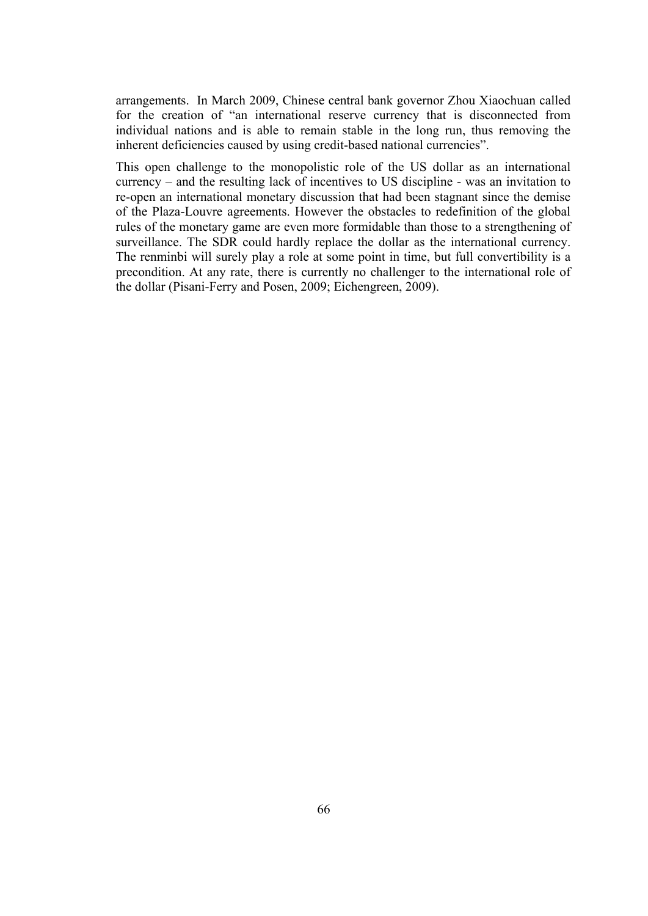arrangements. In March 2009, Chinese central bank governor Zhou Xiaochuan called for the creation of "an international reserve currency that is disconnected from individual nations and is able to remain stable in the long run, thus removing the inherent deficiencies caused by using credit-based national currencies".

This open challenge to the monopolistic role of the US dollar as an international currency – and the resulting lack of incentives to US discipline - was an invitation to re-open an international monetary discussion that had been stagnant since the demise of the Plaza-Louvre agreements. However the obstacles to redefinition of the global rules of the monetary game are even more formidable than those to a strengthening of surveillance. The SDR could hardly replace the dollar as the international currency. The renminbi will surely play a role at some point in time, but full convertibility is a precondition. At any rate, there is currently no challenger to the international role of the dollar (Pisani-Ferry and Posen, 2009; Eichengreen, 2009).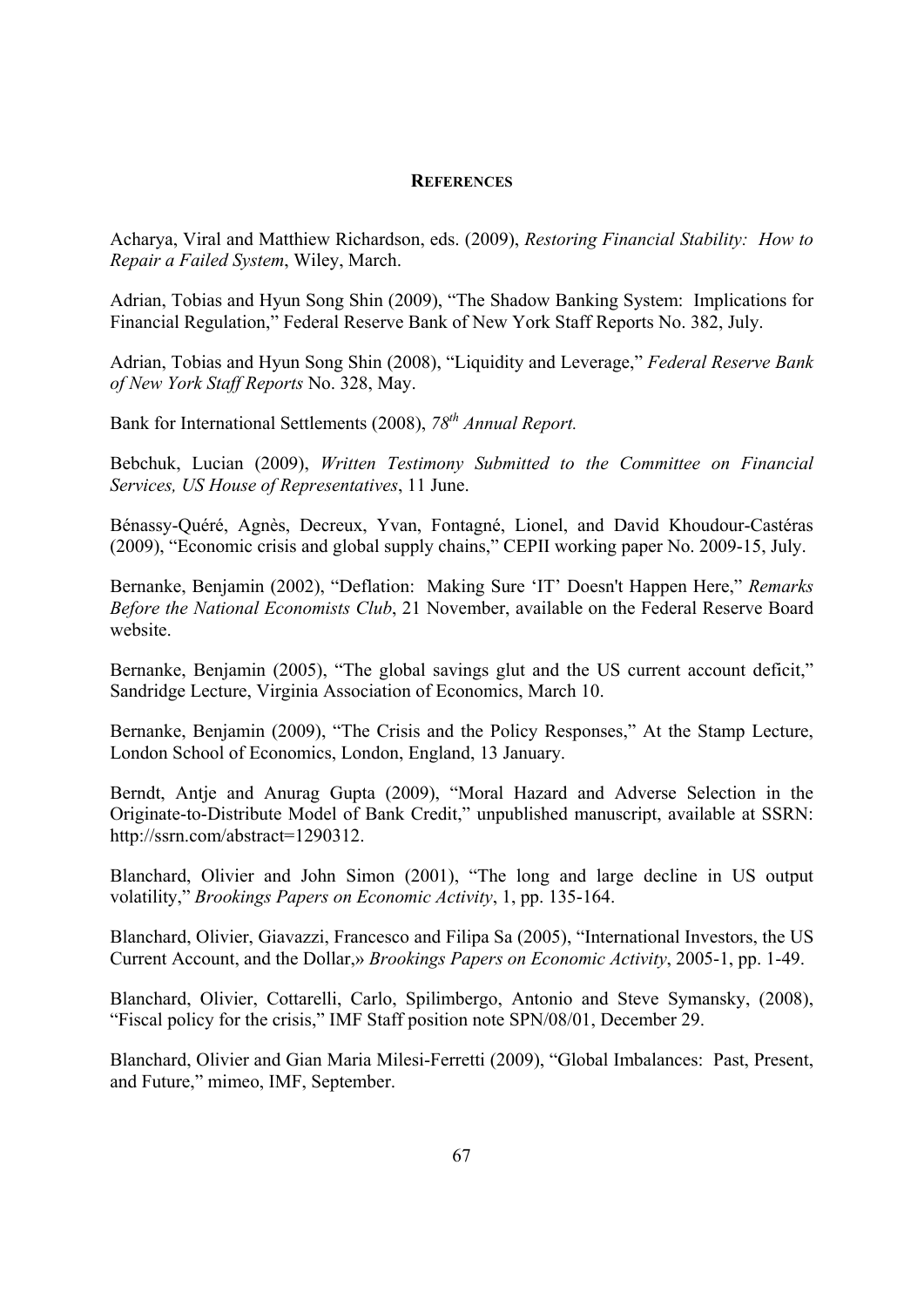## REFERENCES

Acharya, Viral and Matthiew Richardson, eds. (2009), *Restoring Financial Stability: How to Repair a Failed System*, Wiley, March.

Adrian, Tobias and Hyun Song Shin (2009), "The Shadow Banking System: Implications for Financial Regulation," Federal Reserve Bank of New York Staff Reports No. 382, July.

Adrian, Tobias and Hyun Song Shin (2008), "Liquidity and Leverage," *Federal Reserve Bank of New York Staff Reports* No. 328, May.

Bank for International Settlements (2008), *78th Annual Report.*

Bebchuk, Lucian (2009), *Written Testimony Submitted to the Committee on Financial Services, US House of Representatives*, 11 June.

Bénassy-Quéré, Agnès, Decreux, Yvan, Fontagné, Lionel, and David Khoudour-Castéras (2009), "Economic crisis and global supply chains," CEPII working paper No. 2009-15, July.

Bernanke, Benjamin (2002), "Deflation: Making Sure 'IT' Doesn't Happen Here," *Remarks Before the National Economists Club*, 21 November, available on the Federal Reserve Board website.

Bernanke, Benjamin (2005), "The global savings glut and the US current account deficit," Sandridge Lecture, Virginia Association of Economics, March 10.

Bernanke, Benjamin (2009), "The Crisis and the Policy Responses," At the Stamp Lecture, London School of Economics, London, England, 13 January.

Berndt, Antje and Anurag Gupta (2009), "Moral Hazard and Adverse Selection in the Originate-to-Distribute Model of Bank Credit," unpublished manuscript, available at SSRN: http://ssrn.com/abstract=1290312.

Blanchard, Olivier and John Simon (2001), "The long and large decline in US output volatility," *Brookings Papers on Economic Activity*, 1, pp. 135-164.

Blanchard, Olivier, Giavazzi, Francesco and Filipa Sa (2005), "International Investors, the US Current Account, and the Dollar,» *Brookings Papers on Economic Activity*, 2005-1, pp. 1-49.

Blanchard, Olivier, Cottarelli, Carlo, Spilimbergo, Antonio and Steve Symansky, (2008), "Fiscal policy for the crisis," IMF Staff position note SPN/08/01, December 29.

Blanchard, Olivier and Gian Maria Milesi-Ferretti (2009), "Global Imbalances: Past, Present, and Future," mimeo, IMF, September.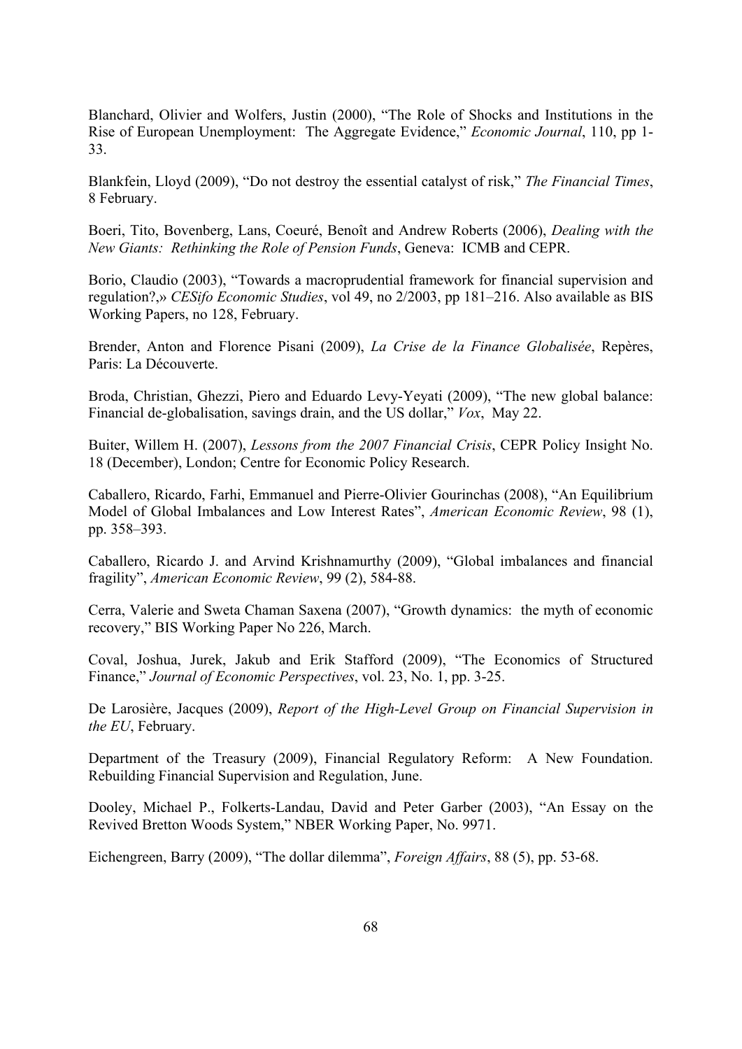Blanchard, Olivier and Wolfers, Justin (2000), "The Role of Shocks and Institutions in the Rise of European Unemployment: The Aggregate Evidence," *Economic Journal*, 110, pp 1-33.

Blankfein, Lloyd (2009), "Do not destroy the essential catalyst of risk," *The Financial Times*, 8 February.

Boeri, Tito, Bovenberg, Lans, Coeuré, Benoît and Andrew Roberts (2006), *Dealing with the New Giants: Rethinking the Role of Pension Funds*, Geneva: ICMB and CEPR.

Borio, Claudio (2003), "Towards a macroprudential framework for financial supervision and regulation?,» *CESifo Economic Studies*, vol 49, no 2/2003, pp 181–216. Also available as BIS Working Papers, no 128, February.

Brender, Anton and Florence Pisani (2009), *La Crise de la Finance Globalisée*, Repères, Paris: La Découverte.

Broda, Christian, Ghezzi, Piero and Eduardo Levy-Yeyati (2009), "The new global balance: Financial de-globalisation, savings drain, and the US dollar," *Vox*, May 22.

Buiter, Willem H. (2007), *Lessons from the 2007 Financial Crisis*, CEPR Policy Insight No. 18 (December), London; Centre for Economic Policy Research.

Caballero, Ricardo, Farhi, Emmanuel and Pierre-Olivier Gourinchas (2008), "An Equilibrium Model of Global Imbalances and Low Interest Rates", *American Economic Review*, 98 (1), pp. 358–393.

Caballero, Ricardo J. and Arvind Krishnamurthy (2009), "Global imbalances and financial fragility", *American Economic Review*, 99 (2), 584-88.

Cerra, Valerie and Sweta Chaman Saxena (2007), "Growth dynamics: the myth of economic recovery," BIS Working Paper No 226, March.

Coval, Joshua, Jurek, Jakub and Erik Stafford (2009), "The Economics of Structured Finance," *Journal of Economic Perspectives*, vol. 23, No. 1, pp. 3-25.

De Larosière, Jacques (2009), *Report of the High-Level Group on Financial Supervision in the EU*, February.

Department of the Treasury (2009), Financial Regulatory Reform: A New Foundation. Rebuilding Financial Supervision and Regulation, June.

Dooley, Michael P., Folkerts-Landau, David and Peter Garber (2003), "An Essay on the Revived Bretton Woods System," NBER Working Paper, No. 9971.

Eichengreen, Barry (2009), "The dollar dilemma", *Foreign Affairs*, 88 (5), pp. 53-68.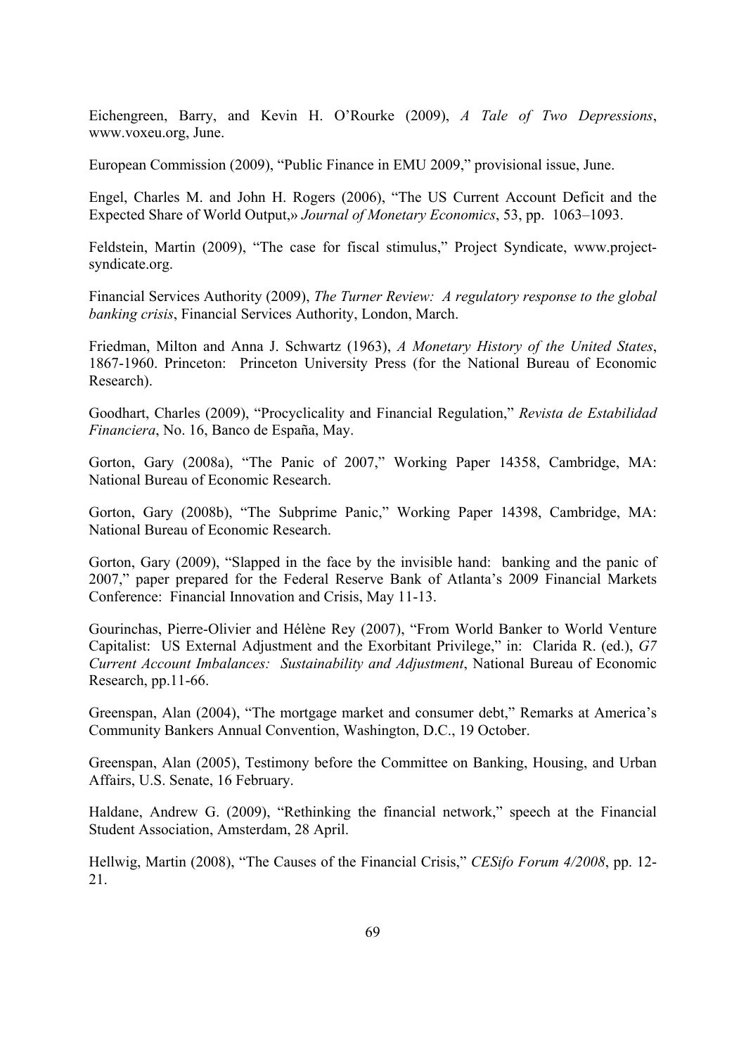Eichengreen, Barry, and Kevin H. O'Rourke (2009), *A Tale of Two Depressions*, www.voxeu.org, June.

European Commission (2009), "Public Finance in EMU 2009," provisional issue, June.

Engel, Charles M. and John H. Rogers (2006), "The US Current Account Deficit and the Expected Share of World Output,» *Journal of Monetary Economics*, 53, pp. 1063–1093.

Feldstein, Martin (2009), "The case for fiscal stimulus," Project Syndicate, www.project-syndicate.org.

Financial Services Authority (2009), *The Turner Review: A regulatory response to the global banking crisis*, Financial Services Authority, London, March.

Friedman, Milton and Anna J. Schwartz (1963), *A Monetary History of the United States*, 1867-1960. Princeton: Princeton University Press (for the National Bureau of Economic Research).

Goodhart, Charles (2009), "Procyclicality and Financial Regulation," *Revista de Estabilidad Financiera*, No. 16, Banco de España, May.

Gorton, Gary (2008a), "The Panic of 2007," Working Paper 14358, Cambridge, MA: National Bureau of Economic Research.

Gorton, Gary (2008b), "The Subprime Panic," Working Paper 14398, Cambridge, MA: National Bureau of Economic Research.

Gorton, Gary (2009), "Slapped in the face by the invisible hand: banking and the panic of 2007," paper prepared for the Federal Reserve Bank of Atlanta's 2009 Financial Markets Conference: Financial Innovation and Crisis, May 11-13.

Gourinchas, Pierre-Olivier and Hélène Rey (2007), "From World Banker to World Venture Capitalist: US External Adjustment and the Exorbitant Privilege," in: Clarida R. (ed.), *G7 Current Account Imbalances: Sustainability and Adjustment*, National Bureau of Economic Research, pp.11-66.

Greenspan, Alan (2004), "The mortgage market and consumer debt," Remarks at America's Community Bankers Annual Convention, Washington, D.C., 19 October.

Greenspan, Alan (2005), Testimony before the Committee on Banking, Housing, and Urban Affairs, U.S. Senate, 16 February.

Haldane, Andrew G. (2009), "Rethinking the financial network," speech at the Financial Student Association, Amsterdam, 28 April.

Hellwig, Martin (2008), "The Causes of the Financial Crisis," *CESifo Forum 4/2008*, pp. 12-21.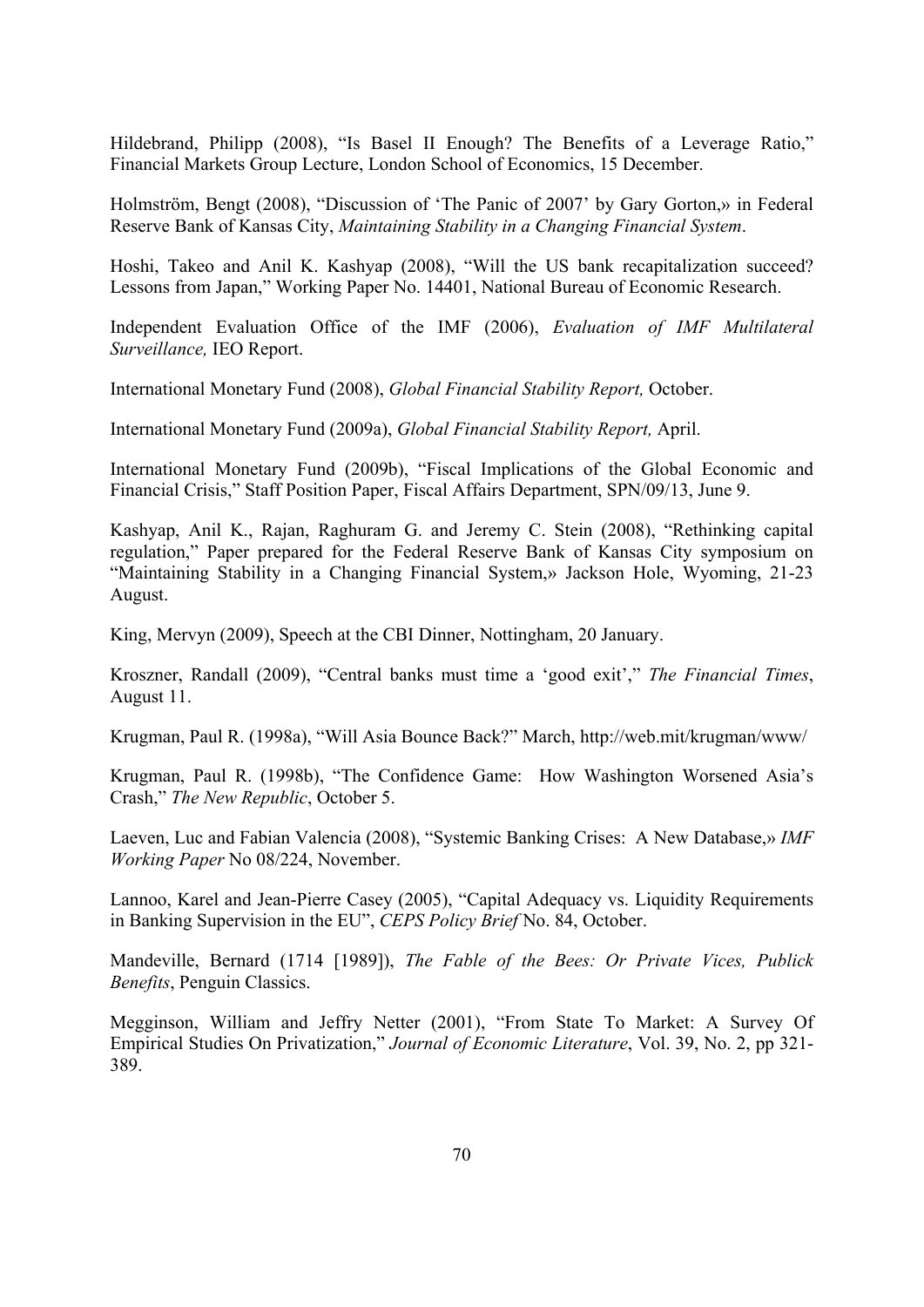Hildebrand, Philipp (2008), "Is Basel II Enough? The Benefits of a Leverage Ratio," Financial Markets Group Lecture, London School of Economics, 15 December.

Holmström, Bengt (2008), "Discussion of 'The Panic of 2007' by Gary Gorton,» in Federal Reserve Bank of Kansas City, *Maintaining Stability in a Changing Financial System*.

Hoshi, Takeo and Anil K. Kashyap (2008), "Will the US bank recapitalization succeed? Lessons from Japan," Working Paper No. 14401, National Bureau of Economic Research.

Independent Evaluation Office of the IMF (2006), *Evaluation of IMF Multilateral Surveillance,* IEO Report.

International Monetary Fund (2008), *Global Financial Stability Report,* October.

International Monetary Fund (2009a), *Global Financial Stability Report,* April.

International Monetary Fund (2009b), "Fiscal Implications of the Global Economic and Financial Crisis," Staff Position Paper, Fiscal Affairs Department, SPN/09/13, June 9.

Kashyap, Anil K., Rajan, Raghuram G. and Jeremy C. Stein (2008), "Rethinking capital regulation," Paper prepared for the Federal Reserve Bank of Kansas City symposium on "Maintaining Stability in a Changing Financial System,» Jackson Hole, Wyoming, 21-23 August.

King, Mervyn (2009), Speech at the CBI Dinner, Nottingham, 20 January.

Kroszner, Randall (2009), "Central banks must time a 'good exit'," *The Financial Times*, August 11.

Krugman, Paul R. (1998a), "Will Asia Bounce Back?" March, http://web.mit/krugman/www/

Krugman, Paul R. (1998b), "The Confidence Game: How Washington Worsened Asia's Crash," *The New Republic*, October 5.

Laeven, Luc and Fabian Valencia (2008), "Systemic Banking Crises: A New Database,» *IMF Working Paper* No 08/224, November.

Lannoo, Karel and Jean-Pierre Casey (2005), "Capital Adequacy vs. Liquidity Requirements in Banking Supervision in the EU", *CEPS Policy Brief* No. 84, October.

Mandeville, Bernard (1714 [1989]), *The Fable of the Bees: Or Private Vices, Publick Benefits*, Penguin Classics.

Megginson, William and Jeffry Netter (2001), "From State To Market: A Survey Of Empirical Studies On Privatization," *Journal of Economic Literature*, Vol. 39, No. 2, pp 321-389.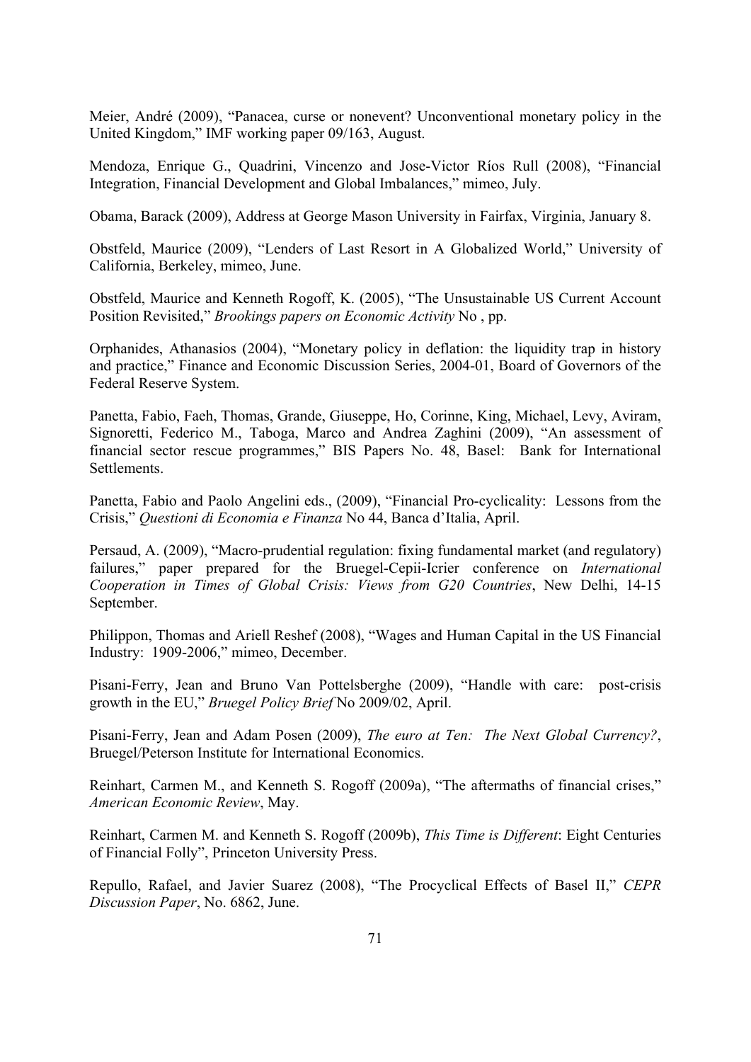Meier, André (2009), "Panacea, curse or nonevent? Unconventional monetary policy in the United Kingdom," IMF working paper 09/163, August.

Mendoza, Enrique G., Quadrini, Vincenzo and Jose-Victor Ríos Rull (2008), "Financial Integration, Financial Development and Global Imbalances," mimeo, July.

Obama, Barack (2009), Address at George Mason University in Fairfax, Virginia, January 8.

Obstfeld, Maurice (2009), "Lenders of Last Resort in A Globalized World," University of California, Berkeley, mimeo, June.

Obstfeld, Maurice and Kenneth Rogoff, K. (2005), "The Unsustainable US Current Account Position Revisited," *Brookings papers on Economic Activity* No , pp.

Orphanides, Athanasios (2004), "Monetary policy in deflation: the liquidity trap in history and practice," Finance and Economic Discussion Series, 2004-01, Board of Governors of the Federal Reserve System.

Panetta, Fabio, Faeh, Thomas, Grande, Giuseppe, Ho, Corinne, King, Michael, Levy, Aviram, Signoretti, Federico M., Taboga, Marco and Andrea Zaghini (2009), "An assessment of financial sector rescue programmes," BIS Papers No. 48, Basel: Bank for International Settlements.

Panetta, Fabio and Paolo Angelini eds., (2009), "Financial Pro-cyclicality: Lessons from the Crisis," *Questioni di Economia e Finanza* No 44, Banca d'Italia, April.

Persaud, A. (2009), "Macro-prudential regulation: fixing fundamental market (and regulatory) failures," paper prepared for the Bruegel-Cepii-Icrier conference on *International Cooperation in Times of Global Crisis: Views from G20 Countries*, New Delhi, 14-15 September.

Philippon, Thomas and Ariell Reshef (2008), "Wages and Human Capital in the US Financial Industry: 1909-2006," mimeo, December.

Pisani-Ferry, Jean and Bruno Van Pottelsberghe (2009), "Handle with care: post-crisis growth in the EU," *Bruegel Policy Brief* No 2009/02, April.

Pisani-Ferry, Jean and Adam Posen (2009), *The euro at Ten: The Next Global Currency?*, Bruegel/Peterson Institute for International Economics.

Reinhart, Carmen M., and Kenneth S. Rogoff (2009a), "The aftermaths of financial crises," *American Economic Review*, May.

Reinhart, Carmen M. and Kenneth S. Rogoff (2009b), *This Time is Different*: Eight Centuries of Financial Folly", Princeton University Press.

Repullo, Rafael, and Javier Suarez (2008), "The Procyclical Effects of Basel II," *CEPR Discussion Paper*, No. 6862, June.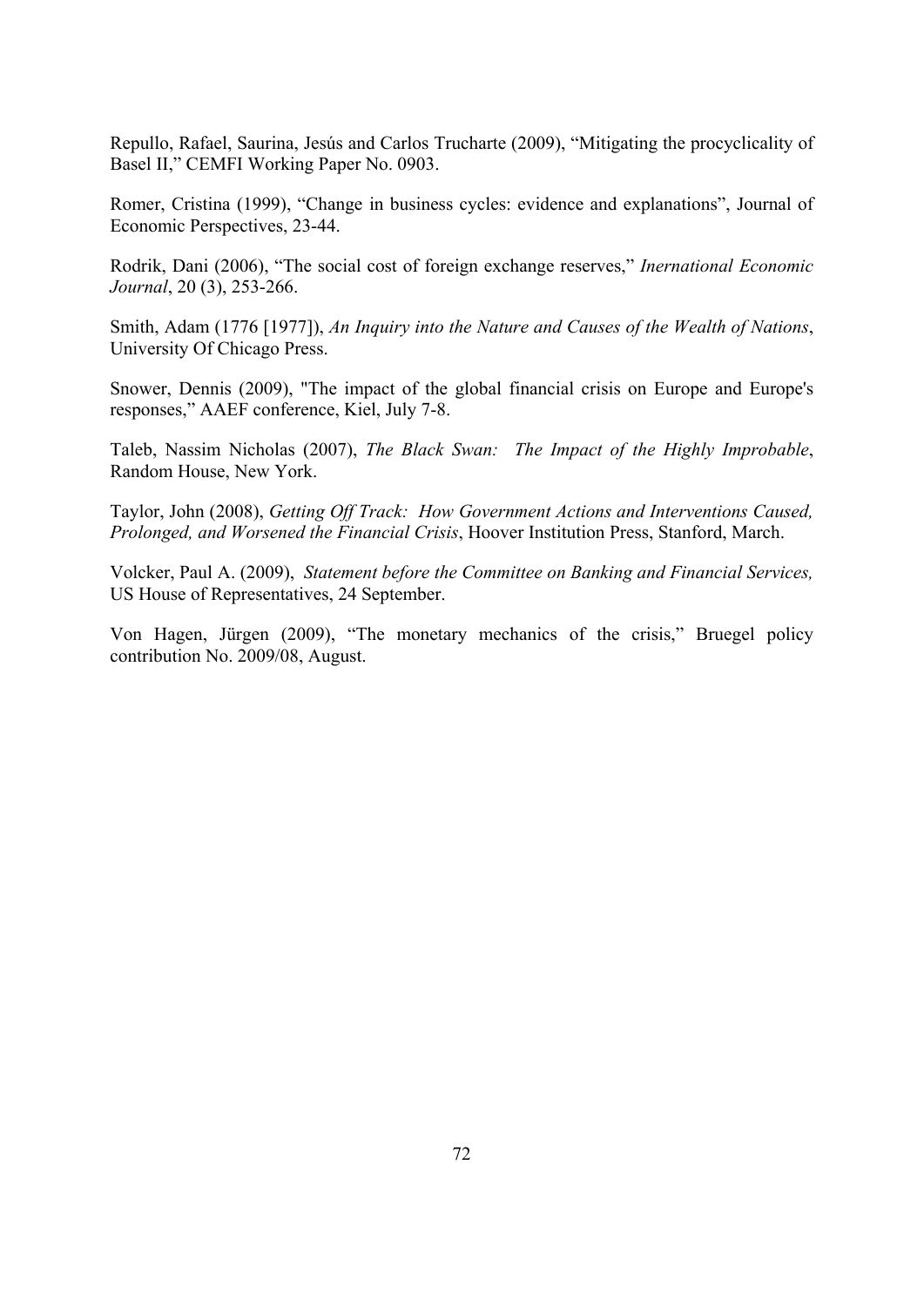Repullo, Rafael, Saurina, Jesús and Carlos Trucharte (2009), “Mitigating the procyclicality of Basel II,” CEMFI Working Paper No. 0903.

Romer, Cristina (1999), “Change in business cycles: evidence and explanations”, Journal of Economic Perspectives, 23-44.

Rodrik, Dani (2006), “The social cost of foreign exchange reserves,” *Inernational Economic Journal*, 20 (3), 253-266.

Smith, Adam (1776 [1977]), *An Inquiry into the Nature and Causes of the Wealth of Nations*, University Of Chicago Press.

Snower, Dennis (2009), "The impact of the global financial crisis on Europe and Europe's responses,” AAEF conference, Kiel, July 7-8.

Taleb, Nassim Nicholas (2007), *The Black Swan: The Impact of the Highly Improbable*, Random House, New York.

Taylor, John (2008), *Getting Off Track: How Government Actions and Interventions Caused, Prolonged, and Worsened the Financial Crisis*, Hoover Institution Press, Stanford, March.

Volcker, Paul A. (2009), *Statement before the Committee on Banking and Financial Services,* US House of Representatives, 24 September.

Von Hagen, Jürgen (2009), “The monetary mechanics of the crisis,” Bruegel policy contribution No. 2009/08, August.